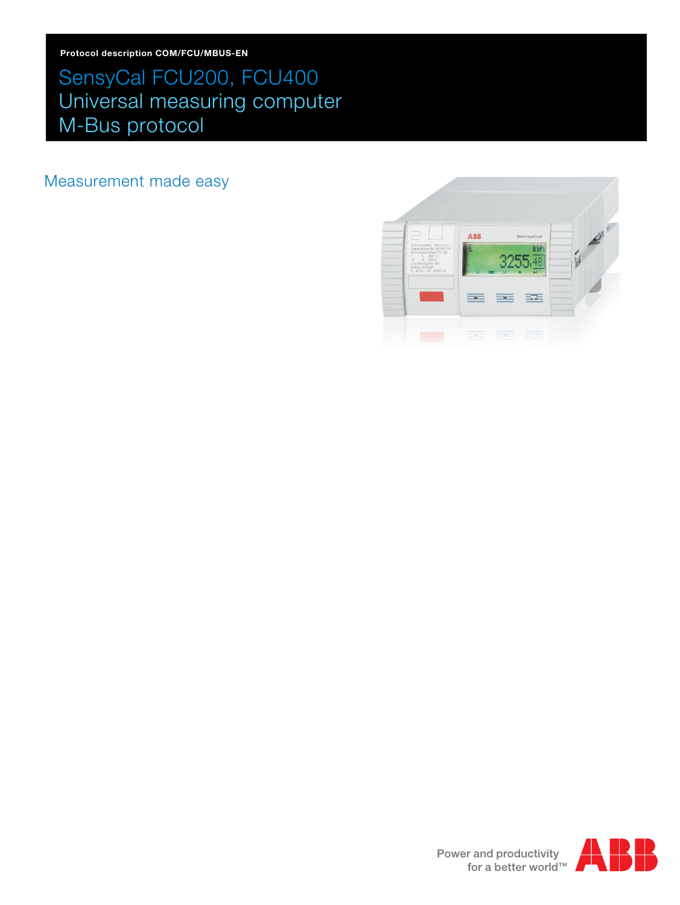Protocol description COM/FCU/MBUS-EN

# SensyCal FCU200, FCU400
# Universal measuring computer
# M-Bus protocol

## Measurement made easy

Power and productivity
for a better world™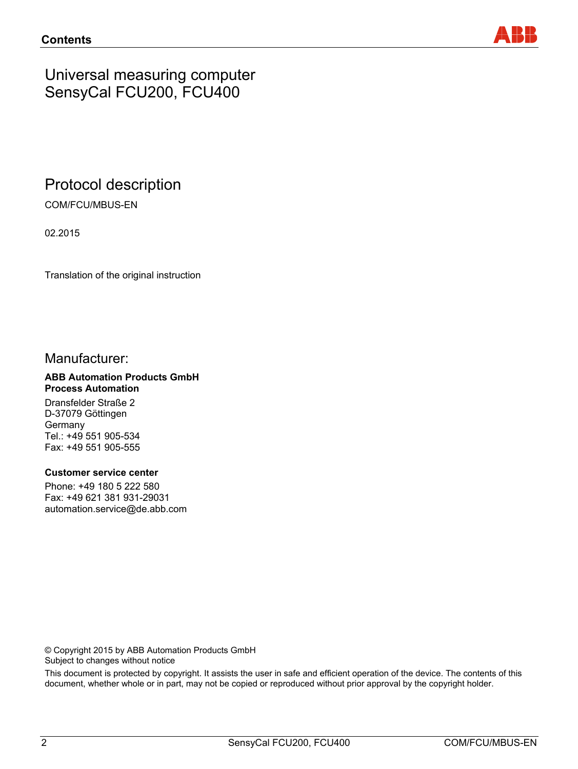# Universal measuring computer SensyCal FCU200, FCU400

## Protocol description

COM/FCU/MBUS-EN

02.2015

Translation of the original instruction

## Manufacturer:

**ABB Automation Products GmbH**
**Process Automation**

Dransfelder Straße 2
D-37079 Göttingen
Germany
Tel.: +49 551 905-534
Fax: +49 551 905-555

**Customer service center**

Phone: +49 180 5 222 580
Fax: +49 621 381 931-29031
automation.service@de.abb.com

© Copyright 2015 by ABB Automation Products GmbH
Subject to changes without notice

This document is protected by copyright. It assists the user in safe and efficient operation of the device. The contents of this document, whether whole or in part, may not be copied or reproduced without prior approval by the copyright holder.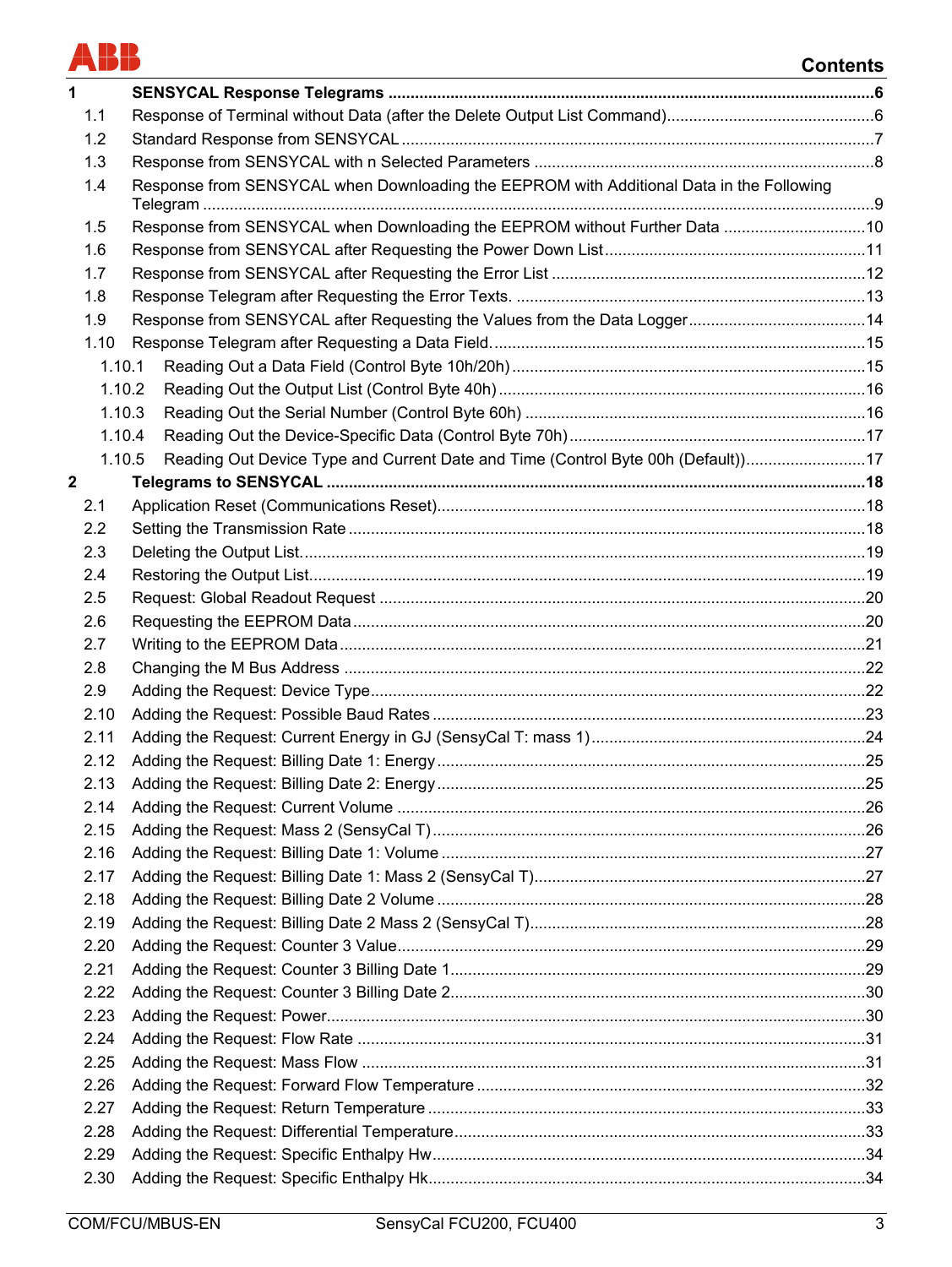# Contents

**1 SENSYCAL Response Telegrams ............ 6**

- 1.1 Response of Terminal without Data (after the Delete Output List Command) ............ 6
- 1.2 Standard Response from SENSYCAL ............ 7
- 1.3 Response from SENSYCAL with n Selected Parameters ............ 8
- 1.4 Response from SENSYCAL when Downloading the EEPROM with Additional Data in the Following Telegram ............ 9
- 1.5 Response from SENSYCAL when Downloading the EEPROM without Further Data ............ 10
- 1.6 Response from SENSYCAL after Requesting the Power Down List ............ 11
- 1.7 Response from SENSYCAL after Requesting the Error List ............ 12
- 1.8 Response Telegram after Requesting the Error Texts. ............ 13
- 1.9 Response from SENSYCAL after Requesting the Values from the Data Logger ............ 14
- 1.10 Response Telegram after Requesting a Data Field. ............ 15
  - 1.10.1 Reading Out a Data Field (Control Byte 10h/20h) ............ 15
  - 1.10.2 Reading Out the Output List (Control Byte 40h) ............ 16
  - 1.10.3 Reading Out the Serial Number (Control Byte 60h) ............ 16
  - 1.10.4 Reading Out the Device-Specific Data (Control Byte 70h) ............ 17
  - 1.10.5 Reading Out Device Type and Current Date and Time (Control Byte 00h (Default)) ............ 17

**2 Telegrams to SENSYCAL ............ 18**

- 2.1 Application Reset (Communications Reset) ............ 18
- 2.2 Setting the Transmission Rate ............ 18
- 2.3 Deleting the Output List. ............ 19
- 2.4 Restoring the Output List. ............ 19
- 2.5 Request: Global Readout Request ............ 20
- 2.6 Requesting the EEPROM Data ............ 20
- 2.7 Writing to the EEPROM Data ............ 21
- 2.8 Changing the M Bus Address ............ 22
- 2.9 Adding the Request: Device Type ............ 22
- 2.10 Adding the Request: Possible Baud Rates ............ 23
- 2.11 Adding the Request: Current Energy in GJ (SensyCal T: mass 1) ............ 24
- 2.12 Adding the Request: Billing Date 1: Energy ............ 25
- 2.13 Adding the Request: Billing Date 2: Energy ............ 25
- 2.14 Adding the Request: Current Volume ............ 26
- 2.15 Adding the Request: Mass 2 (SensyCal T) ............ 26
- 2.16 Adding the Request: Billing Date 1: Volume ............ 27
- 2.17 Adding the Request: Billing Date 1: Mass 2 (SensyCal T) ............ 27
- 2.18 Adding the Request: Billing Date 2 Volume ............ 28
- 2.19 Adding the Request: Billing Date 2 Mass 2 (SensyCal T) ............ 28
- 2.20 Adding the Request: Counter 3 Value ............ 29
- 2.21 Adding the Request: Counter 3 Billing Date 1 ............ 29
- 2.22 Adding the Request: Counter 3 Billing Date 2 ............ 30
- 2.23 Adding the Request: Power ............ 30
- 2.24 Adding the Request: Flow Rate ............ 31
- 2.25 Adding the Request: Mass Flow ............ 31
- 2.26 Adding the Request: Forward Flow Temperature ............ 32
- 2.27 Adding the Request: Return Temperature ............ 33
- 2.28 Adding the Request: Differential Temperature ............ 33
- 2.29 Adding the Request: Specific Enthalpy Hw ............ 34
- 2.30 Adding the Request: Specific Enthalpy Hk ............ 34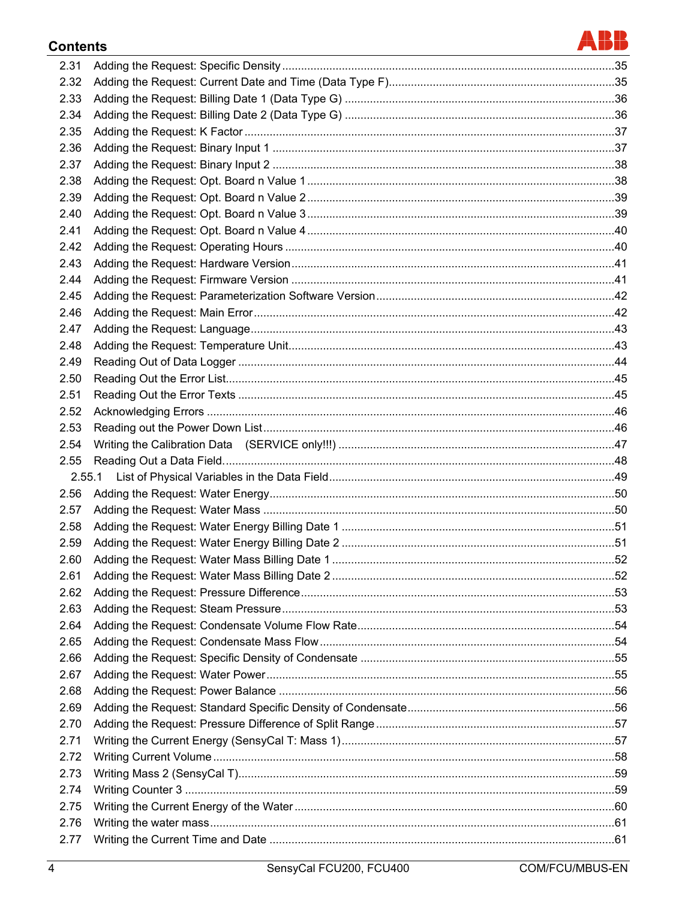## Contents

| | | |
|---|---|---|
| 2.31 | Adding the Request: Specific Density | 35 |
| 2.32 | Adding the Request: Current Date and Time (Data Type F) | 35 |
| 2.33 | Adding the Request: Billing Date 1 (Data Type G) | 36 |
| 2.34 | Adding the Request: Billing Date 2 (Data Type G) | 36 |
| 2.35 | Adding the Request: K Factor | 37 |
| 2.36 | Adding the Request: Binary Input 1 | 37 |
| 2.37 | Adding the Request: Binary Input 2 | 38 |
| 2.38 | Adding the Request: Opt. Board n Value 1 | 38 |
| 2.39 | Adding the Request: Opt. Board n Value 2 | 39 |
| 2.40 | Adding the Request: Opt. Board n Value 3 | 39 |
| 2.41 | Adding the Request: Opt. Board n Value 4 | 40 |
| 2.42 | Adding the Request: Operating Hours | 40 |
| 2.43 | Adding the Request: Hardware Version | 41 |
| 2.44 | Adding the Request: Firmware Version | 41 |
| 2.45 | Adding the Request: Parameterization Software Version | 42 |
| 2.46 | Adding the Request: Main Error | 42 |
| 2.47 | Adding the Request: Language | 43 |
| 2.48 | Adding the Request: Temperature Unit | 43 |
| 2.49 | Reading Out of Data Logger | 44 |
| 2.50 | Reading Out the Error List | 45 |
| 2.51 | Reading Out the Error Texts | 45 |
| 2.52 | Acknowledging Errors | 46 |
| 2.53 | Reading out the Power Down List | 46 |
| 2.54 | Writing the Calibration Data (SERVICE only!!!) | 47 |
| 2.55 | Reading Out a Data Field | 48 |
| 2.55.1 | List of Physical Variables in the Data Field | 49 |
| 2.56 | Adding the Request: Water Energy | 50 |
| 2.57 | Adding the Request: Water Mass | 50 |
| 2.58 | Adding the Request: Water Energy Billing Date 1 | 51 |
| 2.59 | Adding the Request: Water Energy Billing Date 2 | 51 |
| 2.60 | Adding the Request: Water Mass Billing Date 1 | 52 |
| 2.61 | Adding the Request: Water Mass Billing Date 2 | 52 |
| 2.62 | Adding the Request: Pressure Difference | 53 |
| 2.63 | Adding the Request: Steam Pressure | 53 |
| 2.64 | Adding the Request: Condensate Volume Flow Rate | 54 |
| 2.65 | Adding the Request: Condensate Mass Flow | 54 |
| 2.66 | Adding the Request: Specific Density of Condensate | 55 |
| 2.67 | Adding the Request: Water Power | 55 |
| 2.68 | Adding the Request: Power Balance | 56 |
| 2.69 | Adding the Request: Standard Specific Density of Condensate | 56 |
| 2.70 | Adding the Request: Pressure Difference of Split Range | 57 |
| 2.71 | Writing the Current Energy (SensyCal T: Mass 1) | 57 |
| 2.72 | Writing Current Volume | 58 |
| 2.73 | Writing Mass 2 (SensyCal T) | 59 |
| 2.74 | Writing Counter 3 | 59 |
| 2.75 | Writing the Current Energy of the Water | 60 |
| 2.76 | Writing the water mass | 61 |
| 2.77 | Writing the Current Time and Date | 61 |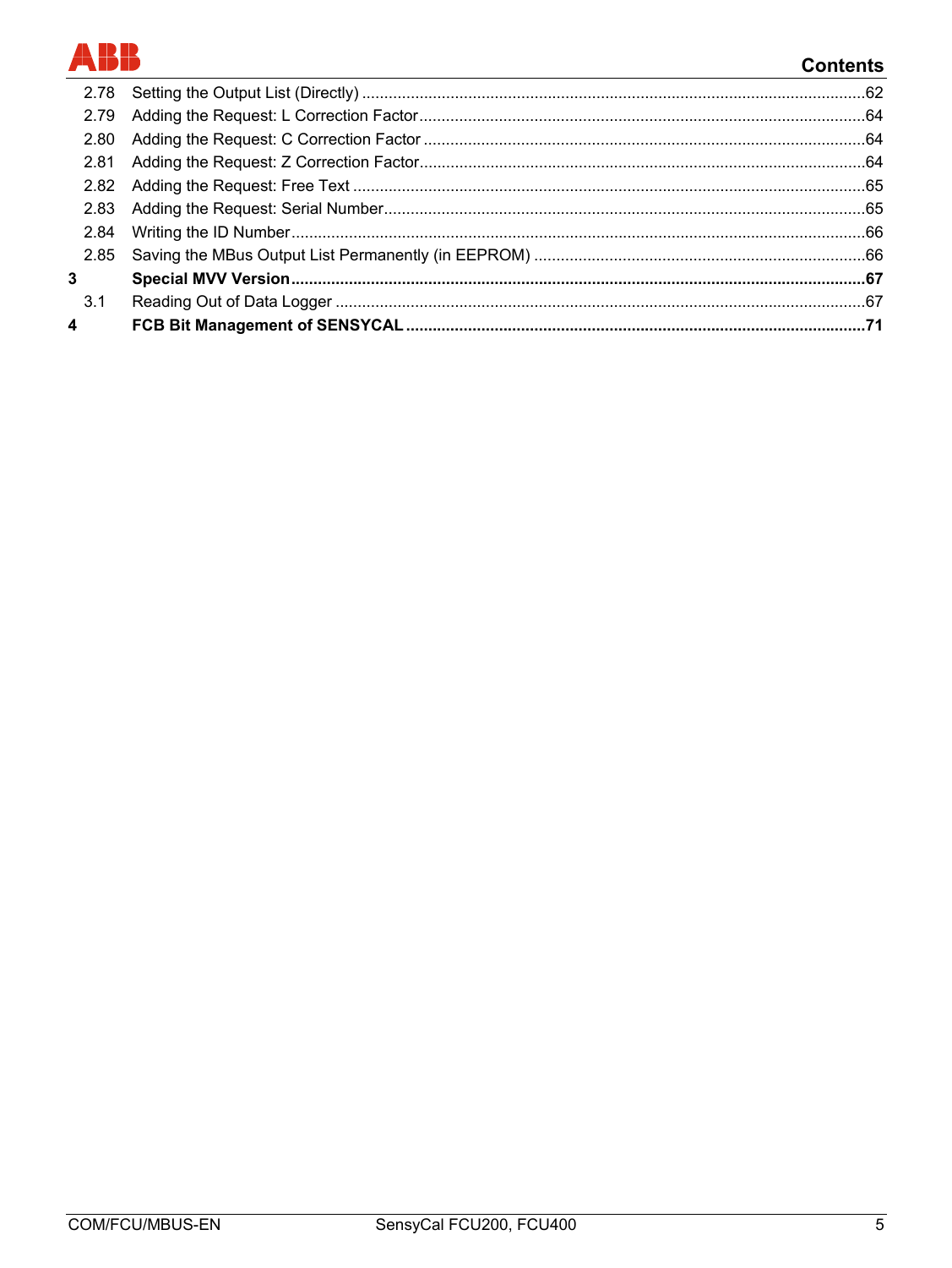2.78 Setting the Output List (Directly) ....62
2.79 Adding the Request: L Correction Factor ....64
2.80 Adding the Request: C Correction Factor ....64
2.81 Adding the Request: Z Correction Factor ....64
2.82 Adding the Request: Free Text ....65
2.83 Adding the Request: Serial Number ....65
2.84 Writing the ID Number ....66
2.85 Saving the MBus Output List Permanently (in EEPROM) ....66

**3 Special MVV Version ....67**

3.1 Reading Out of Data Logger ....67

**4 FCB Bit Management of SENSYCAL ....71**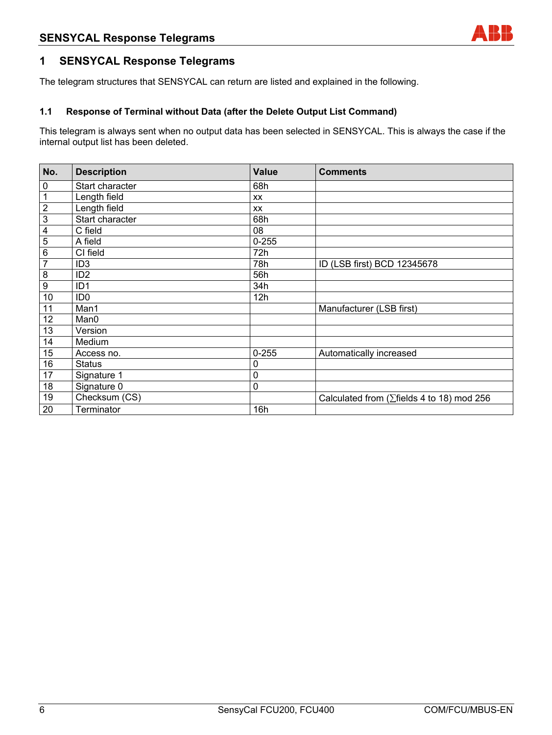# 1 SENSYCAL Response Telegrams

The telegram structures that SENSYCAL can return are listed and explained in the following.

### 1.1 Response of Terminal without Data (after the Delete Output List Command)

This telegram is always sent when no output data has been selected in SENSYCAL. This is always the case if the internal output list has been deleted.

| No. | Description | Value | Comments |
|---|---|---|---|
| 0 | Start character | 68h | |
| 1 | Length field | xx | |
| 2 | Length field | xx | |
| 3 | Start character | 68h | |
| 4 | C field | 08 | |
| 5 | A field | 0-255 | |
| 6 | CI field | 72h | |
| 7 | ID3 | 78h | ID (LSB first) BCD 12345678 |
| 8 | ID2 | 56h | |
| 9 | ID1 | 34h | |
| 10 | ID0 | 12h | |
| 11 | Man1 | | Manufacturer (LSB first) |
| 12 | Man0 | | |
| 13 | Version | | |
| 14 | Medium | | |
| 15 | Access no. | 0-255 | Automatically increased |
| 16 | Status | 0 | |
| 17 | Signature 1 | 0 | |
| 18 | Signature 0 | 0 | |
| 19 | Checksum (CS) | | Calculated from ($\sum$fields 4 to 18) mod 256 |
| 20 | Terminator | 16h | |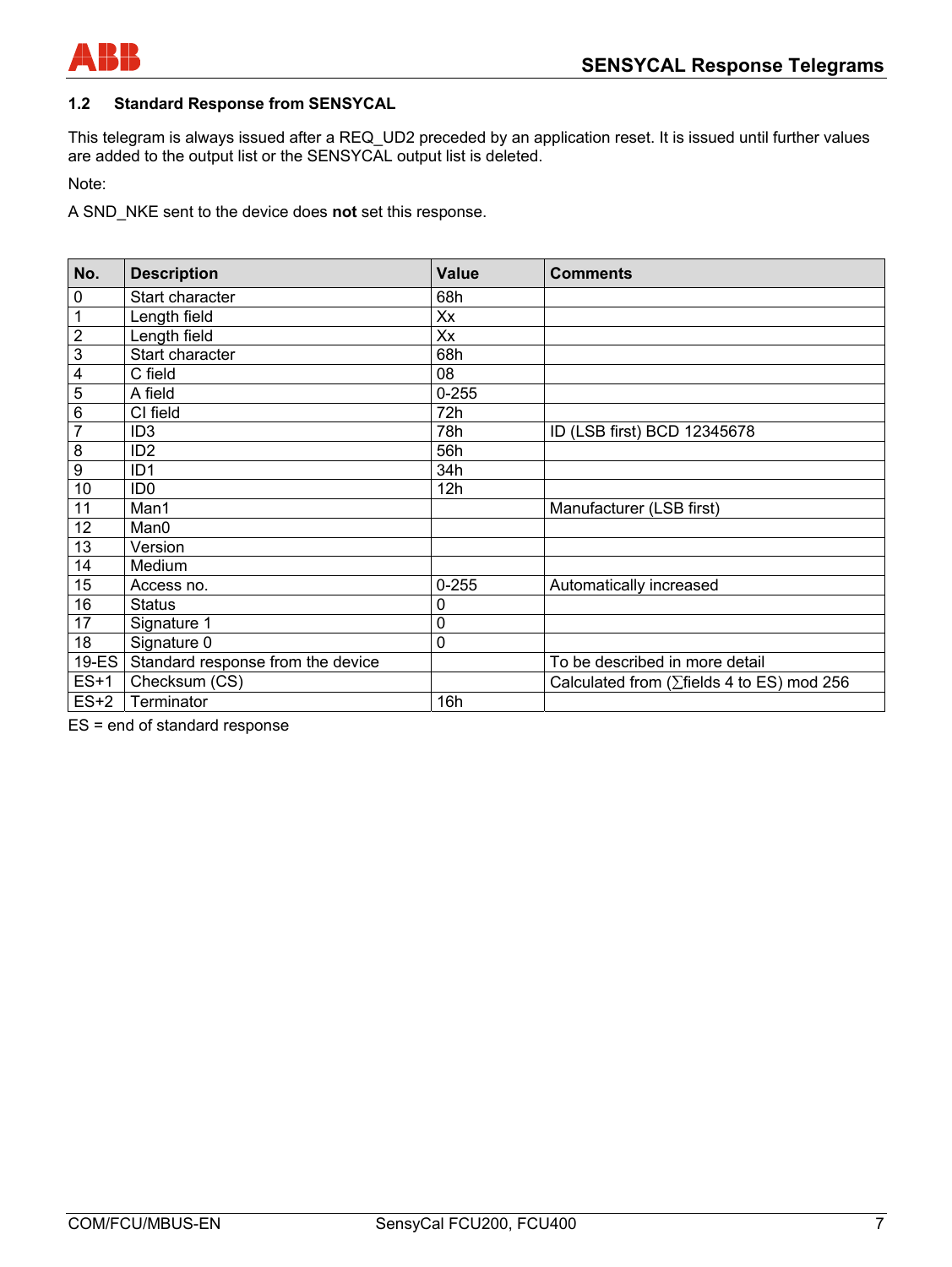## 1.2 Standard Response from SENSYCAL

This telegram is always issued after a REQ_UD2 preceded by an application reset. It is issued until further values are added to the output list or the SENSYCAL output list is deleted.

Note:

A SND_NKE sent to the device does **not** set this response.

| No. | Description | Value | Comments |
|---|---|---|---|
| 0 | Start character | 68h | |
| 1 | Length field | Xx | |
| 2 | Length field | Xx | |
| 3 | Start character | 68h | |
| 4 | C field | 08 | |
| 5 | A field | 0-255 | |
| 6 | CI field | 72h | |
| 7 | ID3 | 78h | ID (LSB first) BCD 12345678 |
| 8 | ID2 | 56h | |
| 9 | ID1 | 34h | |
| 10 | ID0 | 12h | |
| 11 | Man1 | | Manufacturer (LSB first) |
| 12 | Man0 | | |
| 13 | Version | | |
| 14 | Medium | | |
| 15 | Access no. | 0-255 | Automatically increased |
| 16 | Status | 0 | |
| 17 | Signature 1 | 0 | |
| 18 | Signature 0 | 0 | |
| 19-ES | Standard response from the device | | To be described in more detail |
| ES+1 | Checksum (CS) | | Calculated from (∑fields 4 to ES) mod 256 |
| ES+2 | Terminator | 16h | |

ES = end of standard response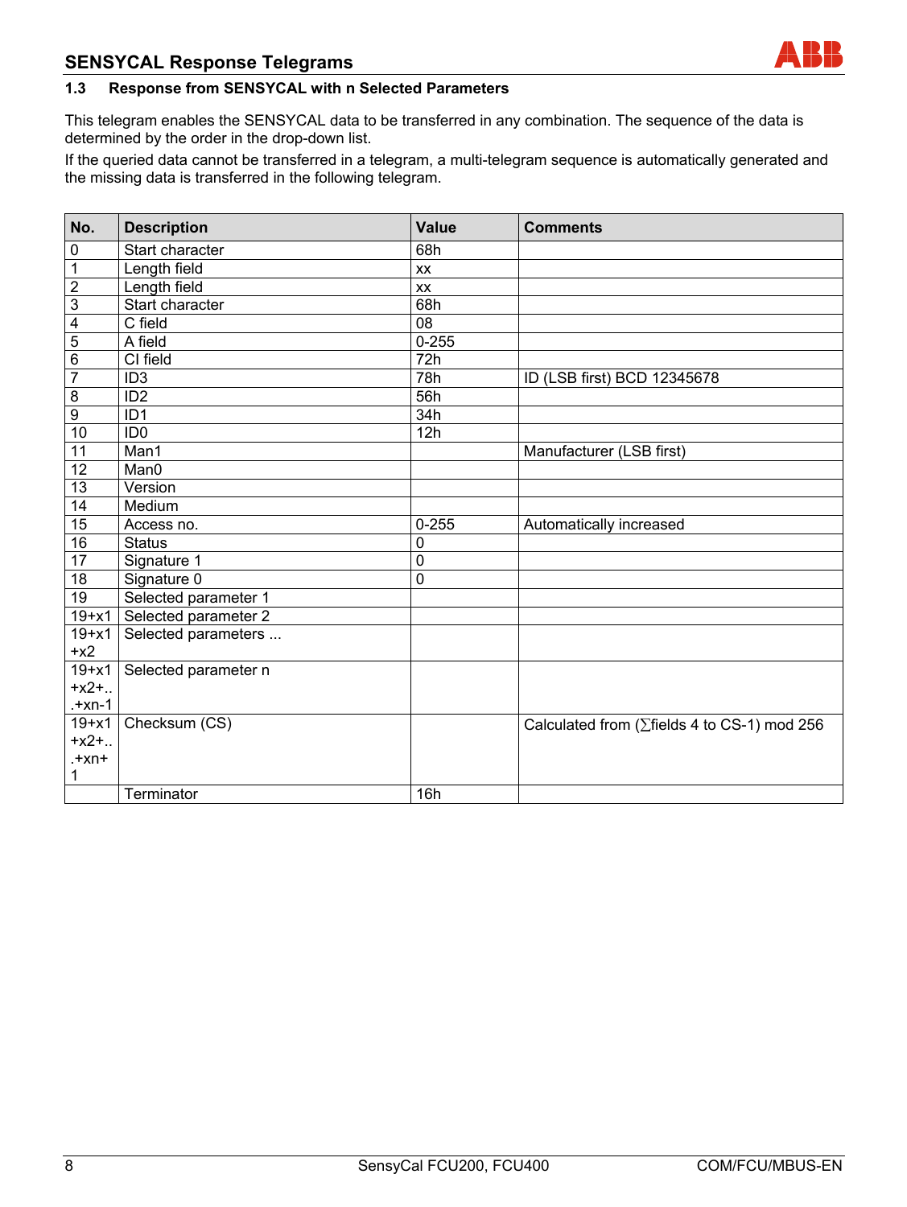## SENSYCAL Response Telegrams

### 1.3 Response from SENSYCAL with n Selected Parameters

This telegram enables the SENSYCAL data to be transferred in any combination. The sequence of the data is determined by the order in the drop-down list.

If the queried data cannot be transferred in a telegram, a multi-telegram sequence is automatically generated and the missing data is transferred in the following telegram.

| No. | Description | Value | Comments |
|---|---|---|---|
| 0 | Start character | 68h | |
| 1 | Length field | xx | |
| 2 | Length field | xx | |
| 3 | Start character | 68h | |
| 4 | C field | 08 | |
| 5 | A field | 0-255 | |
| 6 | CI field | 72h | |
| 7 | ID3 | 78h | ID (LSB first) BCD 12345678 |
| 8 | ID2 | 56h | |
| 9 | ID1 | 34h | |
| 10 | ID0 | 12h | |
| 11 | Man1 | | Manufacturer (LSB first) |
| 12 | Man0 | | |
| 13 | Version | | |
| 14 | Medium | | |
| 15 | Access no. | 0-255 | Automatically increased |
| 16 | Status | 0 | |
| 17 | Signature 1 | 0 | |
| 18 | Signature 0 | 0 | |
| 19 | Selected parameter 1 | | |
| 19+x1 | Selected parameter 2 | | |
| 19+x1+x2 | Selected parameters ... | | |
| 19+x1+x2+...+xn-1 | Selected parameter n | | |
| 19+x1+x2+...+xn+1 | Checksum (CS) | | Calculated from (∑fields 4 to CS-1) mod 256 |
| | Terminator | 16h | |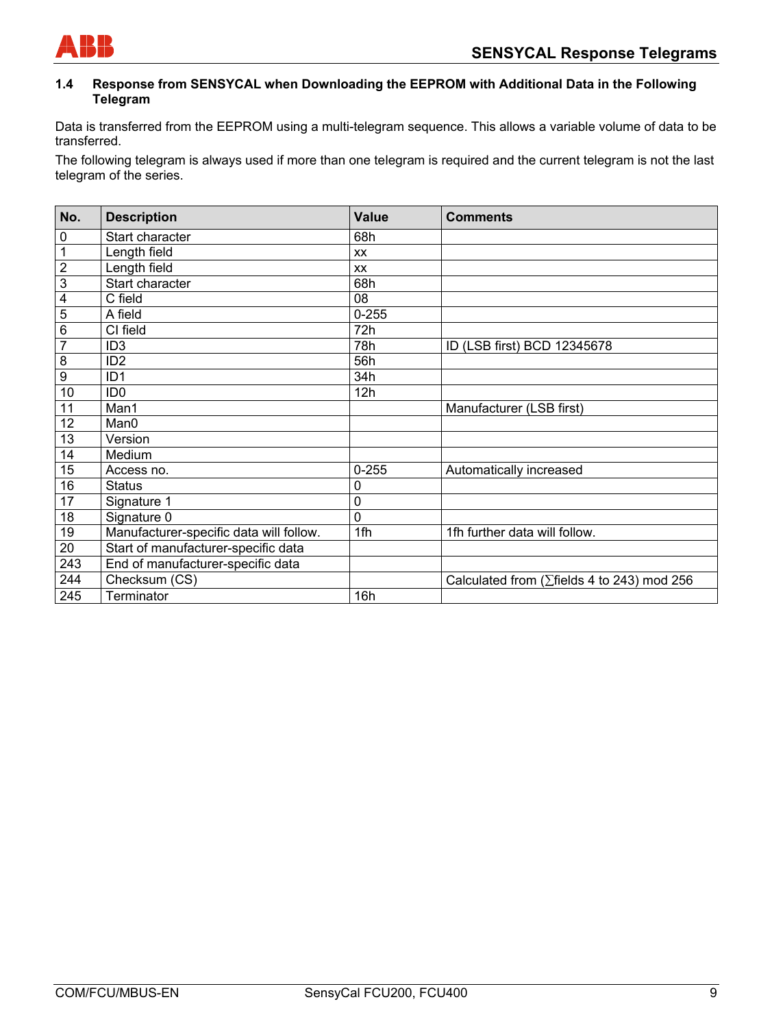## 1.4 Response from SENSYCAL when Downloading the EEPROM with Additional Data in the Following Telegram

Data is transferred from the EEPROM using a multi-telegram sequence. This allows a variable volume of data to be transferred.

The following telegram is always used if more than one telegram is required and the current telegram is not the last telegram of the series.

| No. | Description | Value | Comments |
|---|---|---|---|
| 0 | Start character | 68h | |
| 1 | Length field | xx | |
| 2 | Length field | xx | |
| 3 | Start character | 68h | |
| 4 | C field | 08 | |
| 5 | A field | 0-255 | |
| 6 | CI field | 72h | |
| 7 | ID3 | 78h | ID (LSB first) BCD 12345678 |
| 8 | ID2 | 56h | |
| 9 | ID1 | 34h | |
| 10 | ID0 | 12h | |
| 11 | Man1 | | Manufacturer (LSB first) |
| 12 | Man0 | | |
| 13 | Version | | |
| 14 | Medium | | |
| 15 | Access no. | 0-255 | Automatically increased |
| 16 | Status | 0 | |
| 17 | Signature 1 | 0 | |
| 18 | Signature 0 | 0 | |
| 19 | Manufacturer-specific data will follow. | 1fh | 1fh further data will follow. |
| 20 | Start of manufacturer-specific data | | |
| 243 | End of manufacturer-specific data | | |
| 244 | Checksum (CS) | | Calculated from (∑fields 4 to 243) mod 256 |
| 245 | Terminator | 16h | |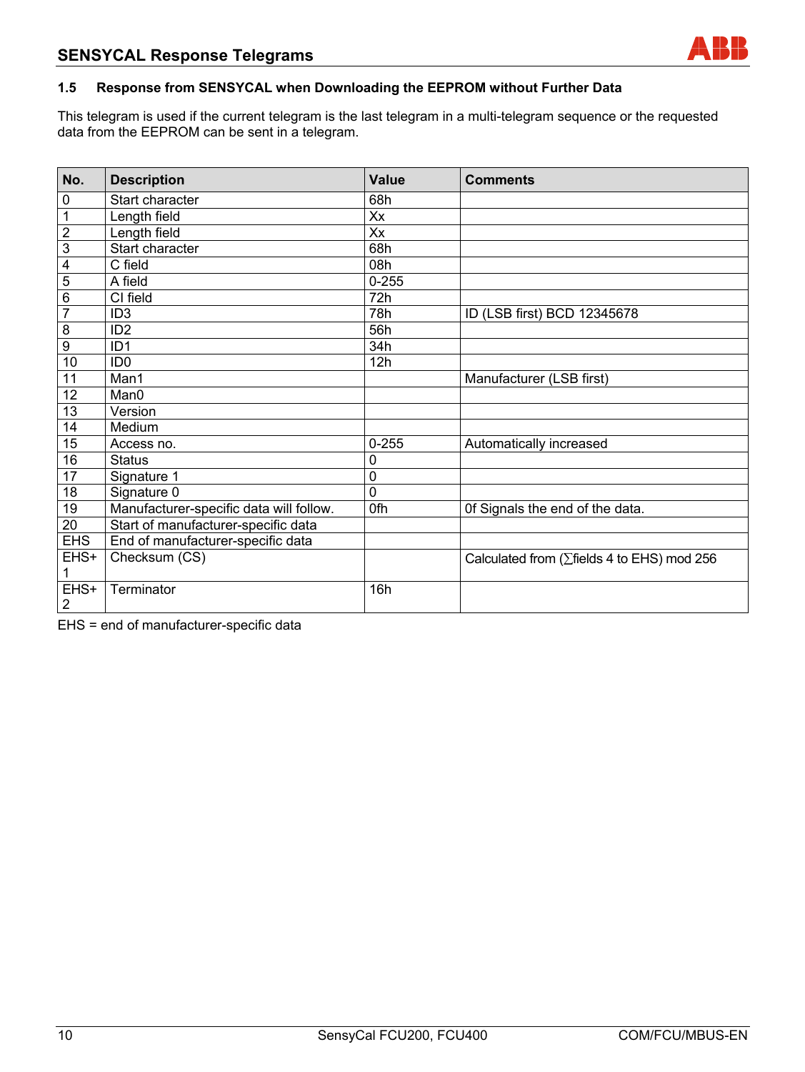### 1.5 Response from SENSYCAL when Downloading the EEPROM without Further Data

This telegram is used if the current telegram is the last telegram in a multi-telegram sequence or the requested data from the EEPROM can be sent in a telegram.

| No. | Description | Value | Comments |
|---|---|---|---|
| 0 | Start character | 68h | |
| 1 | Length field | Xx | |
| 2 | Length field | Xx | |
| 3 | Start character | 68h | |
| 4 | C field | 08h | |
| 5 | A field | 0-255 | |
| 6 | CI field | 72h | |
| 7 | ID3 | 78h | ID (LSB first) BCD 12345678 |
| 8 | ID2 | 56h | |
| 9 | ID1 | 34h | |
| 10 | ID0 | 12h | |
| 11 | Man1 | | Manufacturer (LSB first) |
| 12 | Man0 | | |
| 13 | Version | | |
| 14 | Medium | | |
| 15 | Access no. | 0-255 | Automatically increased |
| 16 | Status | 0 | |
| 17 | Signature 1 | 0 | |
| 18 | Signature 0 | 0 | |
| 19 | Manufacturer-specific data will follow. | 0fh | 0f Signals the end of the data. |
| 20 | Start of manufacturer-specific data | | |
| EHS | End of manufacturer-specific data | | |
| EHS+1 | Checksum (CS) | | Calculated from (∑fields 4 to EHS) mod 256 |
| EHS+2 | Terminator | 16h | |

EHS = end of manufacturer-specific data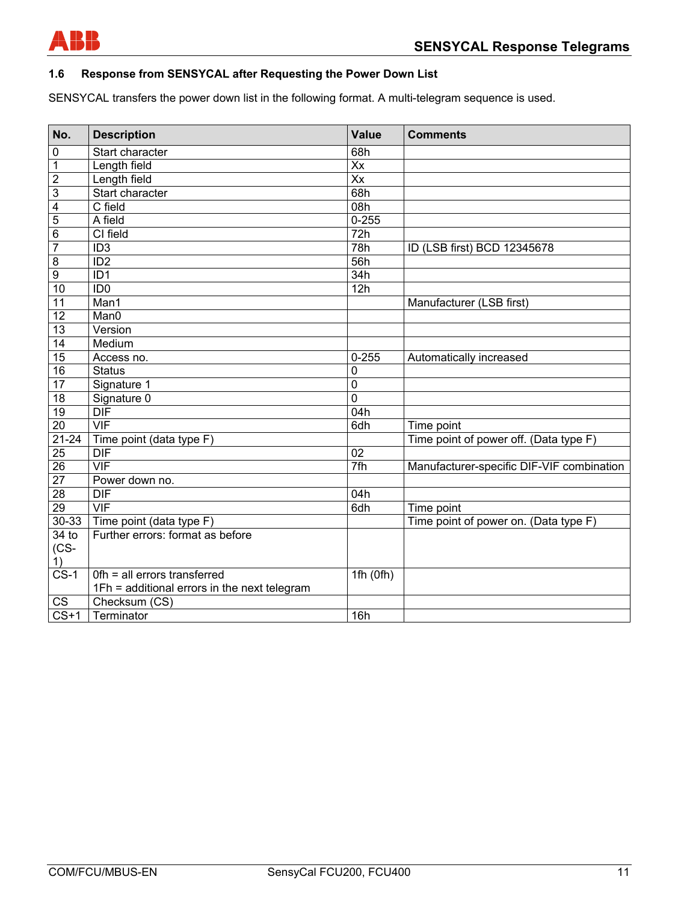### 1.6 Response from SENSYCAL after Requesting the Power Down List

SENSYCAL transfers the power down list in the following format. A multi-telegram sequence is used.

| No. | Description | Value | Comments |
|---|---|---|---|
| 0 | Start character | 68h | |
| 1 | Length field | Xx | |
| 2 | Length field | Xx | |
| 3 | Start character | 68h | |
| 4 | C field | 08h | |
| 5 | A field | 0-255 | |
| 6 | CI field | 72h | |
| 7 | ID3 | 78h | ID (LSB first) BCD 12345678 |
| 8 | ID2 | 56h | |
| 9 | ID1 | 34h | |
| 10 | ID0 | 12h | |
| 11 | Man1 | | Manufacturer (LSB first) |
| 12 | Man0 | | |
| 13 | Version | | |
| 14 | Medium | | |
| 15 | Access no. | 0-255 | Automatically increased |
| 16 | Status | 0 | |
| 17 | Signature 1 | 0 | |
| 18 | Signature 0 | 0 | |
| 19 | DIF | 04h | |
| 20 | VIF | 6dh | Time point |
| 21-24 | Time point (data type F) | | Time point of power off. (Data type F) |
| 25 | DIF | 02 | |
| 26 | VIF | 7fh | Manufacturer-specific DIF-VIF combination |
| 27 | Power down no. | | |
| 28 | DIF | 04h | |
| 29 | VIF | 6dh | Time point |
| 30-33 | Time point (data type F) | | Time point of power on. (Data type F) |
| 34 to (CS-1) | Further errors: format as before | | |
| CS-1 | 0fh = all errors transferred<br>1Fh = additional errors in the next telegram | 1fh (0fh) | |
| CS | Checksum (CS) | | |
| CS+1 | Terminator | 16h | |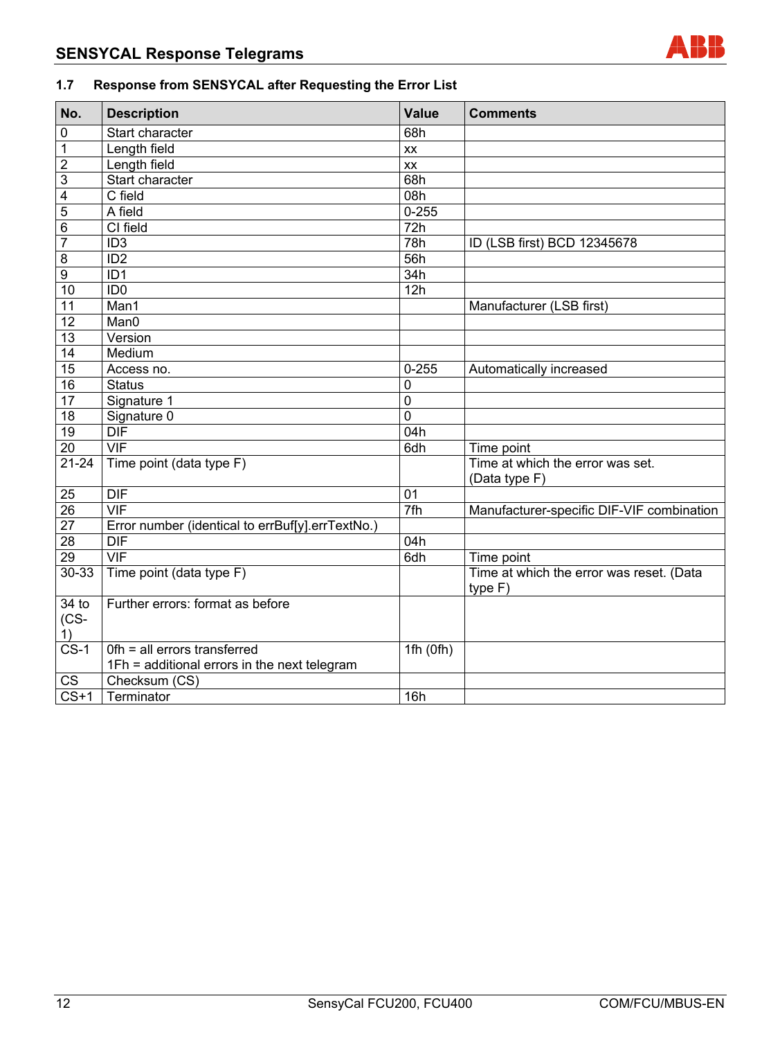### 1.7 Response from SENSYCAL after Requesting the Error List

| No. | Description | Value | Comments |
|---|---|---|---|
| 0 | Start character | 68h | |
| 1 | Length field | xx | |
| 2 | Length field | xx | |
| 3 | Start character | 68h | |
| 4 | C field | 08h | |
| 5 | A field | 0-255 | |
| 6 | CI field | 72h | |
| 7 | ID3 | 78h | ID (LSB first) BCD 12345678 |
| 8 | ID2 | 56h | |
| 9 | ID1 | 34h | |
| 10 | ID0 | 12h | |
| 11 | Man1 | | Manufacturer (LSB first) |
| 12 | Man0 | | |
| 13 | Version | | |
| 14 | Medium | | |
| 15 | Access no. | 0-255 | Automatically increased |
| 16 | Status | 0 | |
| 17 | Signature 1 | 0 | |
| 18 | Signature 0 | 0 | |
| 19 | DIF | 04h | |
| 20 | VIF | 6dh | Time point |
| 21-24 | Time point (data type F) | | Time at which the error was set. (Data type F) |
| 25 | DIF | 01 | |
| 26 | VIF | 7fh | Manufacturer-specific DIF-VIF combination |
| 27 | Error number (identical to errBuf[y].errTextNo.) | | |
| 28 | DIF | 04h | |
| 29 | VIF | 6dh | Time point |
| 30-33 | Time point (data type F) | | Time at which the error was reset. (Data type F) |
| 34 to (CS-1) | Further errors: format as before | | |
| CS-1 | 0fh = all errors transferred<br>1Fh = additional errors in the next telegram | 1fh (0fh) | |
| CS | Checksum (CS) | | |
| CS+1 | Terminator | 16h | |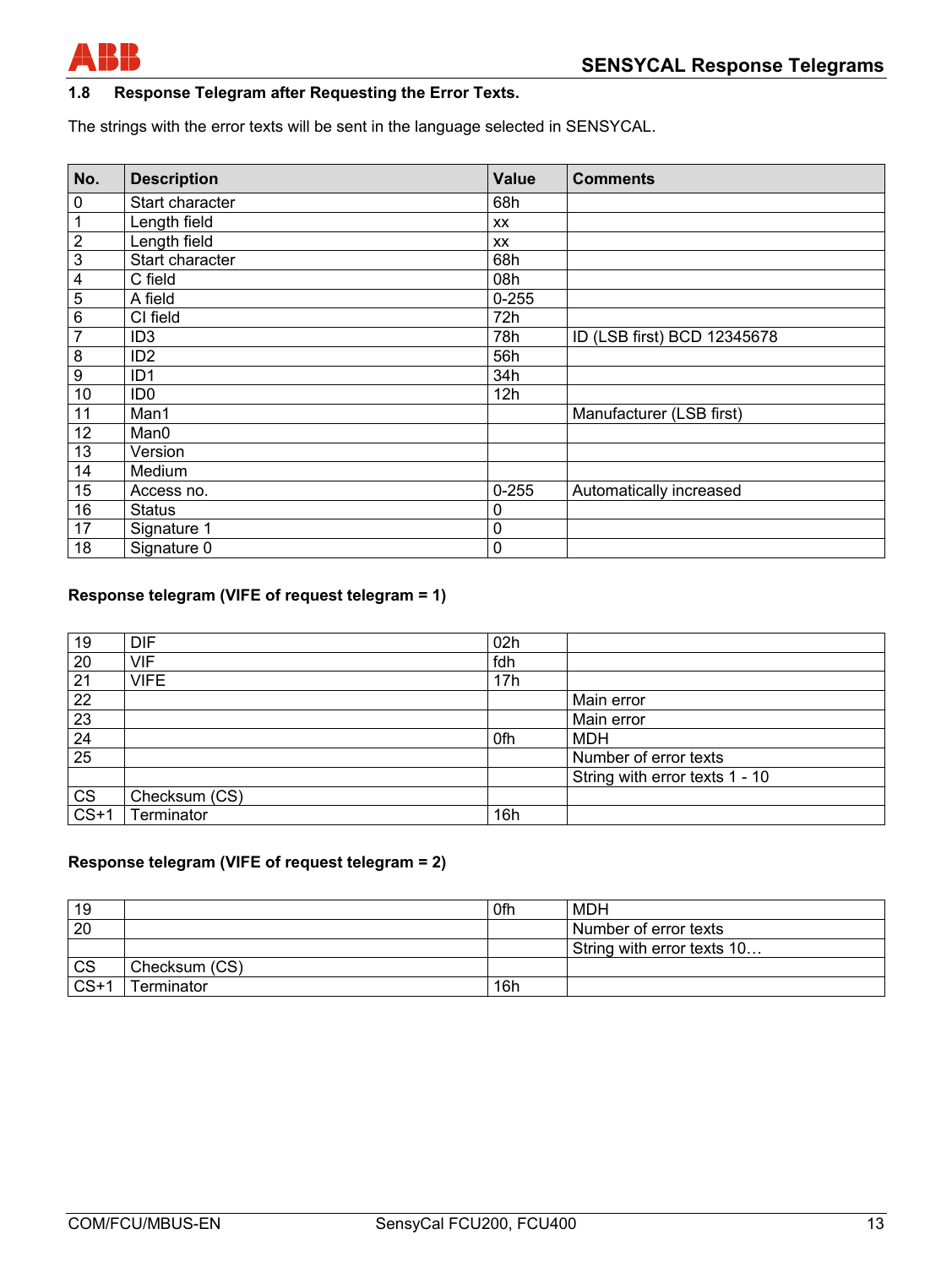## 1.8 Response Telegram after Requesting the Error Texts.

The strings with the error texts will be sent in the language selected in SENSYCAL.

| No. | Description | Value | Comments |
|---|---|---|---|
| 0 | Start character | 68h | |
| 1 | Length field | xx | |
| 2 | Length field | xx | |
| 3 | Start character | 68h | |
| 4 | C field | 08h | |
| 5 | A field | 0-255 | |
| 6 | CI field | 72h | |
| 7 | ID3 | 78h | ID (LSB first) BCD 12345678 |
| 8 | ID2 | 56h | |
| 9 | ID1 | 34h | |
| 10 | ID0 | 12h | |
| 11 | Man1 | | Manufacturer (LSB first) |
| 12 | Man0 | | |
| 13 | Version | | |
| 14 | Medium | | |
| 15 | Access no. | 0-255 | Automatically increased |
| 16 | Status | 0 | |
| 17 | Signature 1 | 0 | |
| 18 | Signature 0 | 0 | |

**Response telegram (VIFE of request telegram = 1)**

| | | | |
|---|---|---|---|
| 19 | DIF | 02h | |
| 20 | VIF | fdh | |
| 21 | VIFE | 17h | |
| 22 | | | Main error |
| 23 | | | Main error |
| 24 | | 0fh | MDH |
| 25 | | | Number of error texts |
| | | | String with error texts 1 - 10 |
| CS | Checksum (CS) | | |
| CS+1 | Terminator | 16h | |

**Response telegram (VIFE of request telegram = 2)**

| | | | |
|---|---|---|---|
| 19 | | 0fh | MDH |
| 20 | | | Number of error texts |
| | | | String with error texts 10… |
| CS | Checksum (CS) | | |
| CS+1 | Terminator | 16h | |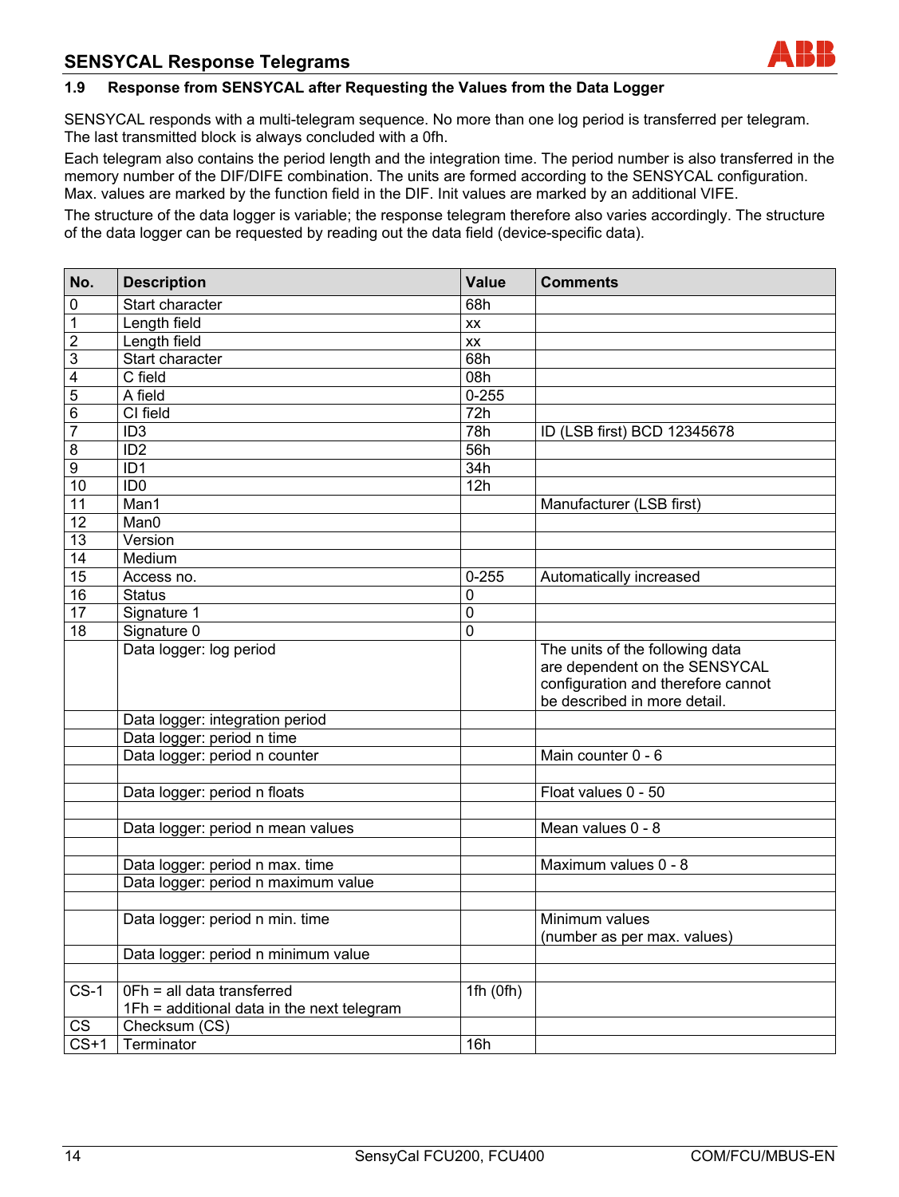## 1.9 Response from SENSYCAL after Requesting the Values from the Data Logger

SENSYCAL responds with a multi-telegram sequence. No more than one log period is transferred per telegram. The last transmitted block is always concluded with a 0fh.

Each telegram also contains the period length and the integration time. The period number is also transferred in the memory number of the DIF/DIFE combination. The units are formed according to the SENSYCAL configuration. Max. values are marked by the function field in the DIF. Init values are marked by an additional VIFE.

The structure of the data logger is variable; the response telegram therefore also varies accordingly. The structure of the data logger can be requested by reading out the data field (device-specific data).

| No. | Description | Value | Comments |
|---|---|---|---|
| 0 | Start character | 68h | |
| 1 | Length field | xx | |
| 2 | Length field | xx | |
| 3 | Start character | 68h | |
| 4 | C field | 08h | |
| 5 | A field | 0-255 | |
| 6 | CI field | 72h | |
| 7 | ID3 | 78h | ID (LSB first) BCD 12345678 |
| 8 | ID2 | 56h | |
| 9 | ID1 | 34h | |
| 10 | ID0 | 12h | |
| 11 | Man1 | | Manufacturer (LSB first) |
| 12 | Man0 | | |
| 13 | Version | | |
| 14 | Medium | | |
| 15 | Access no. | 0-255 | Automatically increased |
| 16 | Status | 0 | |
| 17 | Signature 1 | 0 | |
| 18 | Signature 0 | 0 | |
| | Data logger: log period | | The units of the following data are dependent on the SENSYCAL configuration and therefore cannot be described in more detail. |
| | Data logger: integration period | | |
| | Data logger: period n time | | |
| | Data logger: period n counter | | Main counter 0 - 6 |
| | | | |
| | Data logger: period n floats | | Float values 0 - 50 |
| | | | |
| | Data logger: period n mean values | | Mean values 0 - 8 |
| | | | |
| | Data logger: period n max. time | | Maximum values 0 - 8 |
| | Data logger: period n maximum value | | |
| | | | |
| | Data logger: period n min. time | | Minimum values (number as per max. values) |
| | Data logger: period n minimum value | | |
| | | | |
| CS-1 | 0Fh = all data transferred<br>1Fh = additional data in the next telegram | 1fh (0fh) | |
| CS | Checksum (CS) | | |
| CS+1 | Terminator | 16h | |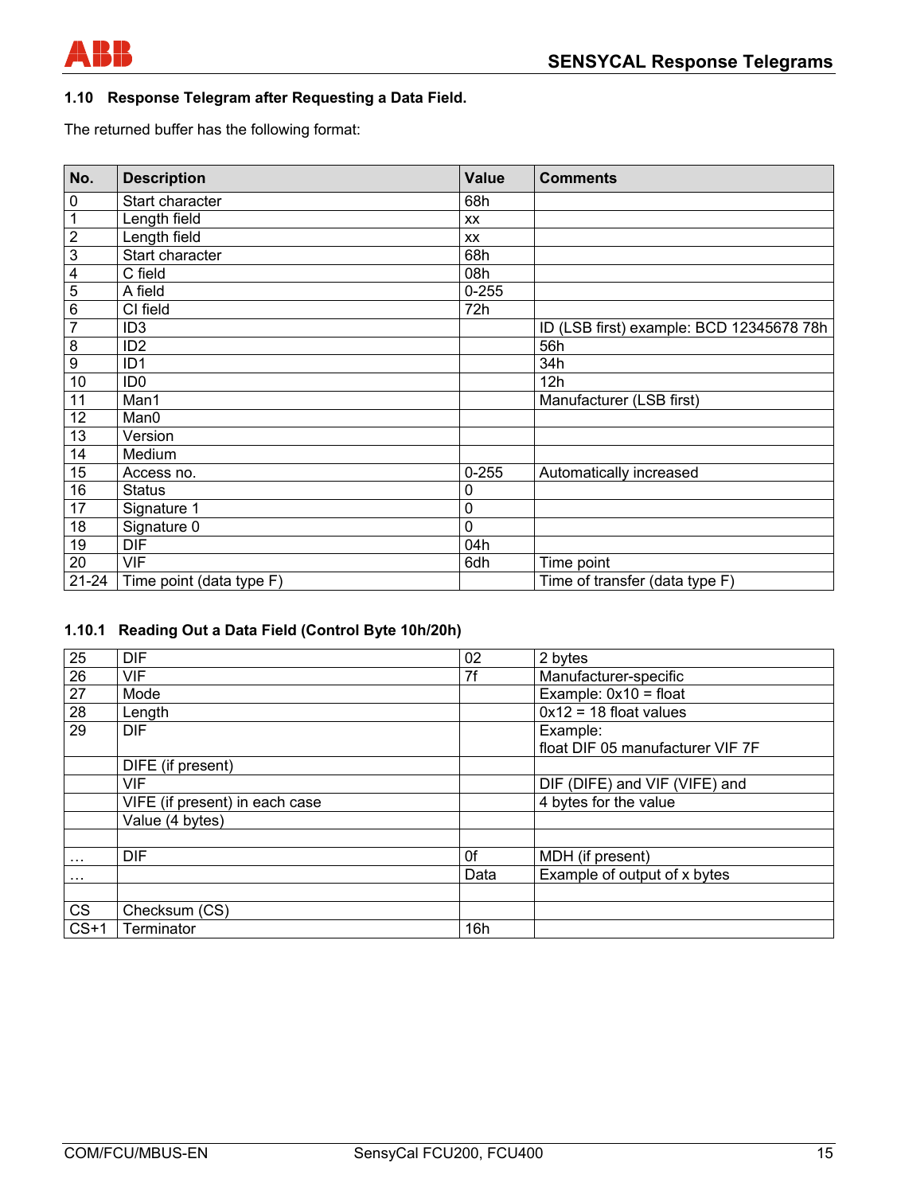## 1.10 Response Telegram after Requesting a Data Field.

The returned buffer has the following format:

| No. | Description | Value | Comments |
|---|---|---|---|
| 0 | Start character | 68h | |
| 1 | Length field | xx | |
| 2 | Length field | xx | |
| 3 | Start character | 68h | |
| 4 | C field | 08h | |
| 5 | A field | 0-255 | |
| 6 | CI field | 72h | |
| 7 | ID3 | | ID (LSB first) example: BCD 12345678 78h |
| 8 | ID2 | | 56h |
| 9 | ID1 | | 34h |
| 10 | ID0 | | 12h |
| 11 | Man1 | | Manufacturer (LSB first) |
| 12 | Man0 | | |
| 13 | Version | | |
| 14 | Medium | | |
| 15 | Access no. | 0-255 | Automatically increased |
| 16 | Status | 0 | |
| 17 | Signature 1 | 0 | |
| 18 | Signature 0 | 0 | |
| 19 | DIF | 04h | |
| 20 | VIF | 6dh | Time point |
| 21-24 | Time point (data type F) | | Time of transfer (data type F) |

### 1.10.1 Reading Out a Data Field (Control Byte 10h/20h)

| No. | Description | Value | Comments |
|---|---|---|---|
| 25 | DIF | 02 | 2 bytes |
| 26 | VIF | 7f | Manufacturer-specific |
| 27 | Mode | | Example: 0x10 = float |
| 28 | Length | | 0x12 = 18 float values |
| 29 | DIF | | Example:<br>float DIF 05 manufacturer VIF 7F |
| | DIFE (if present) | | |
| | VIF | | DIF (DIFE) and VIF (VIFE) and |
| | VIFE (if present) in each case | | 4 bytes for the value |
| | Value (4 bytes) | | |
| | | | |
| … | DIF | 0f | MDH (if present) |
| … | | Data | Example of output of x bytes |
| | | | |
| CS | Checksum (CS) | | |
| CS+1 | Terminator | 16h | |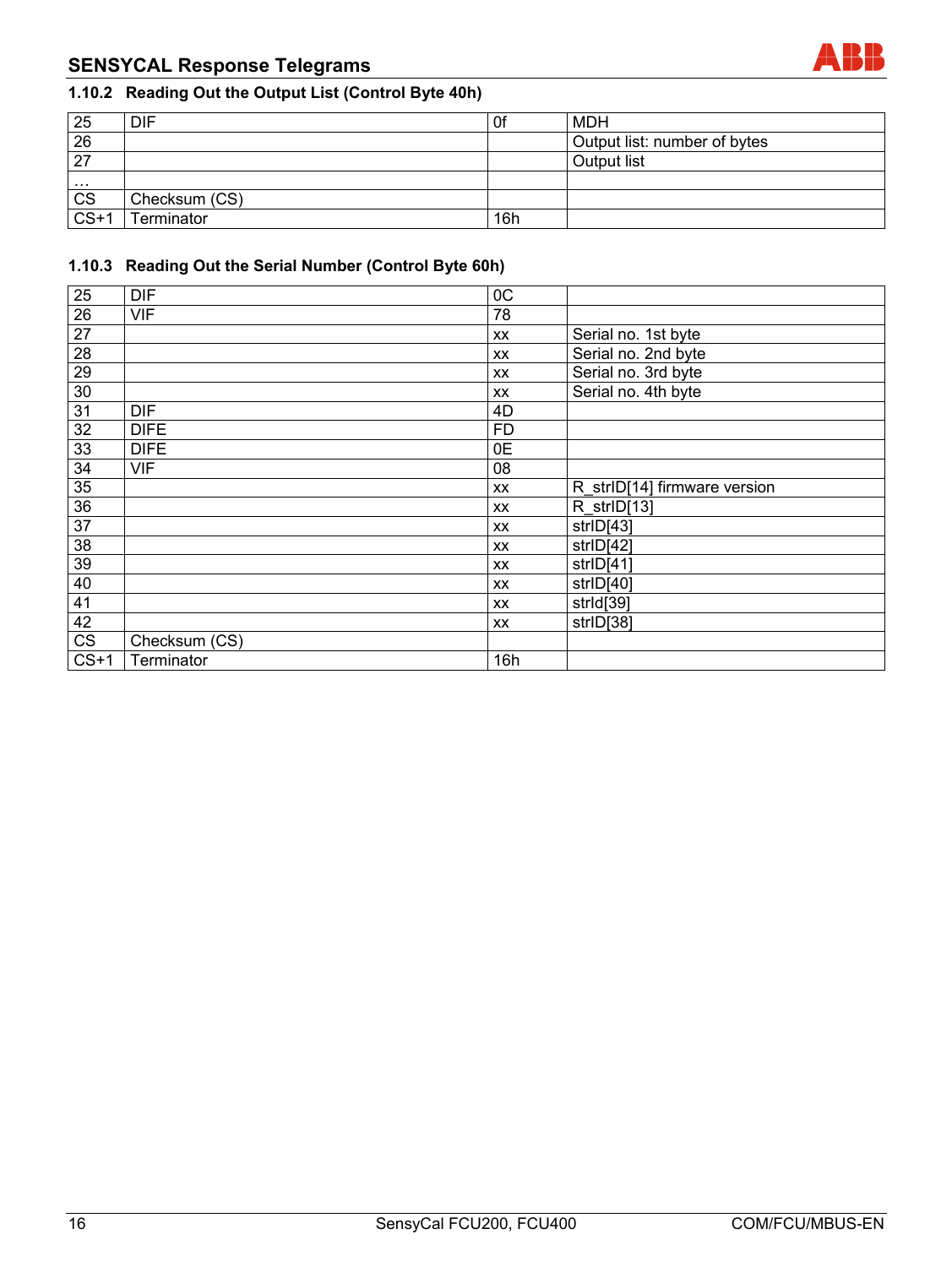## SENSYCAL Response Telegrams

### 1.10.2 Reading Out the Output List (Control Byte 40h)

| | | | |
|---|---|---|---|
| 25 | DIF | 0f | MDH |
| 26 | | | Output list: number of bytes |
| 27 | | | Output list |
| … | | | |
| CS | Checksum (CS) | | |
| CS+1 | Terminator | 16h | |

### 1.10.3 Reading Out the Serial Number (Control Byte 60h)

| | | | |
|---|---|---|---|
| 25 | DIF | 0C | |
| 26 | VIF | 78 | |
| 27 | | xx | Serial no. 1st byte |
| 28 | | xx | Serial no. 2nd byte |
| 29 | | xx | Serial no. 3rd byte |
| 30 | | xx | Serial no. 4th byte |
| 31 | DIF | 4D | |
| 32 | DIFE | FD | |
| 33 | DIFE | 0E | |
| 34 | VIF | 08 | |
| 35 | | xx | R_strID[14] firmware version |
| 36 | | xx | R_strID[13] |
| 37 | | xx | strID[43] |
| 38 | | xx | strID[42] |
| 39 | | xx | strID[41] |
| 40 | | xx | strID[40] |
| 41 | | xx | strId[39] |
| 42 | | xx | strID[38] |
| CS | Checksum (CS) | | |
| CS+1 | Terminator | 16h | |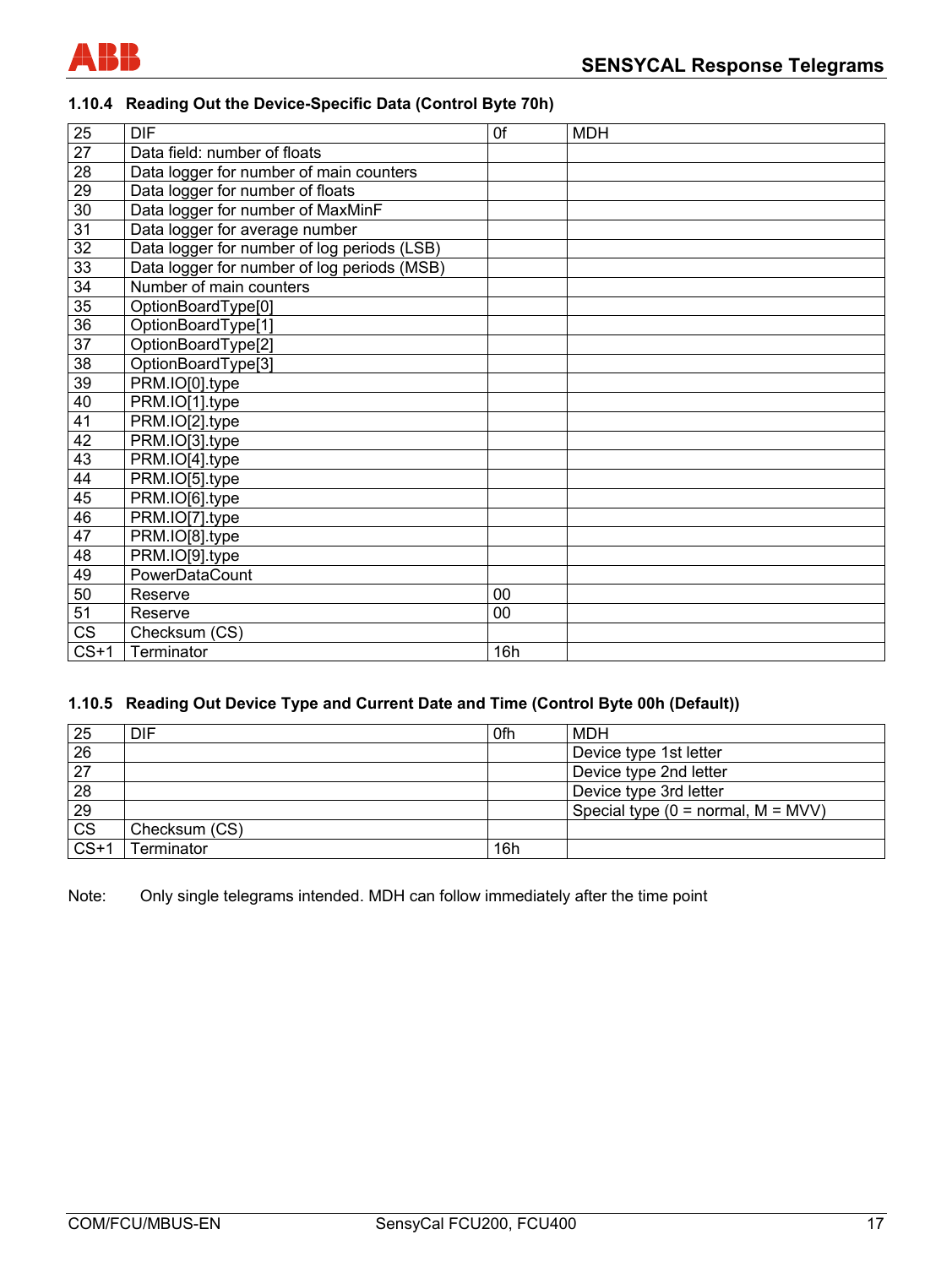### 1.10.4 Reading Out the Device-Specific Data (Control Byte 70h)

| | | | |
|---|---|---|---|
| 25 | DIF | 0f | MDH |
| 27 | Data field: number of floats | | |
| 28 | Data logger for number of main counters | | |
| 29 | Data logger for number of floats | | |
| 30 | Data logger for number of MaxMinF | | |
| 31 | Data logger for average number | | |
| 32 | Data logger for number of log periods (LSB) | | |
| 33 | Data logger for number of log periods (MSB) | | |
| 34 | Number of main counters | | |
| 35 | OptionBoardType[0] | | |
| 36 | OptionBoardType[1] | | |
| 37 | OptionBoardType[2] | | |
| 38 | OptionBoardType[3] | | |
| 39 | PRM.IO[0].type | | |
| 40 | PRM.IO[1].type | | |
| 41 | PRM.IO[2].type | | |
| 42 | PRM.IO[3].type | | |
| 43 | PRM.IO[4].type | | |
| 44 | PRM.IO[5].type | | |
| 45 | PRM.IO[6].type | | |
| 46 | PRM.IO[7].type | | |
| 47 | PRM.IO[8].type | | |
| 48 | PRM.IO[9].type | | |
| 49 | PowerDataCount | | |
| 50 | Reserve | 00 | |
| 51 | Reserve | 00 | |
| CS | Checksum (CS) | | |
| CS+1 | Terminator | 16h | |

### 1.10.5 Reading Out Device Type and Current Date and Time (Control Byte 00h (Default))

| | | | |
|---|---|---|---|
| 25 | DIF | 0fh | MDH |
| 26 | | | Device type 1st letter |
| 27 | | | Device type 2nd letter |
| 28 | | | Device type 3rd letter |
| 29 | | | Special type (0 = normal, M = MVV) |
| CS | Checksum (CS) | | |
| CS+1 | Terminator | 16h | |

Note: Only single telegrams intended. MDH can follow immediately after the time point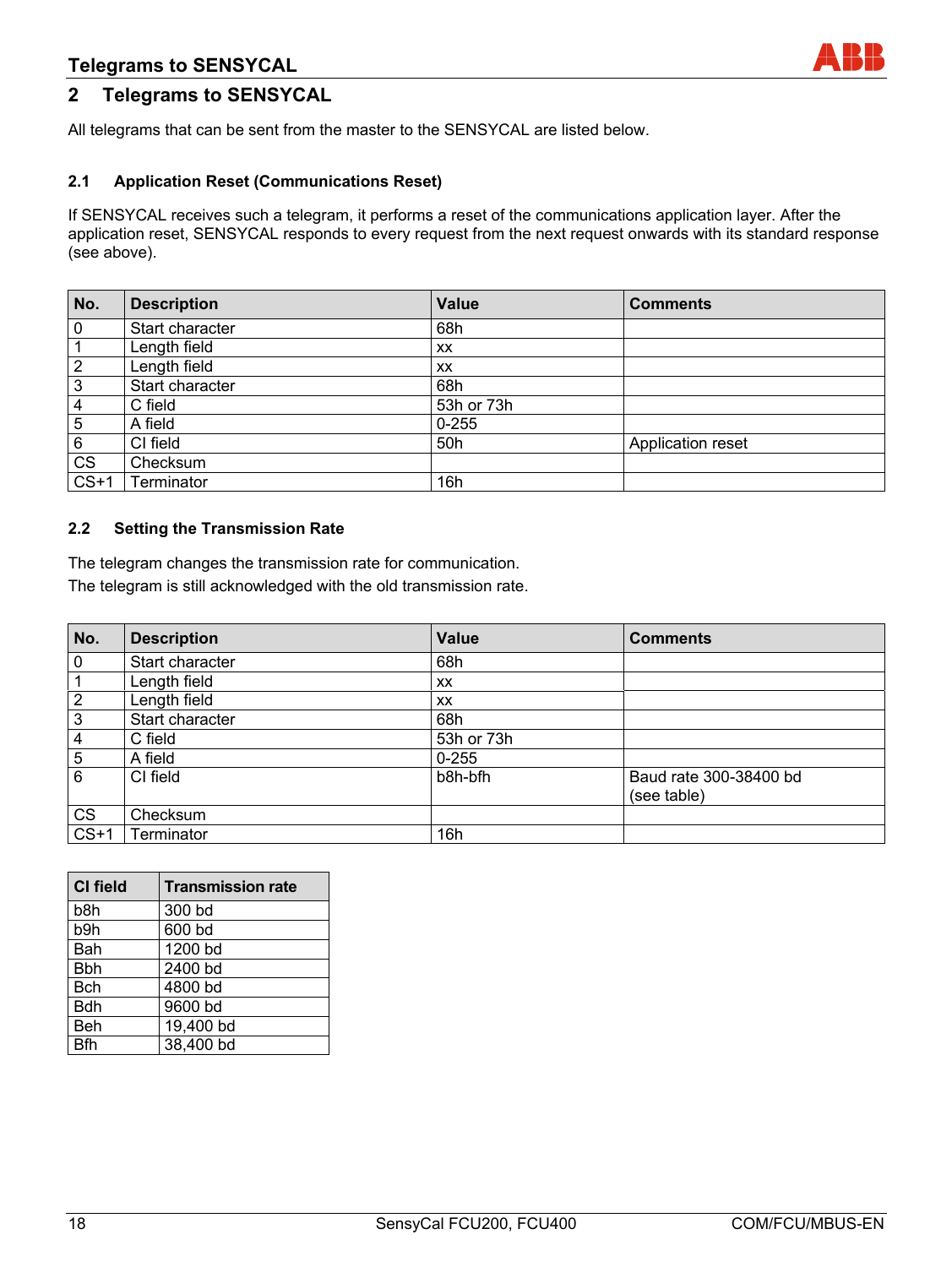## 2 Telegrams to SENSYCAL

All telegrams that can be sent from the master to the SENSYCAL are listed below.

### 2.1 Application Reset (Communications Reset)

If SENSYCAL receives such a telegram, it performs a reset of the communications application layer. After the application reset, SENSYCAL responds to every request from the next request onwards with its standard response (see above).

| No. | Description | Value | Comments |
|---|---|---|---|
| 0 | Start character | 68h | |
| 1 | Length field | xx | |
| 2 | Length field | xx | |
| 3 | Start character | 68h | |
| 4 | C field | 53h or 73h | |
| 5 | A field | 0-255 | |
| 6 | CI field | 50h | Application reset |
| CS | Checksum | | |
| CS+1 | Terminator | 16h | |

### 2.2 Setting the Transmission Rate

The telegram changes the transmission rate for communication.
The telegram is still acknowledged with the old transmission rate.

| No. | Description | Value | Comments |
|---|---|---|---|
| 0 | Start character | 68h | |
| 1 | Length field | xx | |
| 2 | Length field | xx | |
| 3 | Start character | 68h | |
| 4 | C field | 53h or 73h | |
| 5 | A field | 0-255 | |
| 6 | CI field | b8h-bfh | Baud rate 300-38400 bd (see table) |
| CS | Checksum | | |
| CS+1 | Terminator | 16h | |

| CI field | Transmission rate |
|---|---|
| b8h | 300 bd |
| b9h | 600 bd |
| Bah | 1200 bd |
| Bbh | 2400 bd |
| Bch | 4800 bd |
| Bdh | 9600 bd |
| Beh | 19,400 bd |
| Bfh | 38,400 bd |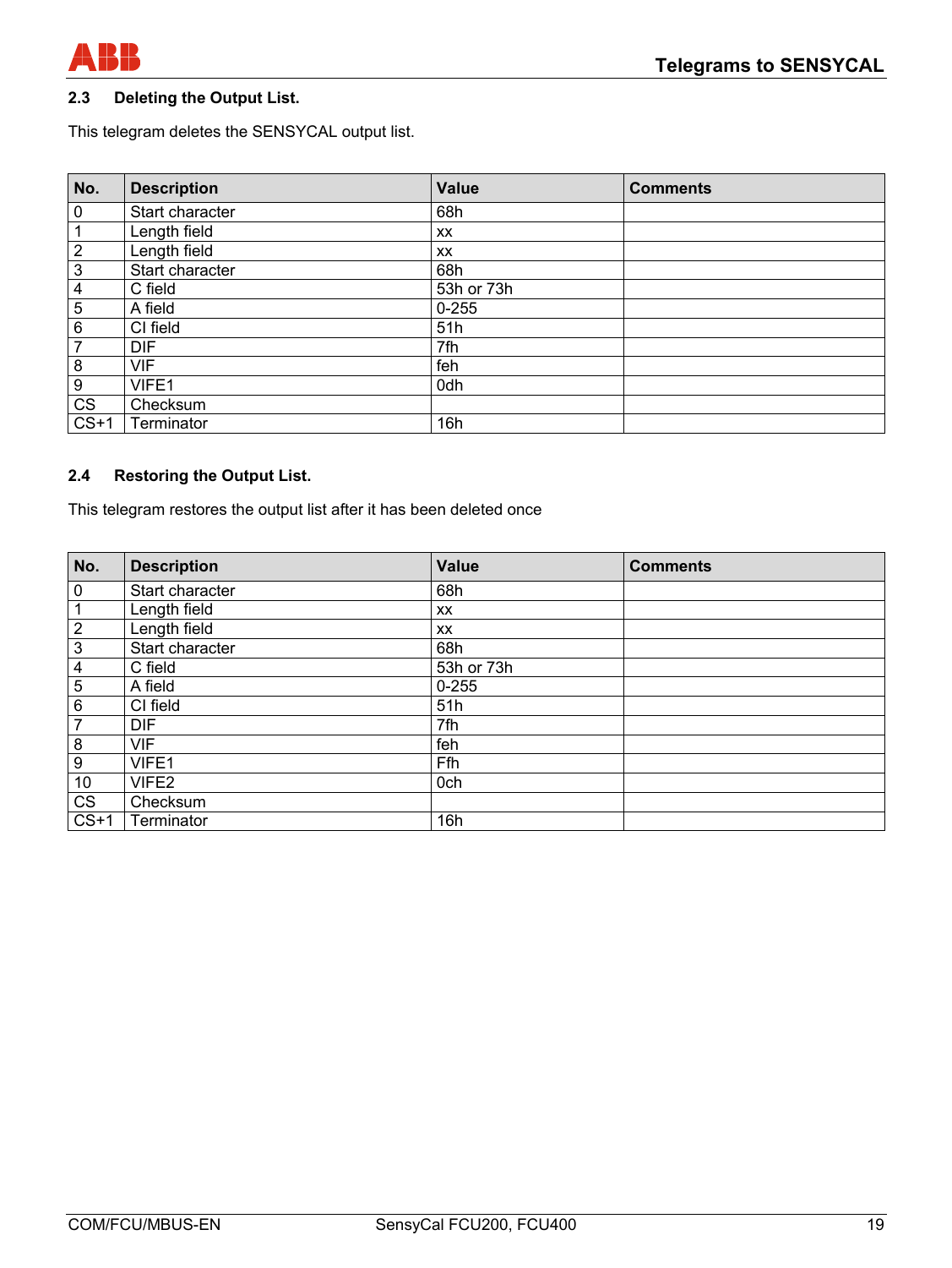## 2.3 Deleting the Output List.

This telegram deletes the SENSYCAL output list.

| No. | Description | Value | Comments |
|---|---|---|---|
| 0 | Start character | 68h | |
| 1 | Length field | xx | |
| 2 | Length field | xx | |
| 3 | Start character | 68h | |
| 4 | C field | 53h or 73h | |
| 5 | A field | 0-255 | |
| 6 | CI field | 51h | |
| 7 | DIF | 7fh | |
| 8 | VIF | feh | |
| 9 | VIFE1 | 0dh | |
| CS | Checksum | | |
| CS+1 | Terminator | 16h | |

## 2.4 Restoring the Output List.

This telegram restores the output list after it has been deleted once

| No. | Description | Value | Comments |
|---|---|---|---|
| 0 | Start character | 68h | |
| 1 | Length field | xx | |
| 2 | Length field | xx | |
| 3 | Start character | 68h | |
| 4 | C field | 53h or 73h | |
| 5 | A field | 0-255 | |
| 6 | CI field | 51h | |
| 7 | DIF | 7fh | |
| 8 | VIF | feh | |
| 9 | VIFE1 | Ffh | |
| 10 | VIFE2 | 0ch | |
| CS | Checksum | | |
| CS+1 | Terminator | 16h | |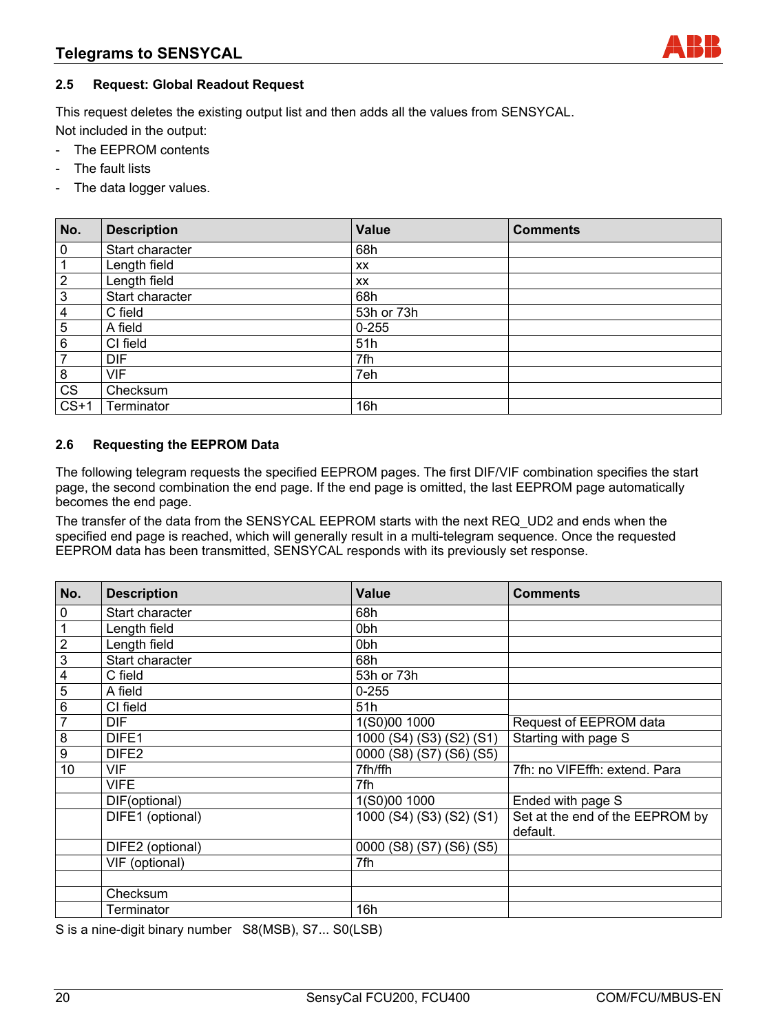### 2.5 Request: Global Readout Request

This request deletes the existing output list and then adds all the values from SENSYCAL.
Not included in the output:

- The EEPROM contents
- The fault lists
- The data logger values.

| No. | Description | Value | Comments |
|---|---|---|---|
| 0 | Start character | 68h | |
| 1 | Length field | xx | |
| 2 | Length field | xx | |
| 3 | Start character | 68h | |
| 4 | C field | 53h or 73h | |
| 5 | A field | 0-255 | |
| 6 | CI field | 51h | |
| 7 | DIF | 7fh | |
| 8 | VIF | 7eh | |
| CS | Checksum | | |
| CS+1 | Terminator | 16h | |

### 2.6 Requesting the EEPROM Data

The following telegram requests the specified EEPROM pages. The first DIF/VIF combination specifies the start page, the second combination the end page. If the end page is omitted, the last EEPROM page automatically becomes the end page.
The transfer of the data from the SENSYCAL EEPROM starts with the next REQ_UD2 and ends when the specified end page is reached, which will generally result in a multi-telegram sequence. Once the requested EEPROM data has been transmitted, SENSYCAL responds with its previously set response.

| No. | Description | Value | Comments |
|---|---|---|---|
| 0 | Start character | 68h | |
| 1 | Length field | 0bh | |
| 2 | Length field | 0bh | |
| 3 | Start character | 68h | |
| 4 | C field | 53h or 73h | |
| 5 | A field | 0-255 | |
| 6 | CI field | 51h | |
| 7 | DIF | 1(S0)00 1000 | Request of EEPROM data |
| 8 | DIFE1 | 1000 (S4) (S3) (S2) (S1) | Starting with page S |
| 9 | DIFE2 | 0000 (S8) (S7) (S6) (S5) | |
| 10 | VIF | 7fh/ffh | 7fh: no VIFEffh: extend. Para |
| | VIFE | 7fh | |
| | DIF(optional) | 1(S0)00 1000 | Ended with page S |
| | DIFE1 (optional) | 1000 (S4) (S3) (S2) (S1) | Set at the end of the EEPROM by default. |
| | DIFE2 (optional) | 0000 (S8) (S7) (S6) (S5) | |
| | VIF (optional) | 7fh | |
| | | | |
| | Checksum | | |
| | Terminator | 16h | |

S is a nine-digit binary number S8(MSB), S7... S0(LSB)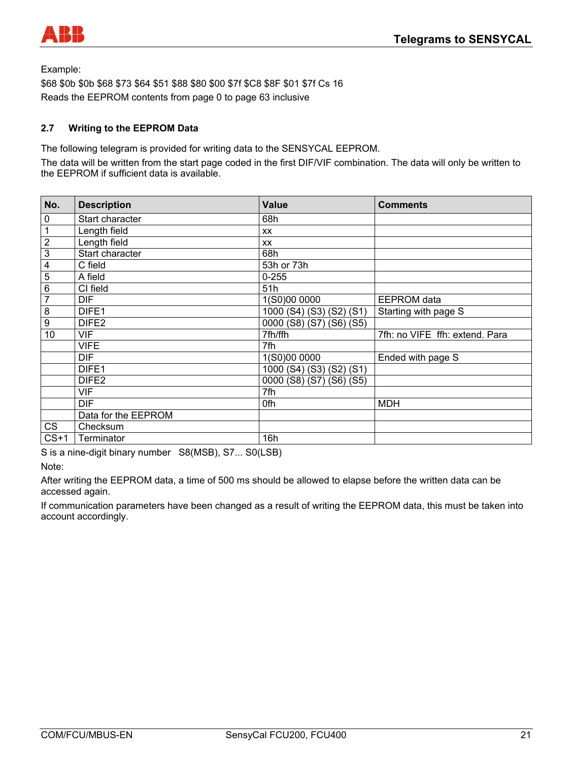Example:

$68 $0b $0b $68 $73 $64 $51 $88 $80 $00 $7f $C8 $8F $01 $7f Cs 16

Reads the EEPROM contents from page 0 to page 63 inclusive

## 2.7 Writing to the EEPROM Data

The following telegram is provided for writing data to the SENSYCAL EEPROM.

The data will be written from the start page coded in the first DIF/VIF combination. The data will only be written to the EEPROM if sufficient data is available.

| No. | Description | Value | Comments |
|---|---|---|---|
| 0 | Start character | 68h | |
| 1 | Length field | xx | |
| 2 | Length field | xx | |
| 3 | Start character | 68h | |
| 4 | C field | 53h or 73h | |
| 5 | A field | 0-255 | |
| 6 | CI field | 51h | |
| 7 | DIF | 1(S0)00 0000 | EEPROM data |
| 8 | DIFE1 | 1000 (S4) (S3) (S2) (S1) | Starting with page S |
| 9 | DIFE2 | 0000 (S8) (S7) (S6) (S5) | |
| 10 | VIF | 7fh/ffh | 7fh: no VIFE  ffh: extend. Para |
| | VIFE | 7fh | |
| | DIF | 1(S0)00 0000 | Ended with page S |
| | DIFE1 | 1000 (S4) (S3) (S2) (S1) | |
| | DIFE2 | 0000 (S8) (S7) (S6) (S5) | |
| | VIF | 7fh | |
| | DIF | 0fh | MDH |
| | Data for the EEPROM | | |
| CS | Checksum | | |
| CS+1 | Terminator | 16h | |

S is a nine-digit binary number   S8(MSB), S7... S0(LSB)

Note:

After writing the EEPROM data, a time of 500 ms should be allowed to elapse before the written data can be accessed again.

If communication parameters have been changed as a result of writing the EEPROM data, this must be taken into account accordingly.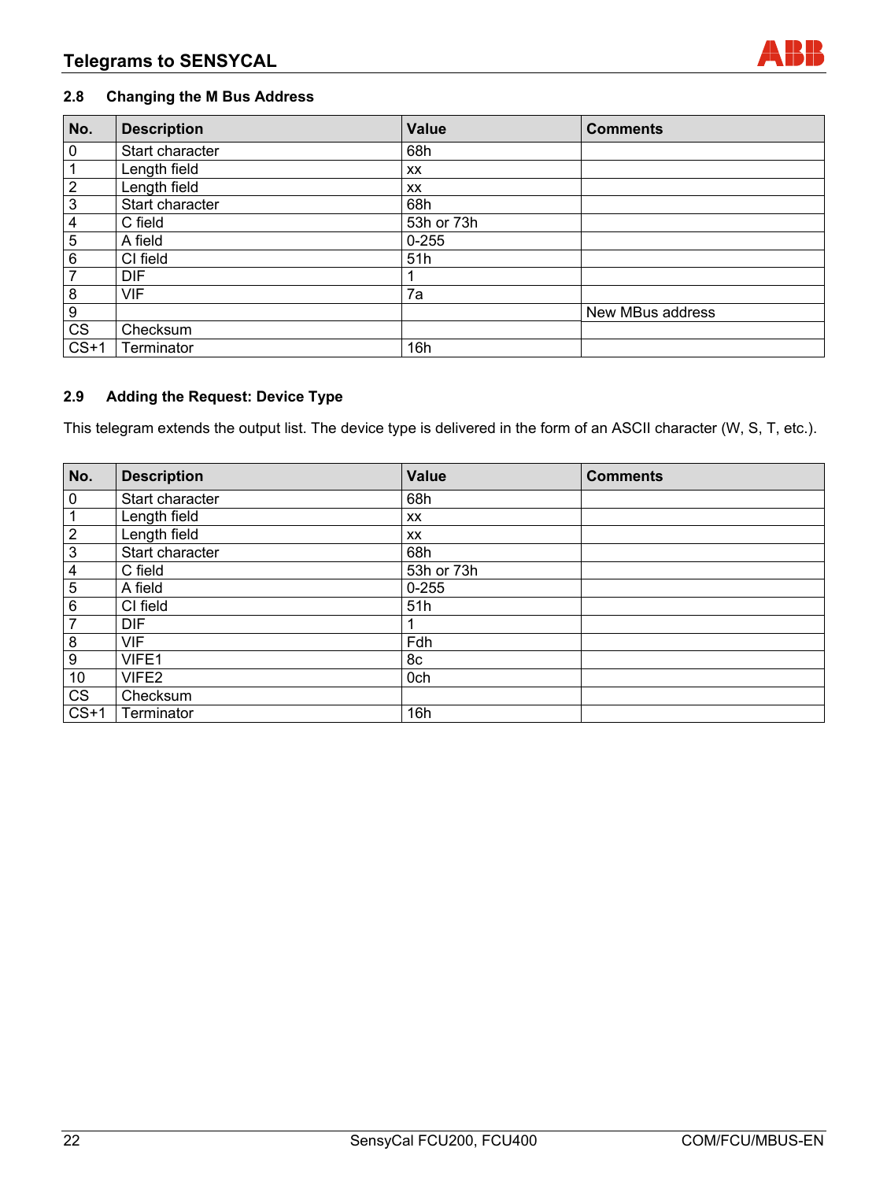## 2.8 Changing the M Bus Address

| No. | Description | Value | Comments |
|---|---|---|---|
| 0 | Start character | 68h | |
| 1 | Length field | xx | |
| 2 | Length field | xx | |
| 3 | Start character | 68h | |
| 4 | C field | 53h or 73h | |
| 5 | A field | 0-255 | |
| 6 | CI field | 51h | |
| 7 | DIF | 1 | |
| 8 | VIF | 7a | |
| 9 | | | New MBus address |
| CS | Checksum | | |
| CS+1 | Terminator | 16h | |

## 2.9 Adding the Request: Device Type

This telegram extends the output list. The device type is delivered in the form of an ASCII character (W, S, T, etc.).

| No. | Description | Value | Comments |
|---|---|---|---|
| 0 | Start character | 68h | |
| 1 | Length field | xx | |
| 2 | Length field | xx | |
| 3 | Start character | 68h | |
| 4 | C field | 53h or 73h | |
| 5 | A field | 0-255 | |
| 6 | CI field | 51h | |
| 7 | DIF | 1 | |
| 8 | VIF | Fdh | |
| 9 | VIFE1 | 8c | |
| 10 | VIFE2 | 0ch | |
| CS | Checksum | | |
| CS+1 | Terminator | 16h | |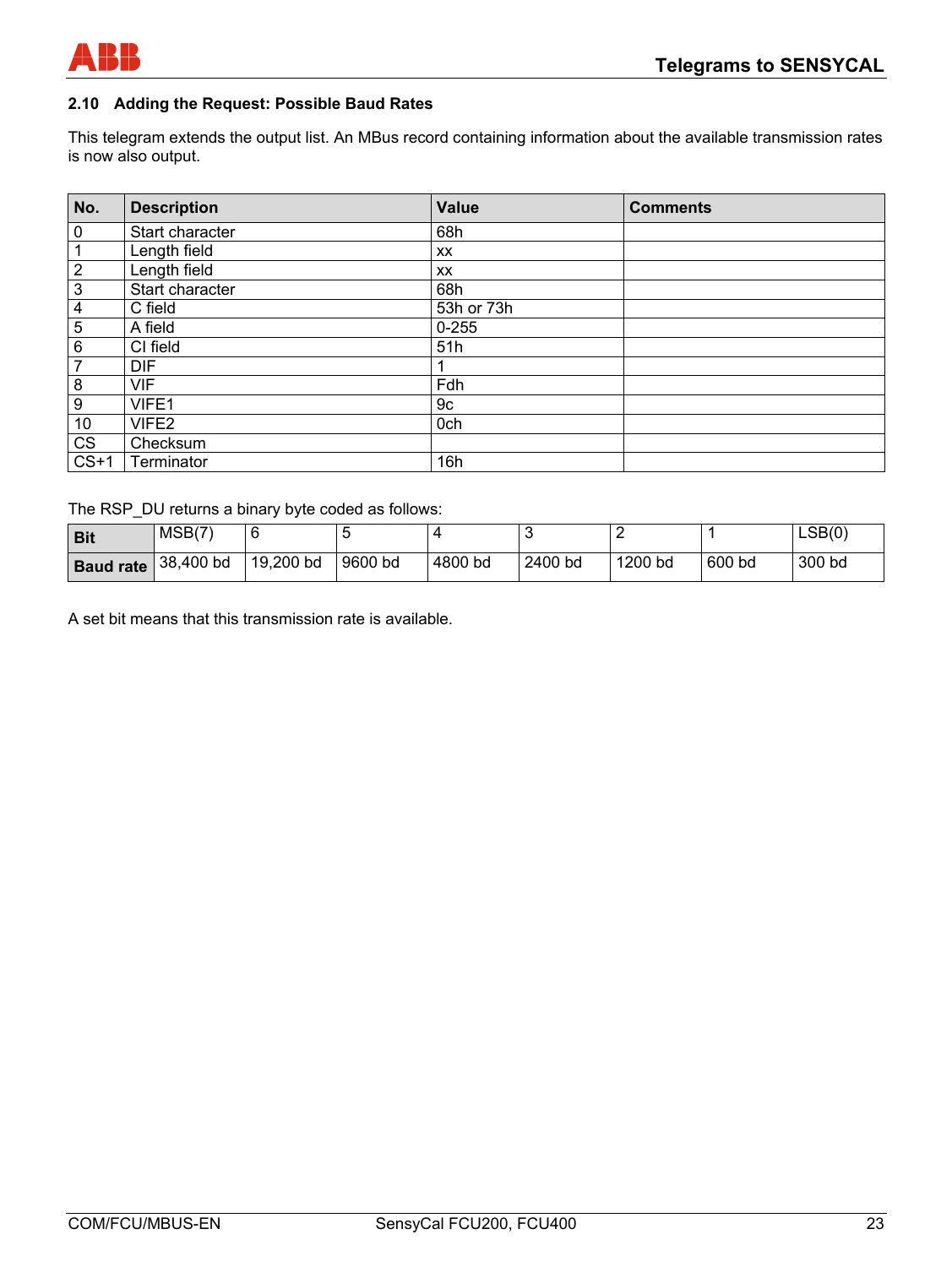## 2.10 Adding the Request: Possible Baud Rates

This telegram extends the output list. An MBus record containing information about the available transmission rates is now also output.

| No. | Description | Value | Comments |
|---|---|---|---|
| 0 | Start character | 68h | |
| 1 | Length field | xx | |
| 2 | Length field | xx | |
| 3 | Start character | 68h | |
| 4 | C field | 53h or 73h | |
| 5 | A field | 0-255 | |
| 6 | CI field | 51h | |
| 7 | DIF | 1 | |
| 8 | VIF | Fdh | |
| 9 | VIFE1 | 9c | |
| 10 | VIFE2 | 0ch | |
| CS | Checksum | | |
| CS+1 | Terminator | 16h | |

The RSP_DU returns a binary byte coded as follows:

| **Bit** | MSB(7) | 6 | 5 | 4 | 3 | 2 | 1 | LSB(0) |
|---|---|---|---|---|---|---|---|---|
| **Baud rate** | 38,400 bd | 19,200 bd | 9600 bd | 4800 bd | 2400 bd | 1200 bd | 600 bd | 300 bd |

A set bit means that this transmission rate is available.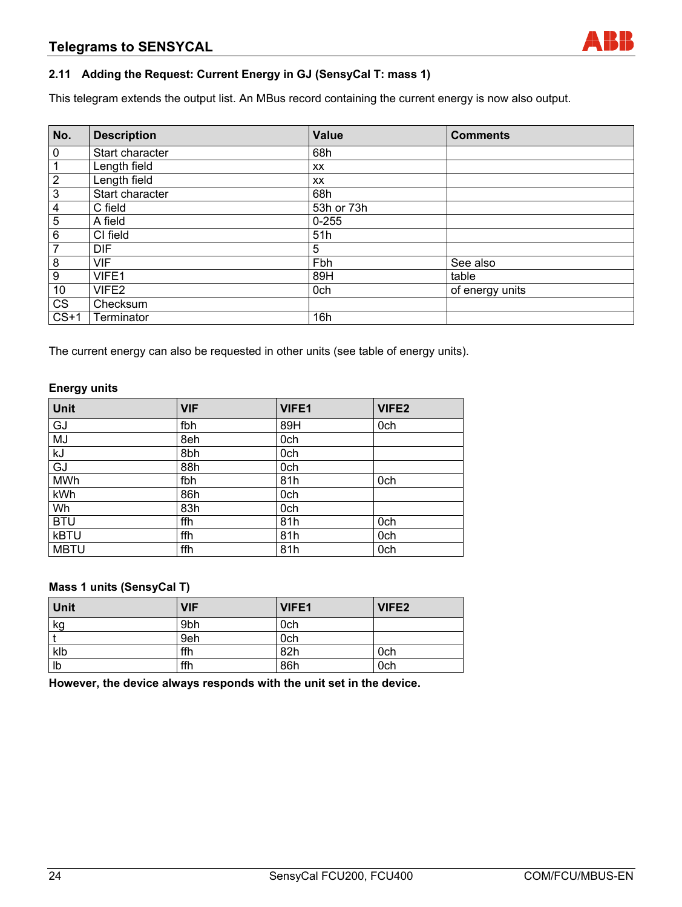## 2.11 Adding the Request: Current Energy in GJ (SensyCal T: mass 1)

This telegram extends the output list. An MBus record containing the current energy is now also output.

| No. | Description | Value | Comments |
|---|---|---|---|
| 0 | Start character | 68h | |
| 1 | Length field | xx | |
| 2 | Length field | xx | |
| 3 | Start character | 68h | |
| 4 | C field | 53h or 73h | |
| 5 | A field | 0-255 | |
| 6 | CI field | 51h | |
| 7 | DIF | 5 | |
| 8 | VIF | Fbh | See also |
| 9 | VIFE1 | 89H | table |
| 10 | VIFE2 | 0ch | of energy units |
| CS | Checksum | | |
| CS+1 | Terminator | 16h | |

The current energy can also be requested in other units (see table of energy units).

**Energy units**

| Unit | VIF | VIFE1 | VIFE2 |
|---|---|---|---|
| GJ | fbh | 89H | 0ch |
| MJ | 8eh | 0ch | |
| kJ | 8bh | 0ch | |
| GJ | 88h | 0ch | |
| MWh | fbh | 81h | 0ch |
| kWh | 86h | 0ch | |
| Wh | 83h | 0ch | |
| BTU | ffh | 81h | 0ch |
| kBTU | ffh | 81h | 0ch |
| MBTU | ffh | 81h | 0ch |

**Mass 1 units (SensyCal T)**

| Unit | VIF | VIFE1 | VIFE2 |
|---|---|---|---|
| kg | 9bh | 0ch | |
| t | 9eh | 0ch | |
| klb | ffh | 82h | 0ch |
| lb | ffh | 86h | 0ch |

**However, the device always responds with the unit set in the device.**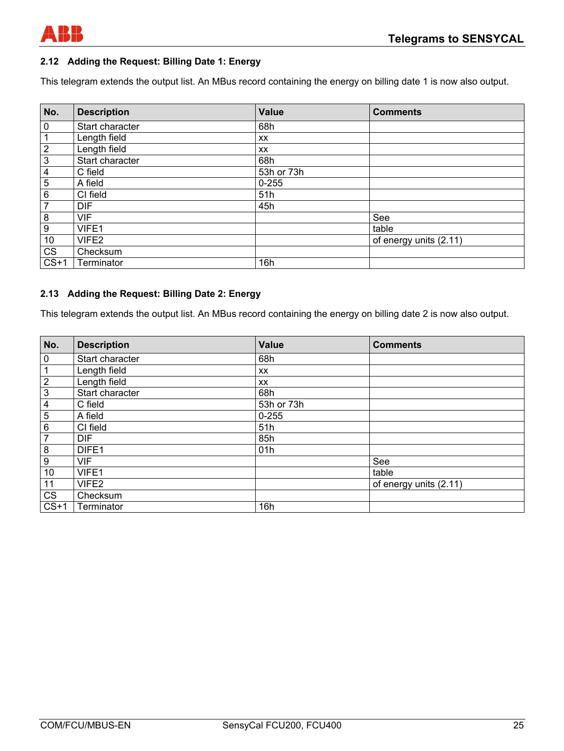## 2.12 Adding the Request: Billing Date 1: Energy

This telegram extends the output list. An MBus record containing the energy on billing date 1 is now also output.

| No. | Description | Value | Comments |
|---|---|---|---|
| 0 | Start character | 68h | |
| 1 | Length field | xx | |
| 2 | Length field | xx | |
| 3 | Start character | 68h | |
| 4 | C field | 53h or 73h | |
| 5 | A field | 0-255 | |
| 6 | CI field | 51h | |
| 7 | DIF | 45h | |
| 8 | VIF | | See |
| 9 | VIFE1 | | table |
| 10 | VIFE2 | | of energy units (2.11) |
| CS | Checksum | | |
| CS+1 | Terminator | 16h | |

## 2.13 Adding the Request: Billing Date 2: Energy

This telegram extends the output list. An MBus record containing the energy on billing date 2 is now also output.

| No. | Description | Value | Comments |
|---|---|---|---|
| 0 | Start character | 68h | |
| 1 | Length field | xx | |
| 2 | Length field | xx | |
| 3 | Start character | 68h | |
| 4 | C field | 53h or 73h | |
| 5 | A field | 0-255 | |
| 6 | CI field | 51h | |
| 7 | DIF | 85h | |
| 8 | DIFE1 | 01h | |
| 9 | VIF | | See |
| 10 | VIFE1 | | table |
| 11 | VIFE2 | | of energy units (2.11) |
| CS | Checksum | | |
| CS+1 | Terminator | 16h | |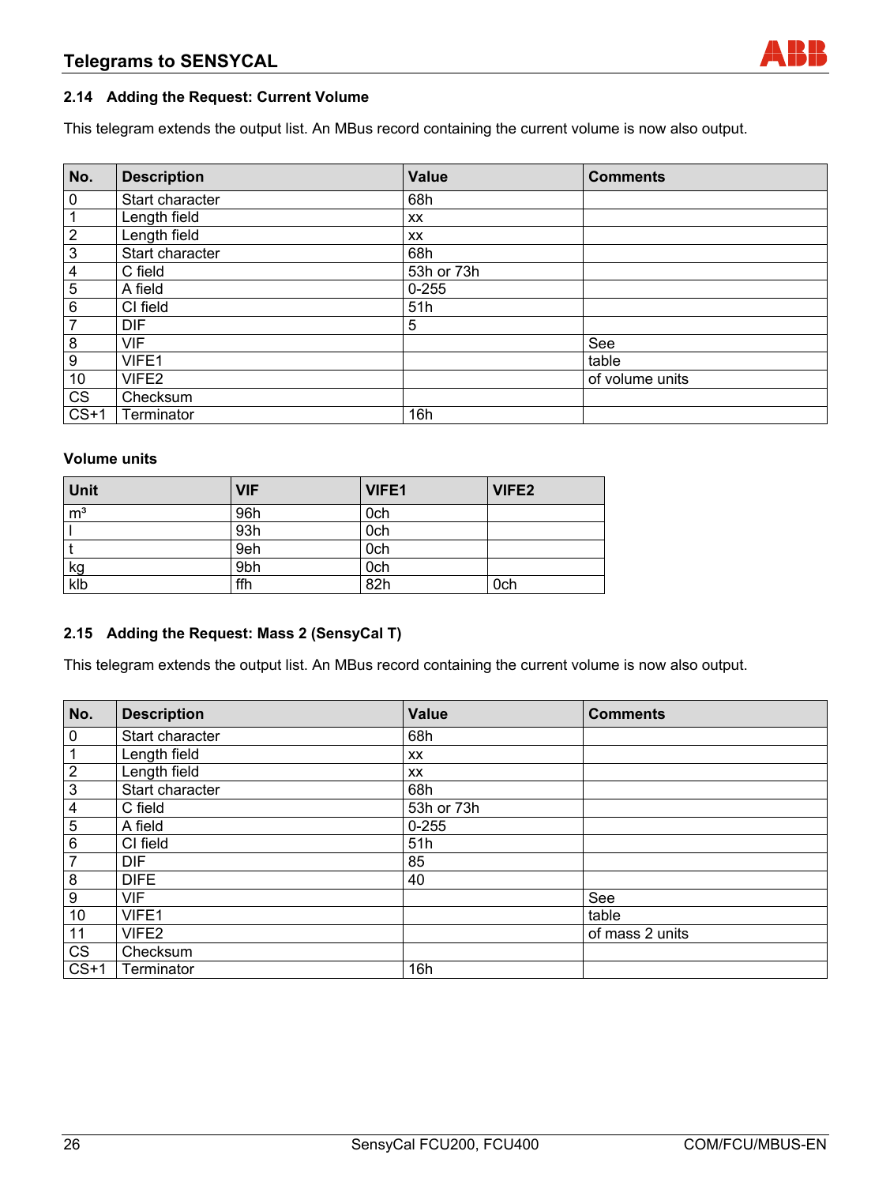## 2.14 Adding the Request: Current Volume

This telegram extends the output list. An MBus record containing the current volume is now also output.

| No. | Description | Value | Comments |
|---|---|---|---|
| 0 | Start character | 68h | |
| 1 | Length field | xx | |
| 2 | Length field | xx | |
| 3 | Start character | 68h | |
| 4 | C field | 53h or 73h | |
| 5 | A field | 0-255 | |
| 6 | CI field | 51h | |
| 7 | DIF | 5 | |
| 8 | VIF | | See |
| 9 | VIFE1 | | table |
| 10 | VIFE2 | | of volume units |
| CS | Checksum | | |
| CS+1 | Terminator | 16h | |

### Volume units

| Unit | VIF | VIFE1 | VIFE2 |
|---|---|---|---|
| m³ | 96h | 0ch | |
| l | 93h | 0ch | |
| t | 9eh | 0ch | |
| kg | 9bh | 0ch | |
| klb | ffh | 82h | 0ch |

## 2.15 Adding the Request: Mass 2 (SensyCal T)

This telegram extends the output list. An MBus record containing the current volume is now also output.

| No. | Description | Value | Comments |
|---|---|---|---|
| 0 | Start character | 68h | |
| 1 | Length field | xx | |
| 2 | Length field | xx | |
| 3 | Start character | 68h | |
| 4 | C field | 53h or 73h | |
| 5 | A field | 0-255 | |
| 6 | CI field | 51h | |
| 7 | DIF | 85 | |
| 8 | DIFE | 40 | |
| 9 | VIF | | See |
| 10 | VIFE1 | | table |
| 11 | VIFE2 | | of mass 2 units |
| CS | Checksum | | |
| CS+1 | Terminator | 16h | |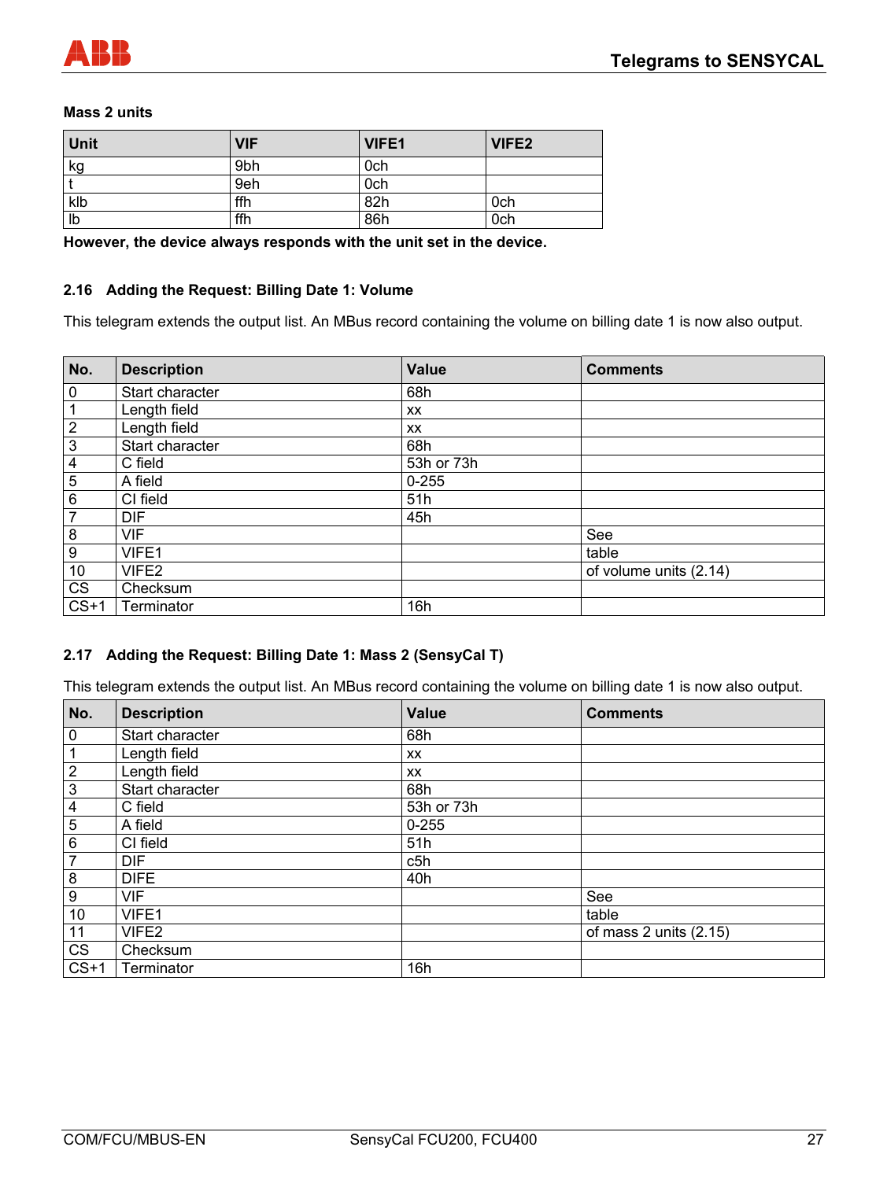**Mass 2 units**

| Unit | VIF | VIFE1 | VIFE2 |
|---|---|---|---|
| kg | 9bh | 0ch | |
| t | 9eh | 0ch | |
| klb | ffh | 82h | 0ch |
| lb | ffh | 86h | 0ch |

**However, the device always responds with the unit set in the device.**

## 2.16 Adding the Request: Billing Date 1: Volume

This telegram extends the output list. An MBus record containing the volume on billing date 1 is now also output.

| No. | Description | Value | Comments |
|---|---|---|---|
| 0 | Start character | 68h | |
| 1 | Length field | xx | |
| 2 | Length field | xx | |
| 3 | Start character | 68h | |
| 4 | C field | 53h or 73h | |
| 5 | A field | 0-255 | |
| 6 | CI field | 51h | |
| 7 | DIF | 45h | |
| 8 | VIF | | See |
| 9 | VIFE1 | | table |
| 10 | VIFE2 | | of volume units (2.14) |
| CS | Checksum | | |
| CS+1 | Terminator | 16h | |

## 2.17 Adding the Request: Billing Date 1: Mass 2 (SensyCal T)

This telegram extends the output list. An MBus record containing the volume on billing date 1 is now also output.

| No. | Description | Value | Comments |
|---|---|---|---|
| 0 | Start character | 68h | |
| 1 | Length field | xx | |
| 2 | Length field | xx | |
| 3 | Start character | 68h | |
| 4 | C field | 53h or 73h | |
| 5 | A field | 0-255 | |
| 6 | CI field | 51h | |
| 7 | DIF | c5h | |
| 8 | DIFE | 40h | |
| 9 | VIF | | See |
| 10 | VIFE1 | | table |
| 11 | VIFE2 | | of mass 2 units (2.15) |
| CS | Checksum | | |
| CS+1 | Terminator | 16h | |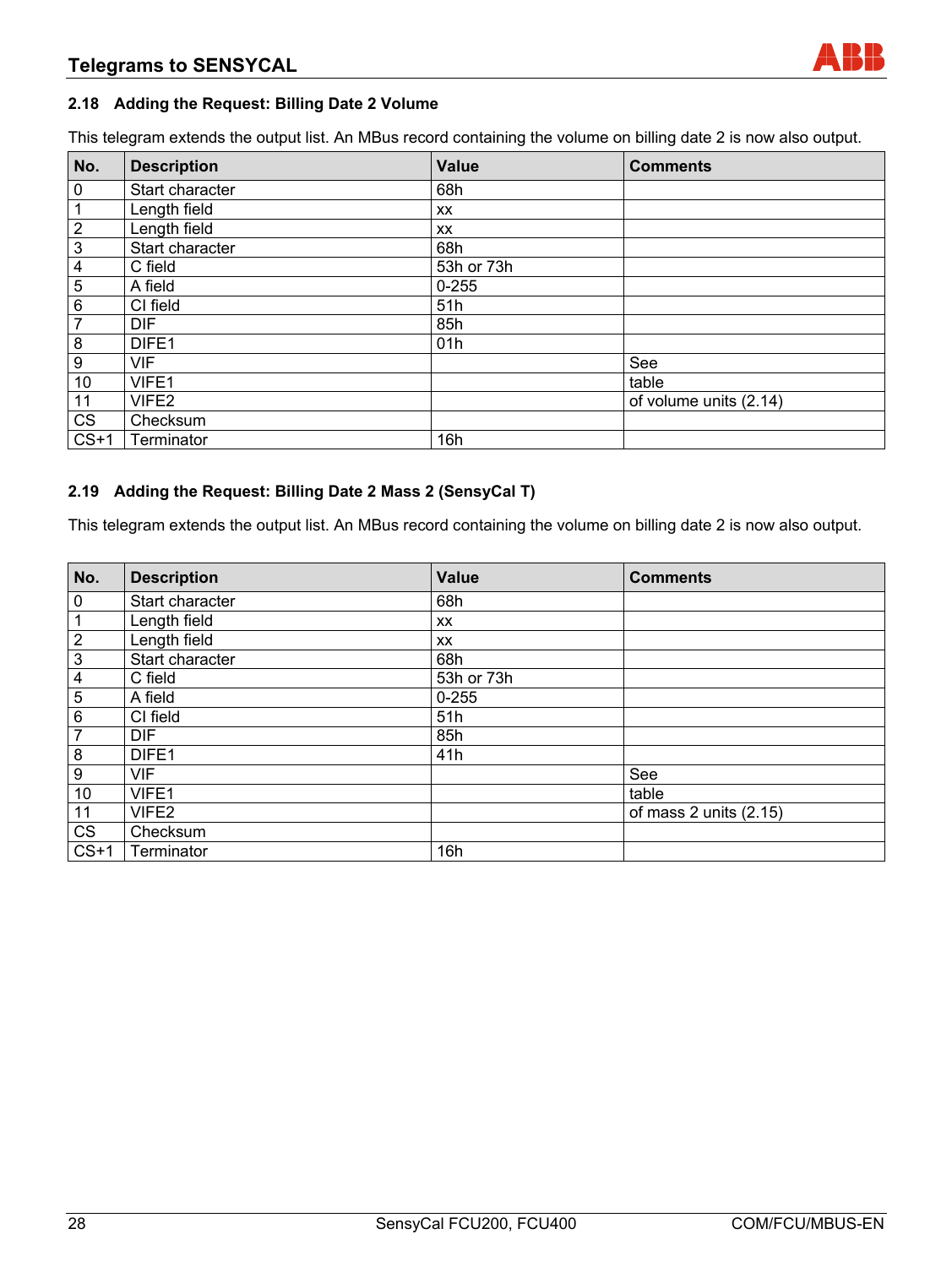## 2.18 Adding the Request: Billing Date 2 Volume

This telegram extends the output list. An MBus record containing the volume on billing date 2 is now also output.

| No. | Description | Value | Comments |
|---|---|---|---|
| 0 | Start character | 68h | |
| 1 | Length field | xx | |
| 2 | Length field | xx | |
| 3 | Start character | 68h | |
| 4 | C field | 53h or 73h | |
| 5 | A field | 0-255 | |
| 6 | CI field | 51h | |
| 7 | DIF | 85h | |
| 8 | DIFE1 | 01h | |
| 9 | VIF | | See |
| 10 | VIFE1 | | table |
| 11 | VIFE2 | | of volume units (2.14) |
| CS | Checksum | | |
| CS+1 | Terminator | 16h | |

## 2.19 Adding the Request: Billing Date 2 Mass 2 (SensyCal T)

This telegram extends the output list. An MBus record containing the volume on billing date 2 is now also output.

| No. | Description | Value | Comments |
|---|---|---|---|
| 0 | Start character | 68h | |
| 1 | Length field | xx | |
| 2 | Length field | xx | |
| 3 | Start character | 68h | |
| 4 | C field | 53h or 73h | |
| 5 | A field | 0-255 | |
| 6 | CI field | 51h | |
| 7 | DIF | 85h | |
| 8 | DIFE1 | 41h | |
| 9 | VIF | | See |
| 10 | VIFE1 | | table |
| 11 | VIFE2 | | of mass 2 units (2.15) |
| CS | Checksum | | |
| CS+1 | Terminator | 16h | |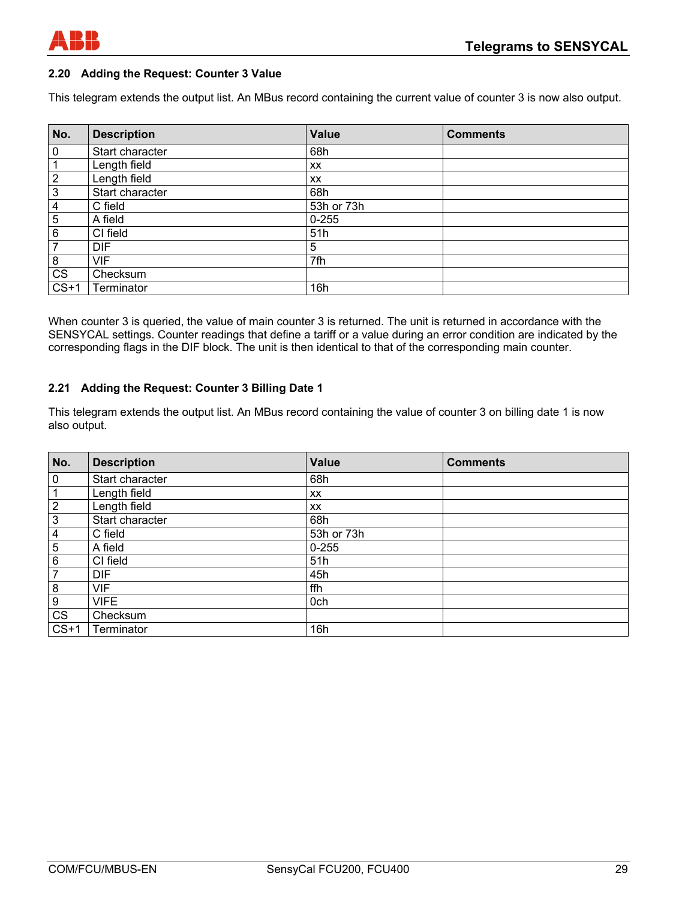## 2.20 Adding the Request: Counter 3 Value

This telegram extends the output list. An MBus record containing the current value of counter 3 is now also output.

| No. | Description | Value | Comments |
|---|---|---|---|
| 0 | Start character | 68h | |
| 1 | Length field | xx | |
| 2 | Length field | xx | |
| 3 | Start character | 68h | |
| 4 | C field | 53h or 73h | |
| 5 | A field | 0-255 | |
| 6 | CI field | 51h | |
| 7 | DIF | 5 | |
| 8 | VIF | 7fh | |
| CS | Checksum | | |
| CS+1 | Terminator | 16h | |

When counter 3 is queried, the value of main counter 3 is returned. The unit is returned in accordance with the SENSYCAL settings. Counter readings that define a tariff or a value during an error condition are indicated by the corresponding flags in the DIF block. The unit is then identical to that of the corresponding main counter.

## 2.21 Adding the Request: Counter 3 Billing Date 1

This telegram extends the output list. An MBus record containing the value of counter 3 on billing date 1 is now also output.

| No. | Description | Value | Comments |
|---|---|---|---|
| 0 | Start character | 68h | |
| 1 | Length field | xx | |
| 2 | Length field | xx | |
| 3 | Start character | 68h | |
| 4 | C field | 53h or 73h | |
| 5 | A field | 0-255 | |
| 6 | CI field | 51h | |
| 7 | DIF | 45h | |
| 8 | VIF | ffh | |
| 9 | VIFE | 0ch | |
| CS | Checksum | | |
| CS+1 | Terminator | 16h | |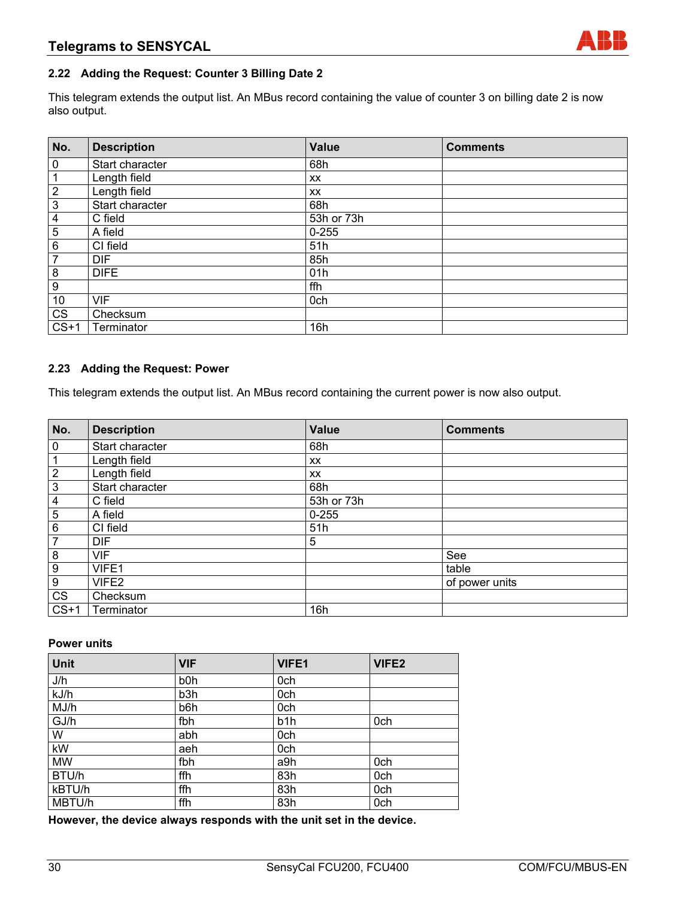## 2.22 Adding the Request: Counter 3 Billing Date 2

This telegram extends the output list. An MBus record containing the value of counter 3 on billing date 2 is now also output.

| No. | Description | Value | Comments |
|---|---|---|---|
| 0 | Start character | 68h | |
| 1 | Length field | xx | |
| 2 | Length field | xx | |
| 3 | Start character | 68h | |
| 4 | C field | 53h or 73h | |
| 5 | A field | 0-255 | |
| 6 | CI field | 51h | |
| 7 | DIF | 85h | |
| 8 | DIFE | 01h | |
| 9 | | ffh | |
| 10 | VIF | 0ch | |
| CS | Checksum | | |
| CS+1 | Terminator | 16h | |

## 2.23 Adding the Request: Power

This telegram extends the output list. An MBus record containing the current power is now also output.

| No. | Description | Value | Comments |
|---|---|---|---|
| 0 | Start character | 68h | |
| 1 | Length field | xx | |
| 2 | Length field | xx | |
| 3 | Start character | 68h | |
| 4 | C field | 53h or 73h | |
| 5 | A field | 0-255 | |
| 6 | CI field | 51h | |
| 7 | DIF | 5 | |
| 8 | VIF | | See |
| 9 | VIFE1 | | table |
| 9 | VIFE2 | | of power units |
| CS | Checksum | | |
| CS+1 | Terminator | 16h | |

**Power units**

| Unit | VIF | VIFE1 | VIFE2 |
|---|---|---|---|
| J/h | b0h | 0ch | |
| kJ/h | b3h | 0ch | |
| MJ/h | b6h | 0ch | |
| GJ/h | fbh | b1h | 0ch |
| W | abh | 0ch | |
| kW | aeh | 0ch | |
| MW | fbh | a9h | 0ch |
| BTU/h | ffh | 83h | 0ch |
| kBTU/h | ffh | 83h | 0ch |
| MBTU/h | ffh | 83h | 0ch |

**However, the device always responds with the unit set in the device.**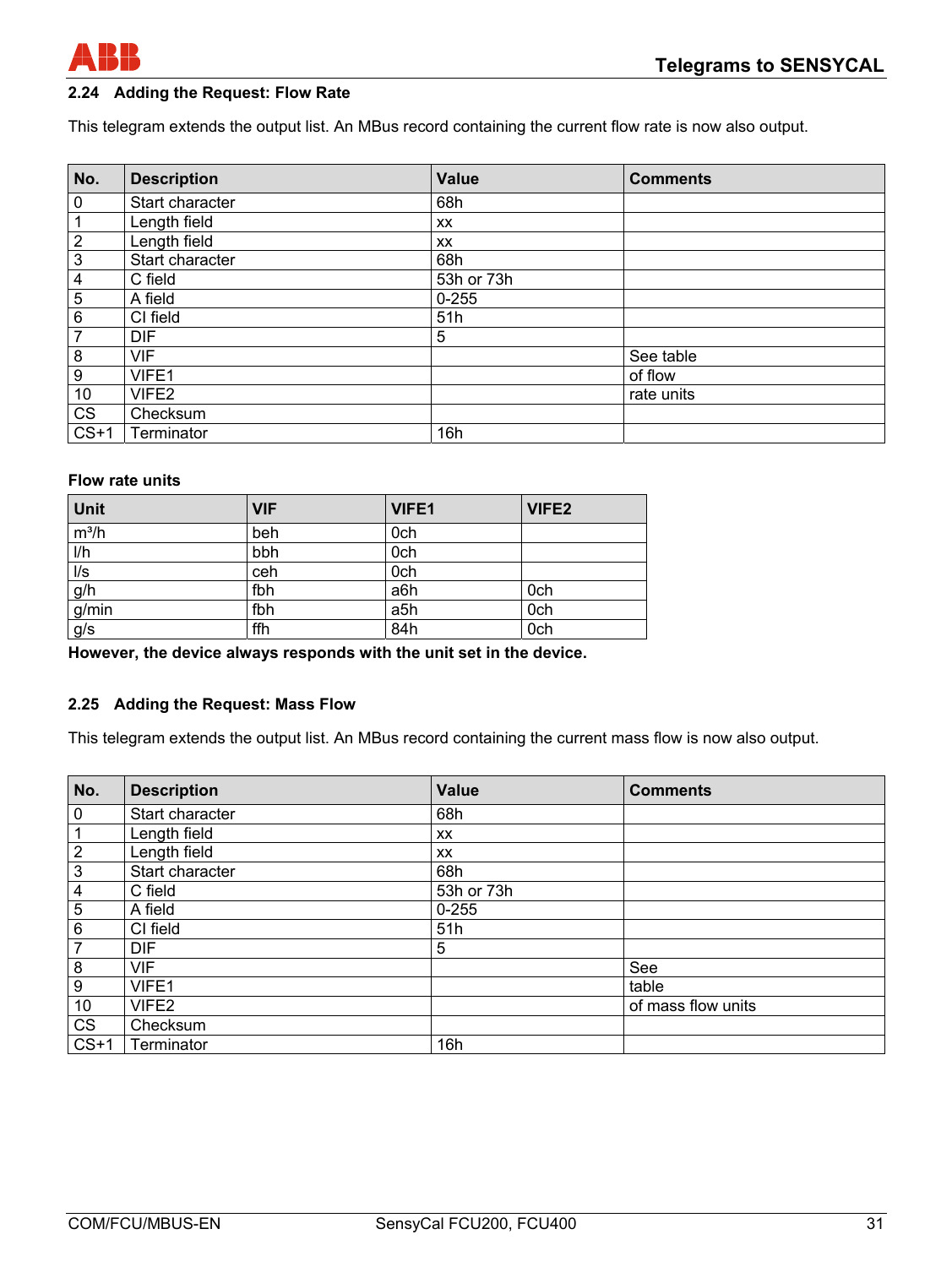## 2.24 Adding the Request: Flow Rate

This telegram extends the output list. An MBus record containing the current flow rate is now also output.

| No. | Description | Value | Comments |
|---|---|---|---|
| 0 | Start character | 68h | |
| 1 | Length field | xx | |
| 2 | Length field | xx | |
| 3 | Start character | 68h | |
| 4 | C field | 53h or 73h | |
| 5 | A field | 0-255 | |
| 6 | CI field | 51h | |
| 7 | DIF | 5 | |
| 8 | VIF | | See table |
| 9 | VIFE1 | | of flow |
| 10 | VIFE2 | | rate units |
| CS | Checksum | | |
| CS+1 | Terminator | 16h | |

**Flow rate units**

| Unit | VIF | VIFE1 | VIFE2 |
|---|---|---|---|
| m³/h | beh | 0ch | |
| l/h | bbh | 0ch | |
| l/s | ceh | 0ch | |
| g/h | fbh | a6h | 0ch |
| g/min | fbh | a5h | 0ch |
| g/s | ffh | 84h | 0ch |

**However, the device always responds with the unit set in the device.**

## 2.25 Adding the Request: Mass Flow

This telegram extends the output list. An MBus record containing the current mass flow is now also output.

| No. | Description | Value | Comments |
|---|---|---|---|
| 0 | Start character | 68h | |
| 1 | Length field | xx | |
| 2 | Length field | xx | |
| 3 | Start character | 68h | |
| 4 | C field | 53h or 73h | |
| 5 | A field | 0-255 | |
| 6 | CI field | 51h | |
| 7 | DIF | 5 | |
| 8 | VIF | | See |
| 9 | VIFE1 | | table |
| 10 | VIFE2 | | of mass flow units |
| CS | Checksum | | |
| CS+1 | Terminator | 16h | |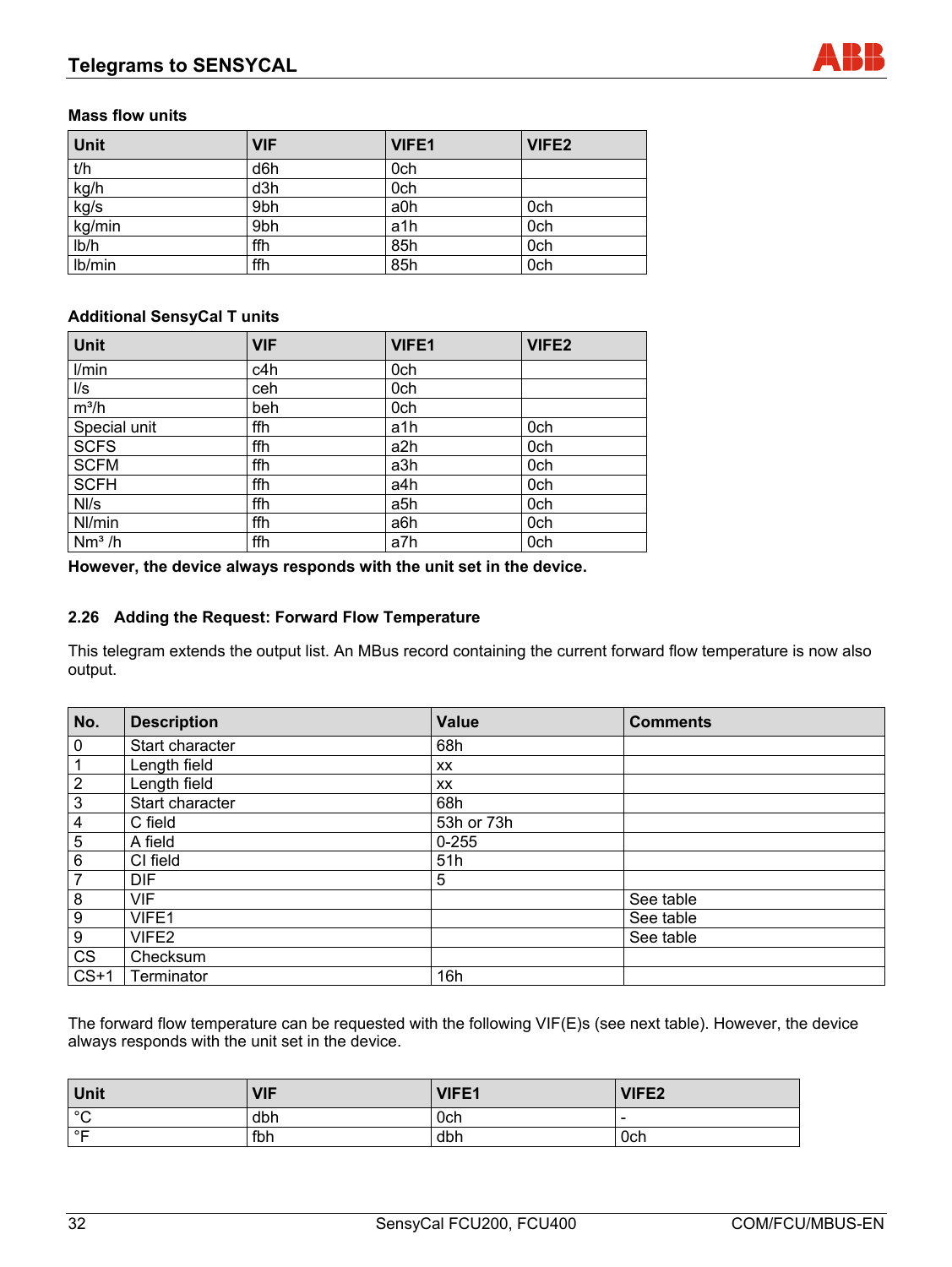**Mass flow units**

| Unit | VIF | VIFE1 | VIFE2 |
|---|---|---|---|
| t/h | d6h | 0ch | |
| kg/h | d3h | 0ch | |
| kg/s | 9bh | a0h | 0ch |
| kg/min | 9bh | a1h | 0ch |
| lb/h | ffh | 85h | 0ch |
| lb/min | ffh | 85h | 0ch |

**Additional SensyCal T units**

| Unit | VIF | VIFE1 | VIFE2 |
|---|---|---|---|
| l/min | c4h | 0ch | |
| l/s | ceh | 0ch | |
| m³/h | beh | 0ch | |
| Special unit | ffh | a1h | 0ch |
| SCFS | ffh | a2h | 0ch |
| SCFM | ffh | a3h | 0ch |
| SCFH | ffh | a4h | 0ch |
| Nl/s | ffh | a5h | 0ch |
| Nl/min | ffh | a6h | 0ch |
| Nm³ /h | ffh | a7h | 0ch |

**However, the device always responds with the unit set in the device.**

## 2.26 Adding the Request: Forward Flow Temperature

This telegram extends the output list. An MBus record containing the current forward flow temperature is now also output.

| No. | Description | Value | Comments |
|---|---|---|---|
| 0 | Start character | 68h | |
| 1 | Length field | xx | |
| 2 | Length field | xx | |
| 3 | Start character | 68h | |
| 4 | C field | 53h or 73h | |
| 5 | A field | 0-255 | |
| 6 | CI field | 51h | |
| 7 | DIF | 5 | |
| 8 | VIF | | See table |
| 9 | VIFE1 | | See table |
| 9 | VIFE2 | | See table |
| CS | Checksum | | |
| CS+1 | Terminator | 16h | |

The forward flow temperature can be requested with the following VIF(E)s (see next table). However, the device always responds with the unit set in the device.

| Unit | VIF | VIFE1 | VIFE2 |
|---|---|---|---|
| °C | dbh | 0ch | - |
| °F | fbh | dbh | 0ch |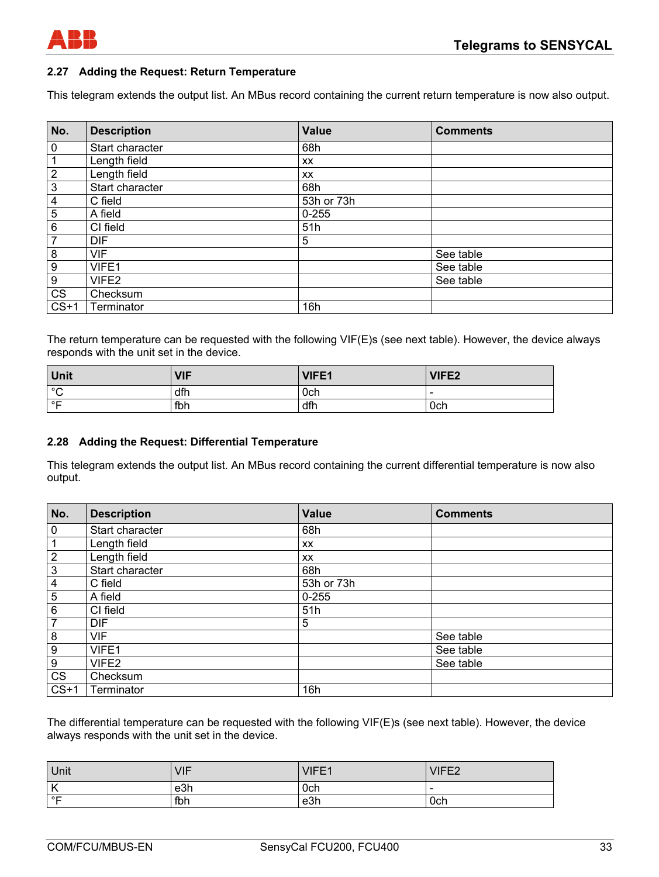## 2.27 Adding the Request: Return Temperature

This telegram extends the output list. An MBus record containing the current return temperature is now also output.

| No. | Description | Value | Comments |
|---|---|---|---|
| 0 | Start character | 68h | |
| 1 | Length field | xx | |
| 2 | Length field | xx | |
| 3 | Start character | 68h | |
| 4 | C field | 53h or 73h | |
| 5 | A field | 0-255 | |
| 6 | CI field | 51h | |
| 7 | DIF | 5 | |
| 8 | VIF | | See table |
| 9 | VIFE1 | | See table |
| 9 | VIFE2 | | See table |
| CS | Checksum | | |
| CS+1 | Terminator | 16h | |

The return temperature can be requested with the following VIF(E)s (see next table). However, the device always responds with the unit set in the device.

| Unit | VIF | VIFE1 | VIFE2 |
|---|---|---|---|
| °C | dfh | 0ch | - |
| °F | fbh | dfh | 0ch |

## 2.28 Adding the Request: Differential Temperature

This telegram extends the output list. An MBus record containing the current differential temperature is now also output.

| No. | Description | Value | Comments |
|---|---|---|---|
| 0 | Start character | 68h | |
| 1 | Length field | xx | |
| 2 | Length field | xx | |
| 3 | Start character | 68h | |
| 4 | C field | 53h or 73h | |
| 5 | A field | 0-255 | |
| 6 | CI field | 51h | |
| 7 | DIF | 5 | |
| 8 | VIF | | See table |
| 9 | VIFE1 | | See table |
| 9 | VIFE2 | | See table |
| CS | Checksum | | |
| CS+1 | Terminator | 16h | |

The differential temperature can be requested with the following VIF(E)s (see next table). However, the device always responds with the unit set in the device.

| Unit | VIF | VIFE1 | VIFE2 |
|---|---|---|---|
| K | e3h | 0ch | - |
| °F | fbh | e3h | 0ch |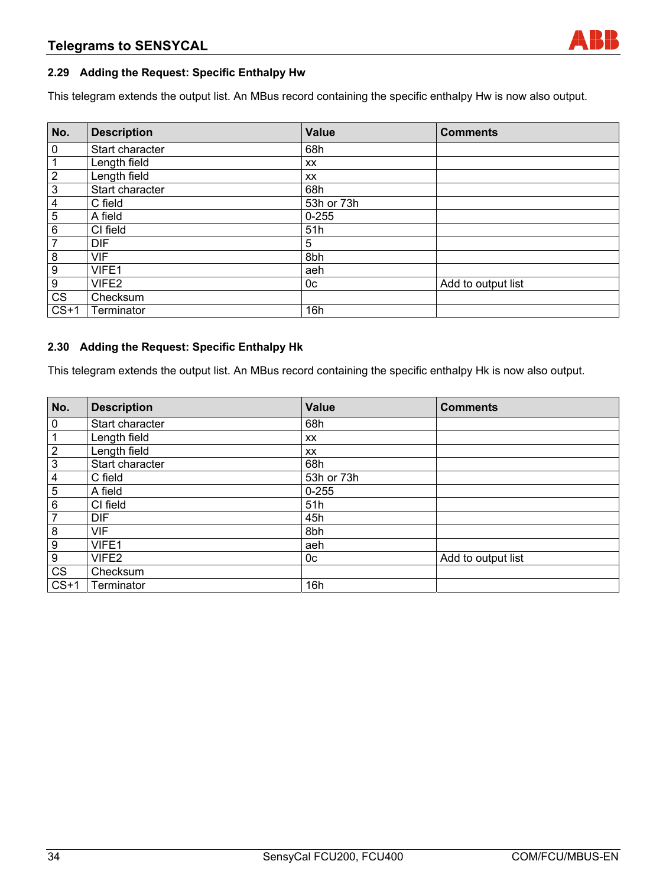## 2.29 Adding the Request: Specific Enthalpy Hw

This telegram extends the output list. An MBus record containing the specific enthalpy Hw is now also output.

| No. | Description | Value | Comments |
|---|---|---|---|
| 0 | Start character | 68h | |
| 1 | Length field | xx | |
| 2 | Length field | xx | |
| 3 | Start character | 68h | |
| 4 | C field | 53h or 73h | |
| 5 | A field | 0-255 | |
| 6 | CI field | 51h | |
| 7 | DIF | 5 | |
| 8 | VIF | 8bh | |
| 9 | VIFE1 | aeh | |
| 9 | VIFE2 | 0c | Add to output list |
| CS | Checksum | | |
| CS+1 | Terminator | 16h | |

## 2.30 Adding the Request: Specific Enthalpy Hk

This telegram extends the output list. An MBus record containing the specific enthalpy Hk is now also output.

| No. | Description | Value | Comments |
|---|---|---|---|
| 0 | Start character | 68h | |
| 1 | Length field | xx | |
| 2 | Length field | xx | |
| 3 | Start character | 68h | |
| 4 | C field | 53h or 73h | |
| 5 | A field | 0-255 | |
| 6 | CI field | 51h | |
| 7 | DIF | 45h | |
| 8 | VIF | 8bh | |
| 9 | VIFE1 | aeh | |
| 9 | VIFE2 | 0c | Add to output list |
| CS | Checksum | | |
| CS+1 | Terminator | 16h | |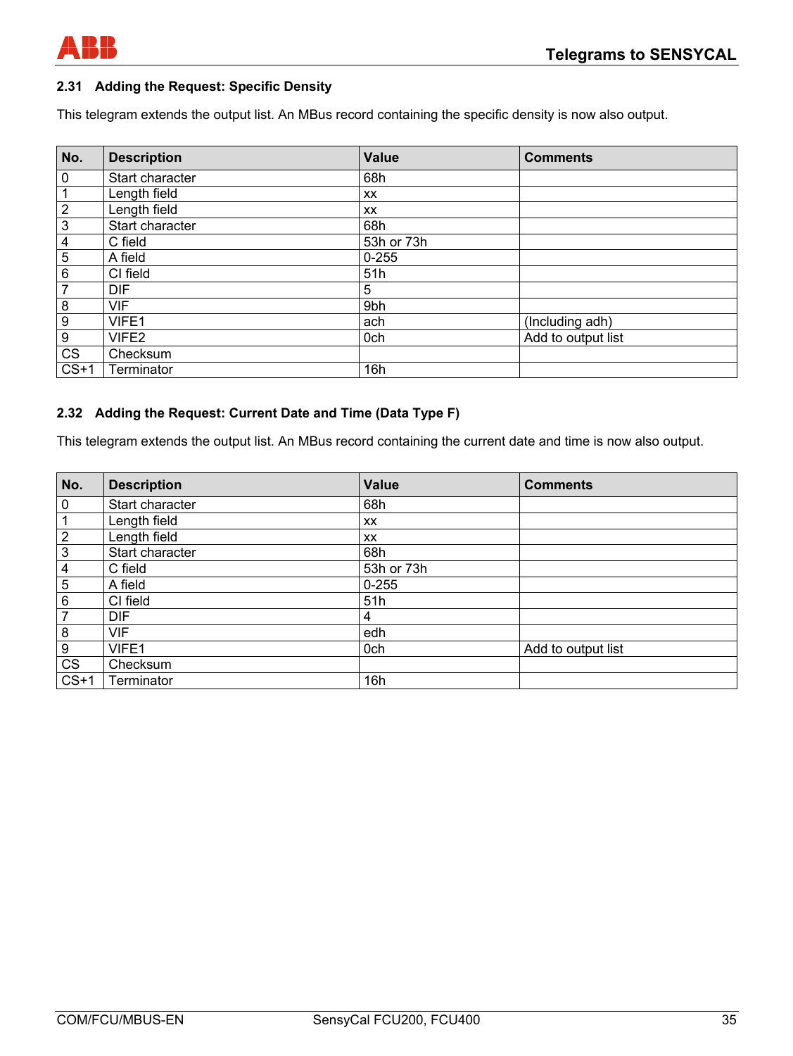## 2.31 Adding the Request: Specific Density

This telegram extends the output list. An MBus record containing the specific density is now also output.

| No. | Description | Value | Comments |
|---|---|---|---|
| 0 | Start character | 68h | |
| 1 | Length field | xx | |
| 2 | Length field | xx | |
| 3 | Start character | 68h | |
| 4 | C field | 53h or 73h | |
| 5 | A field | 0-255 | |
| 6 | CI field | 51h | |
| 7 | DIF | 5 | |
| 8 | VIF | 9bh | |
| 9 | VIFE1 | ach | (Including adh) |
| 9 | VIFE2 | 0ch | Add to output list |
| CS | Checksum | | |
| CS+1 | Terminator | 16h | |

## 2.32 Adding the Request: Current Date and Time (Data Type F)

This telegram extends the output list. An MBus record containing the current date and time is now also output.

| No. | Description | Value | Comments |
|---|---|---|---|
| 0 | Start character | 68h | |
| 1 | Length field | xx | |
| 2 | Length field | xx | |
| 3 | Start character | 68h | |
| 4 | C field | 53h or 73h | |
| 5 | A field | 0-255 | |
| 6 | CI field | 51h | |
| 7 | DIF | 4 | |
| 8 | VIF | edh | |
| 9 | VIFE1 | 0ch | Add to output list |
| CS | Checksum | | |
| CS+1 | Terminator | 16h | |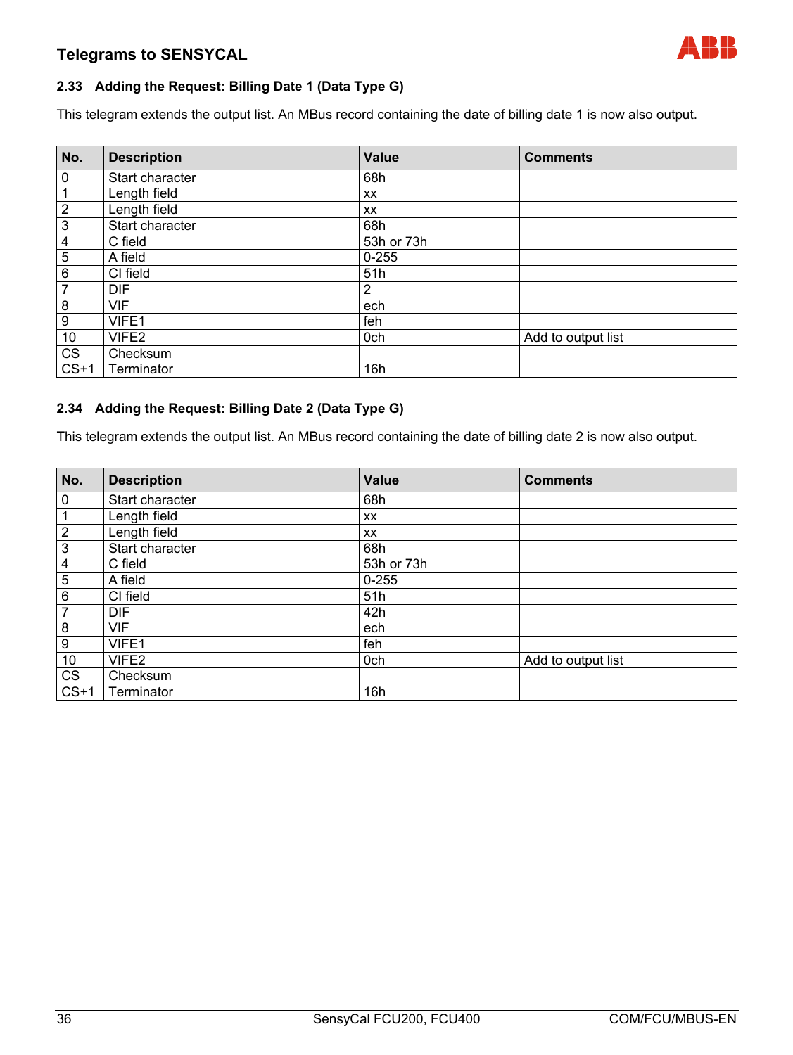### 2.33 Adding the Request: Billing Date 1 (Data Type G)

This telegram extends the output list. An MBus record containing the date of billing date 1 is now also output.

| No. | Description | Value | Comments |
|---|---|---|---|
| 0 | Start character | 68h | |
| 1 | Length field | xx | |
| 2 | Length field | xx | |
| 3 | Start character | 68h | |
| 4 | C field | 53h or 73h | |
| 5 | A field | 0-255 | |
| 6 | CI field | 51h | |
| 7 | DIF | 2 | |
| 8 | VIF | ech | |
| 9 | VIFE1 | feh | |
| 10 | VIFE2 | 0ch | Add to output list |
| CS | Checksum | | |
| CS+1 | Terminator | 16h | |

### 2.34 Adding the Request: Billing Date 2 (Data Type G)

This telegram extends the output list. An MBus record containing the date of billing date 2 is now also output.

| No. | Description | Value | Comments |
|---|---|---|---|
| 0 | Start character | 68h | |
| 1 | Length field | xx | |
| 2 | Length field | xx | |
| 3 | Start character | 68h | |
| 4 | C field | 53h or 73h | |
| 5 | A field | 0-255 | |
| 6 | CI field | 51h | |
| 7 | DIF | 42h | |
| 8 | VIF | ech | |
| 9 | VIFE1 | feh | |
| 10 | VIFE2 | 0ch | Add to output list |
| CS | Checksum | | |
| CS+1 | Terminator | 16h | |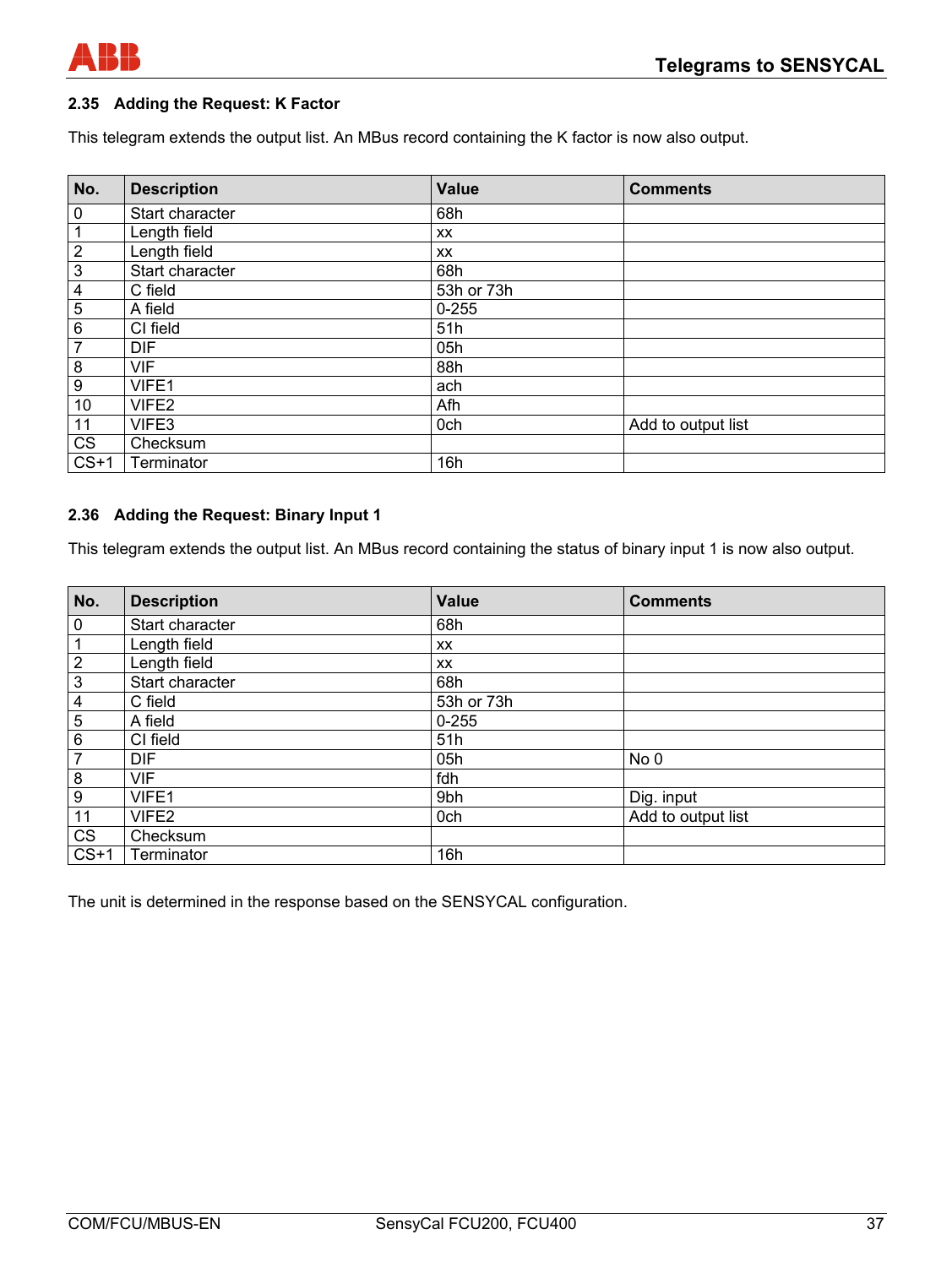## 2.35 Adding the Request: K Factor

This telegram extends the output list. An MBus record containing the K factor is now also output.

| No. | Description | Value | Comments |
|---|---|---|---|
| 0 | Start character | 68h | |
| 1 | Length field | xx | |
| 2 | Length field | xx | |
| 3 | Start character | 68h | |
| 4 | C field | 53h or 73h | |
| 5 | A field | 0-255 | |
| 6 | CI field | 51h | |
| 7 | DIF | 05h | |
| 8 | VIF | 88h | |
| 9 | VIFE1 | ach | |
| 10 | VIFE2 | Afh | |
| 11 | VIFE3 | 0ch | Add to output list |
| CS | Checksum | | |
| CS+1 | Terminator | 16h | |

## 2.36 Adding the Request: Binary Input 1

This telegram extends the output list. An MBus record containing the status of binary input 1 is now also output.

| No. | Description | Value | Comments |
|---|---|---|---|
| 0 | Start character | 68h | |
| 1 | Length field | xx | |
| 2 | Length field | xx | |
| 3 | Start character | 68h | |
| 4 | C field | 53h or 73h | |
| 5 | A field | 0-255 | |
| 6 | CI field | 51h | |
| 7 | DIF | 05h | No 0 |
| 8 | VIF | fdh | |
| 9 | VIFE1 | 9bh | Dig. input |
| 11 | VIFE2 | 0ch | Add to output list |
| CS | Checksum | | |
| CS+1 | Terminator | 16h | |

The unit is determined in the response based on the SENSYCAL configuration.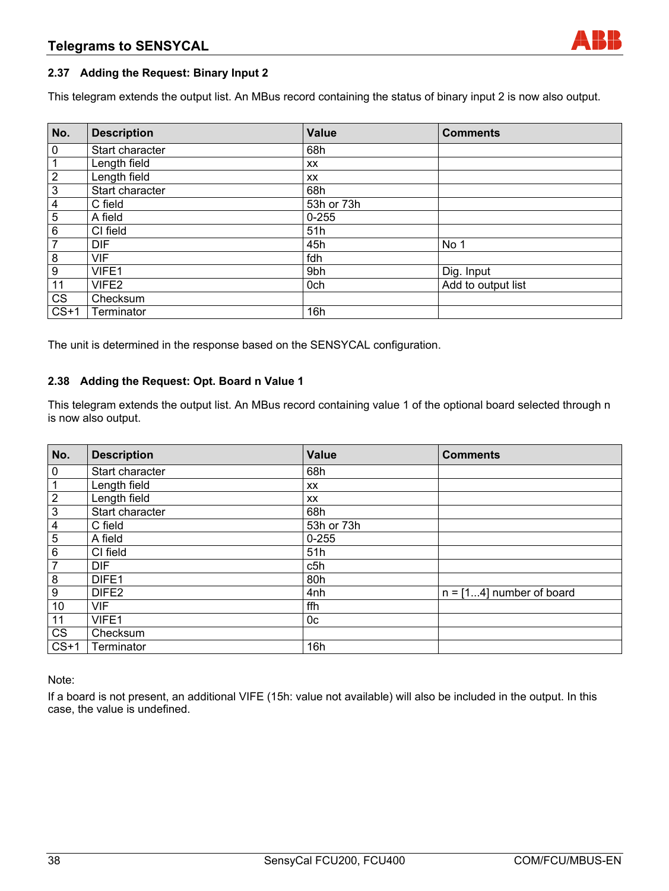### 2.37 Adding the Request: Binary Input 2

This telegram extends the output list. An MBus record containing the status of binary input 2 is now also output.

| No. | Description | Value | Comments |
|---|---|---|---|
| 0 | Start character | 68h | |
| 1 | Length field | xx | |
| 2 | Length field | xx | |
| 3 | Start character | 68h | |
| 4 | C field | 53h or 73h | |
| 5 | A field | 0-255 | |
| 6 | CI field | 51h | |
| 7 | DIF | 45h | No 1 |
| 8 | VIF | fdh | |
| 9 | VIFE1 | 9bh | Dig. Input |
| 11 | VIFE2 | 0ch | Add to output list |
| CS | Checksum | | |
| CS+1 | Terminator | 16h | |

The unit is determined in the response based on the SENSYCAL configuration.

### 2.38 Adding the Request: Opt. Board n Value 1

This telegram extends the output list. An MBus record containing value 1 of the optional board selected through n is now also output.

| No. | Description | Value | Comments |
|---|---|---|---|
| 0 | Start character | 68h | |
| 1 | Length field | xx | |
| 2 | Length field | xx | |
| 3 | Start character | 68h | |
| 4 | C field | 53h or 73h | |
| 5 | A field | 0-255 | |
| 6 | CI field | 51h | |
| 7 | DIF | c5h | |
| 8 | DIFE1 | 80h | |
| 9 | DIFE2 | 4nh | n = [1...4] number of board |
| 10 | VIF | ffh | |
| 11 | VIFE1 | 0c | |
| CS | Checksum | | |
| CS+1 | Terminator | 16h | |

Note:

If a board is not present, an additional VIFE (15h: value not available) will also be included in the output. In this case, the value is undefined.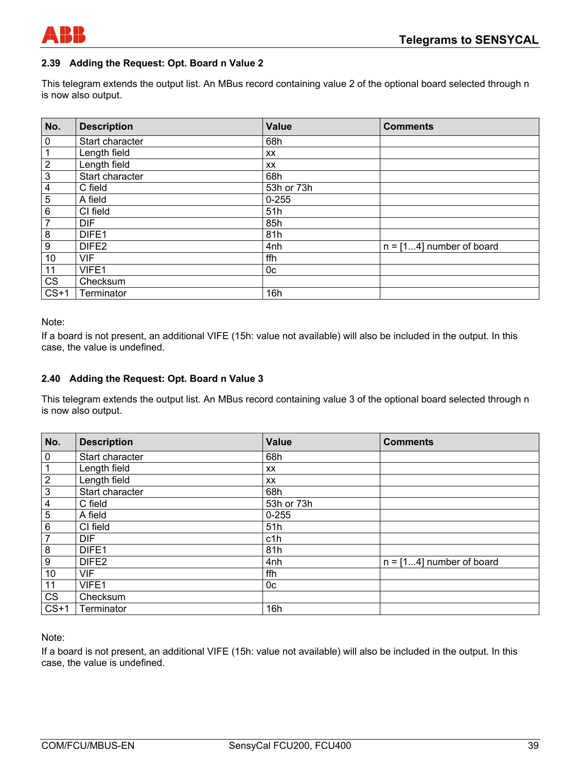## 2.39 Adding the Request: Opt. Board n Value 2

This telegram extends the output list. An MBus record containing value 2 of the optional board selected through n is now also output.

| No. | Description | Value | Comments |
|---|---|---|---|
| 0 | Start character | 68h | |
| 1 | Length field | xx | |
| 2 | Length field | xx | |
| 3 | Start character | 68h | |
| 4 | C field | 53h or 73h | |
| 5 | A field | 0-255 | |
| 6 | CI field | 51h | |
| 7 | DIF | 85h | |
| 8 | DIFE1 | 81h | |
| 9 | DIFE2 | 4nh | n = [1...4] number of board |
| 10 | VIF | ffh | |
| 11 | VIFE1 | 0c | |
| CS | Checksum | | |
| CS+1 | Terminator | 16h | |

Note:

If a board is not present, an additional VIFE (15h: value not available) will also be included in the output. In this case, the value is undefined.

## 2.40 Adding the Request: Opt. Board n Value 3

This telegram extends the output list. An MBus record containing value 3 of the optional board selected through n is now also output.

| No. | Description | Value | Comments |
|---|---|---|---|
| 0 | Start character | 68h | |
| 1 | Length field | xx | |
| 2 | Length field | xx | |
| 3 | Start character | 68h | |
| 4 | C field | 53h or 73h | |
| 5 | A field | 0-255 | |
| 6 | CI field | 51h | |
| 7 | DIF | c1h | |
| 8 | DIFE1 | 81h | |
| 9 | DIFE2 | 4nh | n = [1...4] number of board |
| 10 | VIF | ffh | |
| 11 | VIFE1 | 0c | |
| CS | Checksum | | |
| CS+1 | Terminator | 16h | |

Note:

If a board is not present, an additional VIFE (15h: value not available) will also be included in the output. In this case, the value is undefined.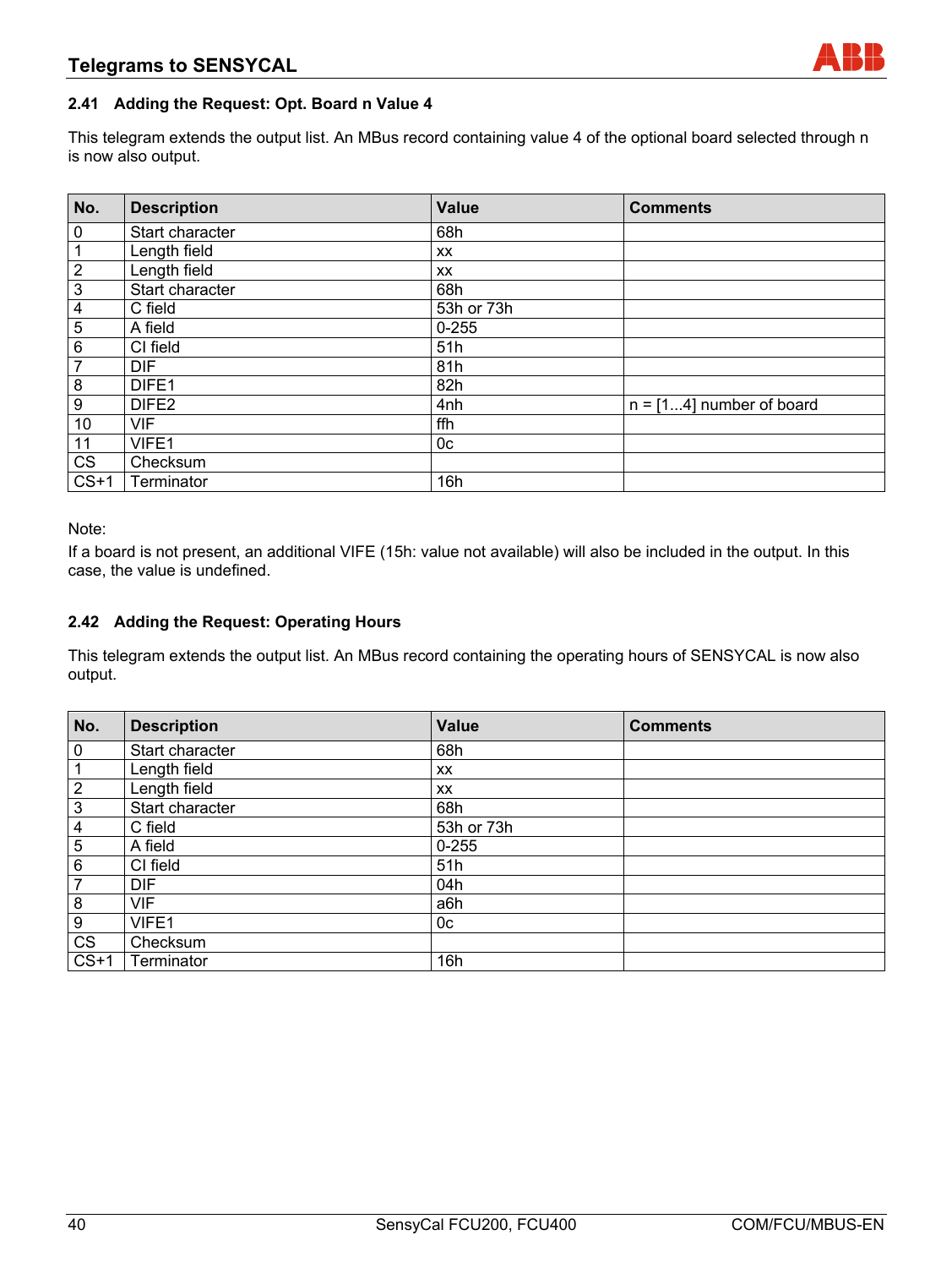## 2.41 Adding the Request: Opt. Board n Value 4

This telegram extends the output list. An MBus record containing value 4 of the optional board selected through n is now also output.

| No. | Description | Value | Comments |
|---|---|---|---|
| 0 | Start character | 68h | |
| 1 | Length field | xx | |
| 2 | Length field | xx | |
| 3 | Start character | 68h | |
| 4 | C field | 53h or 73h | |
| 5 | A field | 0-255 | |
| 6 | CI field | 51h | |
| 7 | DIF | 81h | |
| 8 | DIFE1 | 82h | |
| 9 | DIFE2 | 4nh | n = [1...4] number of board |
| 10 | VIF | ffh | |
| 11 | VIFE1 | 0c | |
| CS | Checksum | | |
| CS+1 | Terminator | 16h | |

Note:

If a board is not present, an additional VIFE (15h: value not available) will also be included in the output. In this case, the value is undefined.

## 2.42 Adding the Request: Operating Hours

This telegram extends the output list. An MBus record containing the operating hours of SENSYCAL is now also output.

| No. | Description | Value | Comments |
|---|---|---|---|
| 0 | Start character | 68h | |
| 1 | Length field | xx | |
| 2 | Length field | xx | |
| 3 | Start character | 68h | |
| 4 | C field | 53h or 73h | |
| 5 | A field | 0-255 | |
| 6 | CI field | 51h | |
| 7 | DIF | 04h | |
| 8 | VIF | a6h | |
| 9 | VIFE1 | 0c | |
| CS | Checksum | | |
| CS+1 | Terminator | 16h | |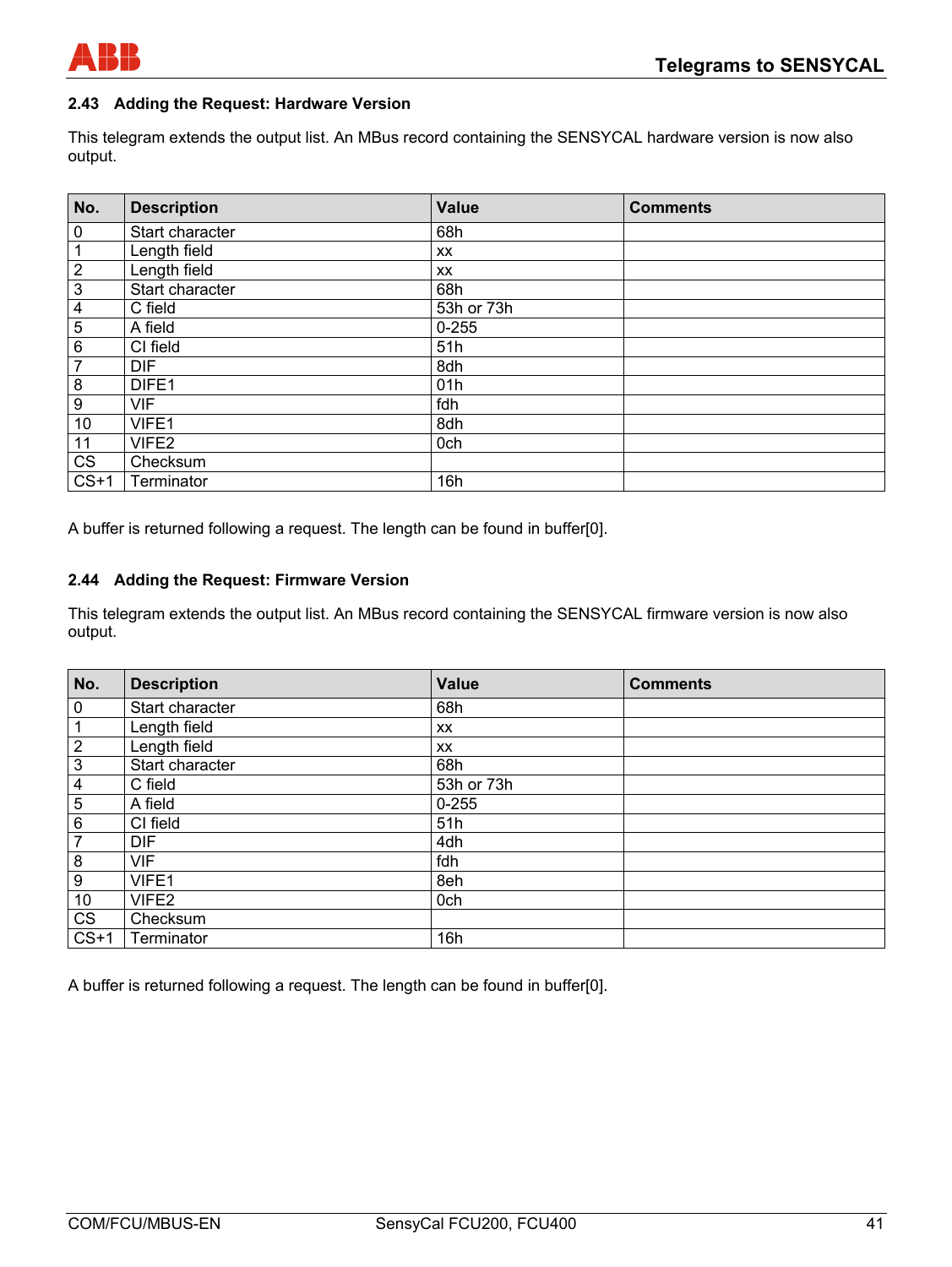## 2.43 Adding the Request: Hardware Version

This telegram extends the output list. An MBus record containing the SENSYCAL hardware version is now also output.

| No. | Description | Value | Comments |
|---|---|---|---|
| 0 | Start character | 68h | |
| 1 | Length field | xx | |
| 2 | Length field | xx | |
| 3 | Start character | 68h | |
| 4 | C field | 53h or 73h | |
| 5 | A field | 0-255 | |
| 6 | CI field | 51h | |
| 7 | DIF | 8dh | |
| 8 | DIFE1 | 01h | |
| 9 | VIF | fdh | |
| 10 | VIFE1 | 8dh | |
| 11 | VIFE2 | 0ch | |
| CS | Checksum | | |
| CS+1 | Terminator | 16h | |

A buffer is returned following a request. The length can be found in buffer[0].

## 2.44 Adding the Request: Firmware Version

This telegram extends the output list. An MBus record containing the SENSYCAL firmware version is now also output.

| No. | Description | Value | Comments |
|---|---|---|---|
| 0 | Start character | 68h | |
| 1 | Length field | xx | |
| 2 | Length field | xx | |
| 3 | Start character | 68h | |
| 4 | C field | 53h or 73h | |
| 5 | A field | 0-255 | |
| 6 | CI field | 51h | |
| 7 | DIF | 4dh | |
| 8 | VIF | fdh | |
| 9 | VIFE1 | 8eh | |
| 10 | VIFE2 | 0ch | |
| CS | Checksum | | |
| CS+1 | Terminator | 16h | |

A buffer is returned following a request. The length can be found in buffer[0].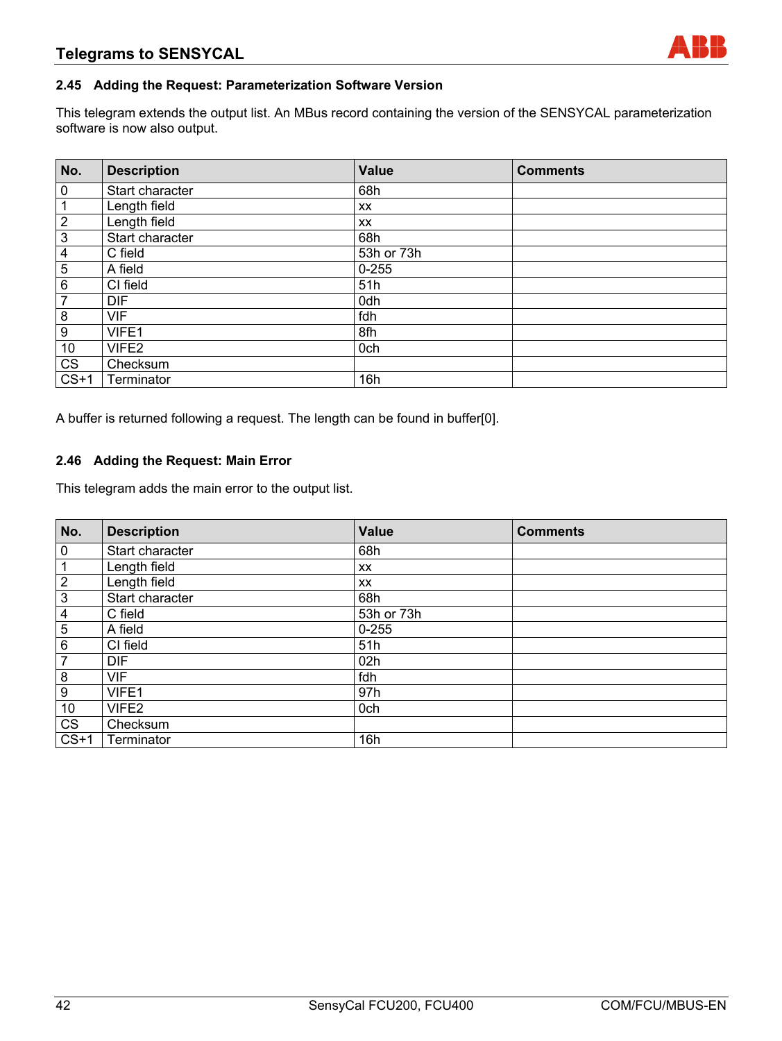### 2.45 Adding the Request: Parameterization Software Version

This telegram extends the output list. An MBus record containing the version of the SENSYCAL parameterization software is now also output.

| No. | Description | Value | Comments |
|---|---|---|---|
| 0 | Start character | 68h | |
| 1 | Length field | xx | |
| 2 | Length field | xx | |
| 3 | Start character | 68h | |
| 4 | C field | 53h or 73h | |
| 5 | A field | 0-255 | |
| 6 | CI field | 51h | |
| 7 | DIF | 0dh | |
| 8 | VIF | fdh | |
| 9 | VIFE1 | 8fh | |
| 10 | VIFE2 | 0ch | |
| CS | Checksum | | |
| CS+1 | Terminator | 16h | |

A buffer is returned following a request. The length can be found in buffer[0].

### 2.46 Adding the Request: Main Error

This telegram adds the main error to the output list.

| No. | Description | Value | Comments |
|---|---|---|---|
| 0 | Start character | 68h | |
| 1 | Length field | xx | |
| 2 | Length field | xx | |
| 3 | Start character | 68h | |
| 4 | C field | 53h or 73h | |
| 5 | A field | 0-255 | |
| 6 | CI field | 51h | |
| 7 | DIF | 02h | |
| 8 | VIF | fdh | |
| 9 | VIFE1 | 97h | |
| 10 | VIFE2 | 0ch | |
| CS | Checksum | | |
| CS+1 | Terminator | 16h | |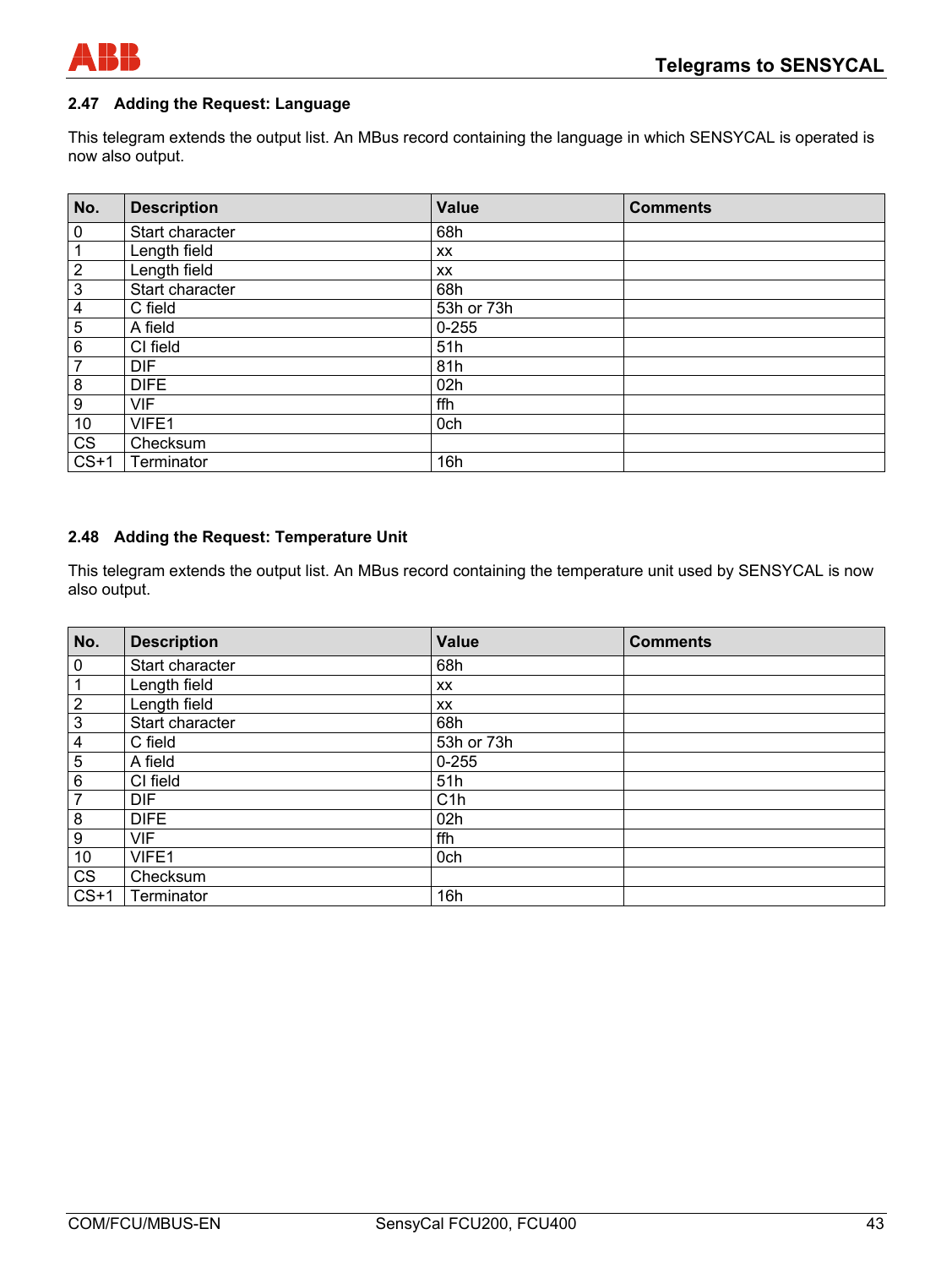## 2.47 Adding the Request: Language

This telegram extends the output list. An MBus record containing the language in which SENSYCAL is operated is now also output.

| No. | Description | Value | Comments |
|---|---|---|---|
| 0 | Start character | 68h | |
| 1 | Length field | xx | |
| 2 | Length field | xx | |
| 3 | Start character | 68h | |
| 4 | C field | 53h or 73h | |
| 5 | A field | 0-255 | |
| 6 | CI field | 51h | |
| 7 | DIF | 81h | |
| 8 | DIFE | 02h | |
| 9 | VIF | ffh | |
| 10 | VIFE1 | 0ch | |
| CS | Checksum | | |
| CS+1 | Terminator | 16h | |

## 2.48 Adding the Request: Temperature Unit

This telegram extends the output list. An MBus record containing the temperature unit used by SENSYCAL is now also output.

| No. | Description | Value | Comments |
|---|---|---|---|
| 0 | Start character | 68h | |
| 1 | Length field | xx | |
| 2 | Length field | xx | |
| 3 | Start character | 68h | |
| 4 | C field | 53h or 73h | |
| 5 | A field | 0-255 | |
| 6 | CI field | 51h | |
| 7 | DIF | C1h | |
| 8 | DIFE | 02h | |
| 9 | VIF | ffh | |
| 10 | VIFE1 | 0ch | |
| CS | Checksum | | |
| CS+1 | Terminator | 16h | |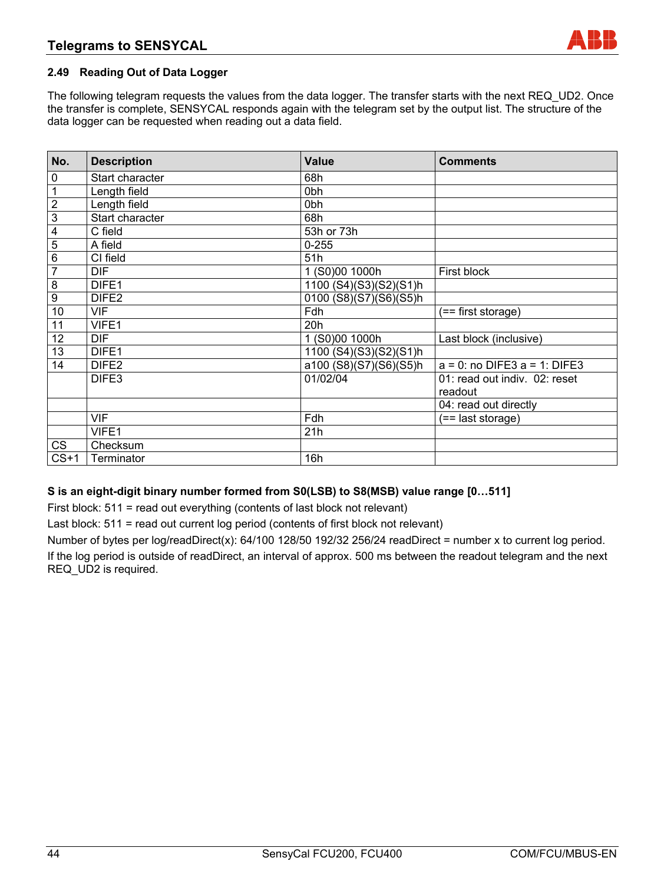## 2.49 Reading Out of Data Logger

The following telegram requests the values from the data logger. The transfer starts with the next REQ_UD2. Once the transfer is complete, SENSYCAL responds again with the telegram set by the output list. The structure of the data logger can be requested when reading out a data field.

| No. | Description | Value | Comments |
|---|---|---|---|
| 0 | Start character | 68h | |
| 1 | Length field | 0bh | |
| 2 | Length field | 0bh | |
| 3 | Start character | 68h | |
| 4 | C field | 53h or 73h | |
| 5 | A field | 0-255 | |
| 6 | CI field | 51h | |
| 7 | DIF | 1 (S0)00 1000h | First block |
| 8 | DIFE1 | 1100 (S4)(S3)(S2)(S1)h | |
| 9 | DIFE2 | 0100 (S8)(S7)(S6)(S5)h | |
| 10 | VIF | Fdh | (== first storage) |
| 11 | VIFE1 | 20h | |
| 12 | DIF | 1 (S0)00 1000h | Last block (inclusive) |
| 13 | DIFE1 | 1100 (S4)(S3)(S2)(S1)h | |
| 14 | DIFE2 | a100 (S8)(S7)(S6)(S5)h | a = 0: no DIFE3 a = 1: DIFE3 |
| | DIFE3 | 01/02/04 | 01: read out indiv. 02: reset readout |
| | | | 04: read out directly |
| | VIF | Fdh | (== last storage) |
| | VIFE1 | 21h | |
| CS | Checksum | | |
| CS+1 | Terminator | 16h | |

**S is an eight-digit binary number formed from S0(LSB) to S8(MSB) value range [0…511]**

First block: 511 = read out everything (contents of last block not relevant)

Last block: 511 = read out current log period (contents of first block not relevant)

Number of bytes per log/readDirect(x): 64/100 128/50 192/32 256/24 readDirect = number x to current log period.

If the log period is outside of readDirect, an interval of approx. 500 ms between the readout telegram and the next REQ_UD2 is required.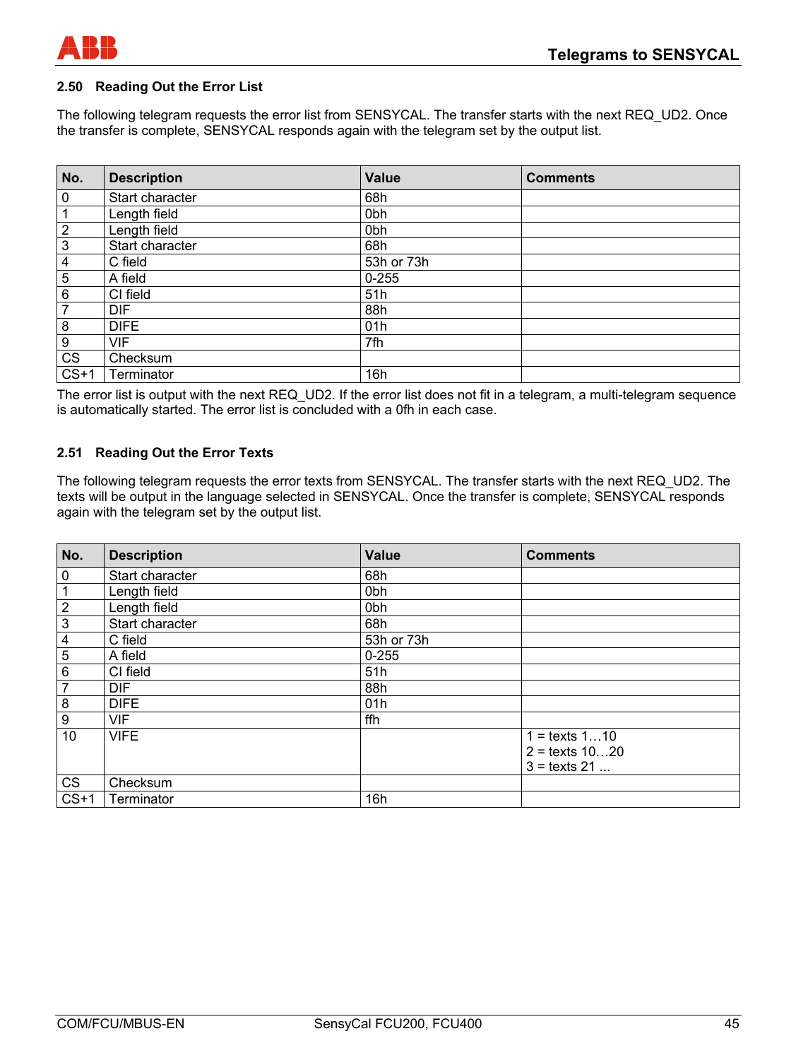## 2.50 Reading Out the Error List

The following telegram requests the error list from SENSYCAL. The transfer starts with the next REQ_UD2. Once the transfer is complete, SENSYCAL responds again with the telegram set by the output list.

| No. | Description | Value | Comments |
|---|---|---|---|
| 0 | Start character | 68h | |
| 1 | Length field | 0bh | |
| 2 | Length field | 0bh | |
| 3 | Start character | 68h | |
| 4 | C field | 53h or 73h | |
| 5 | A field | 0-255 | |
| 6 | CI field | 51h | |
| 7 | DIF | 88h | |
| 8 | DIFE | 01h | |
| 9 | VIF | 7fh | |
| CS | Checksum | | |
| CS+1 | Terminator | 16h | |

The error list is output with the next REQ_UD2. If the error list does not fit in a telegram, a multi-telegram sequence is automatically started. The error list is concluded with a 0fh in each case.

## 2.51 Reading Out the Error Texts

The following telegram requests the error texts from SENSYCAL. The transfer starts with the next REQ_UD2. The texts will be output in the language selected in SENSYCAL. Once the transfer is complete, SENSYCAL responds again with the telegram set by the output list.

| No. | Description | Value | Comments |
|---|---|---|---|
| 0 | Start character | 68h | |
| 1 | Length field | 0bh | |
| 2 | Length field | 0bh | |
| 3 | Start character | 68h | |
| 4 | C field | 53h or 73h | |
| 5 | A field | 0-255 | |
| 6 | CI field | 51h | |
| 7 | DIF | 88h | |
| 8 | DIFE | 01h | |
| 9 | VIF | ffh | |
| 10 | VIFE | | 1 = texts 1…10<br>2 = texts 10…20<br>3 = texts 21 ... |
| CS | Checksum | | |
| CS+1 | Terminator | 16h | |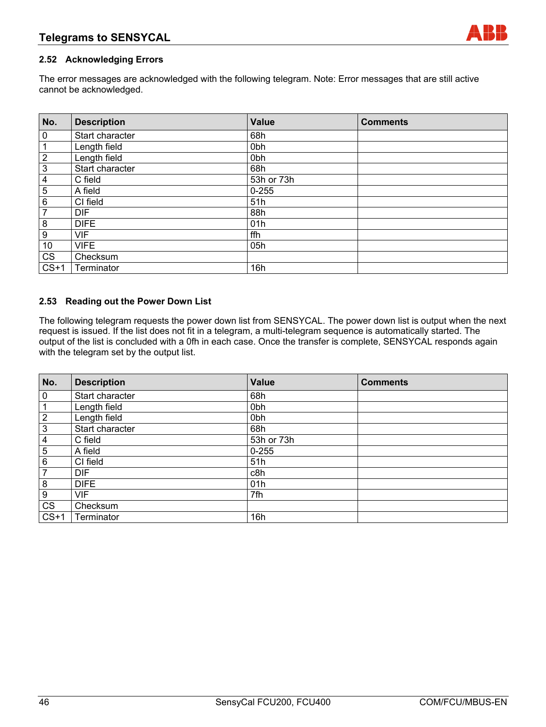## 2.52 Acknowledging Errors

The error messages are acknowledged with the following telegram. Note: Error messages that are still active cannot be acknowledged.

| No. | Description | Value | Comments |
|---|---|---|---|
| 0 | Start character | 68h | |
| 1 | Length field | 0bh | |
| 2 | Length field | 0bh | |
| 3 | Start character | 68h | |
| 4 | C field | 53h or 73h | |
| 5 | A field | 0-255 | |
| 6 | CI field | 51h | |
| 7 | DIF | 88h | |
| 8 | DIFE | 01h | |
| 9 | VIF | ffh | |
| 10 | VIFE | 05h | |
| CS | Checksum | | |
| CS+1 | Terminator | 16h | |

## 2.53 Reading out the Power Down List

The following telegram requests the power down list from SENSYCAL. The power down list is output when the next request is issued. If the list does not fit in a telegram, a multi-telegram sequence is automatically started. The output of the list is concluded with a 0fh in each case. Once the transfer is complete, SENSYCAL responds again with the telegram set by the output list.

| No. | Description | Value | Comments |
|---|---|---|---|
| 0 | Start character | 68h | |
| 1 | Length field | 0bh | |
| 2 | Length field | 0bh | |
| 3 | Start character | 68h | |
| 4 | C field | 53h or 73h | |
| 5 | A field | 0-255 | |
| 6 | CI field | 51h | |
| 7 | DIF | c8h | |
| 8 | DIFE | 01h | |
| 9 | VIF | 7fh | |
| CS | Checksum | | |
| CS+1 | Terminator | 16h | |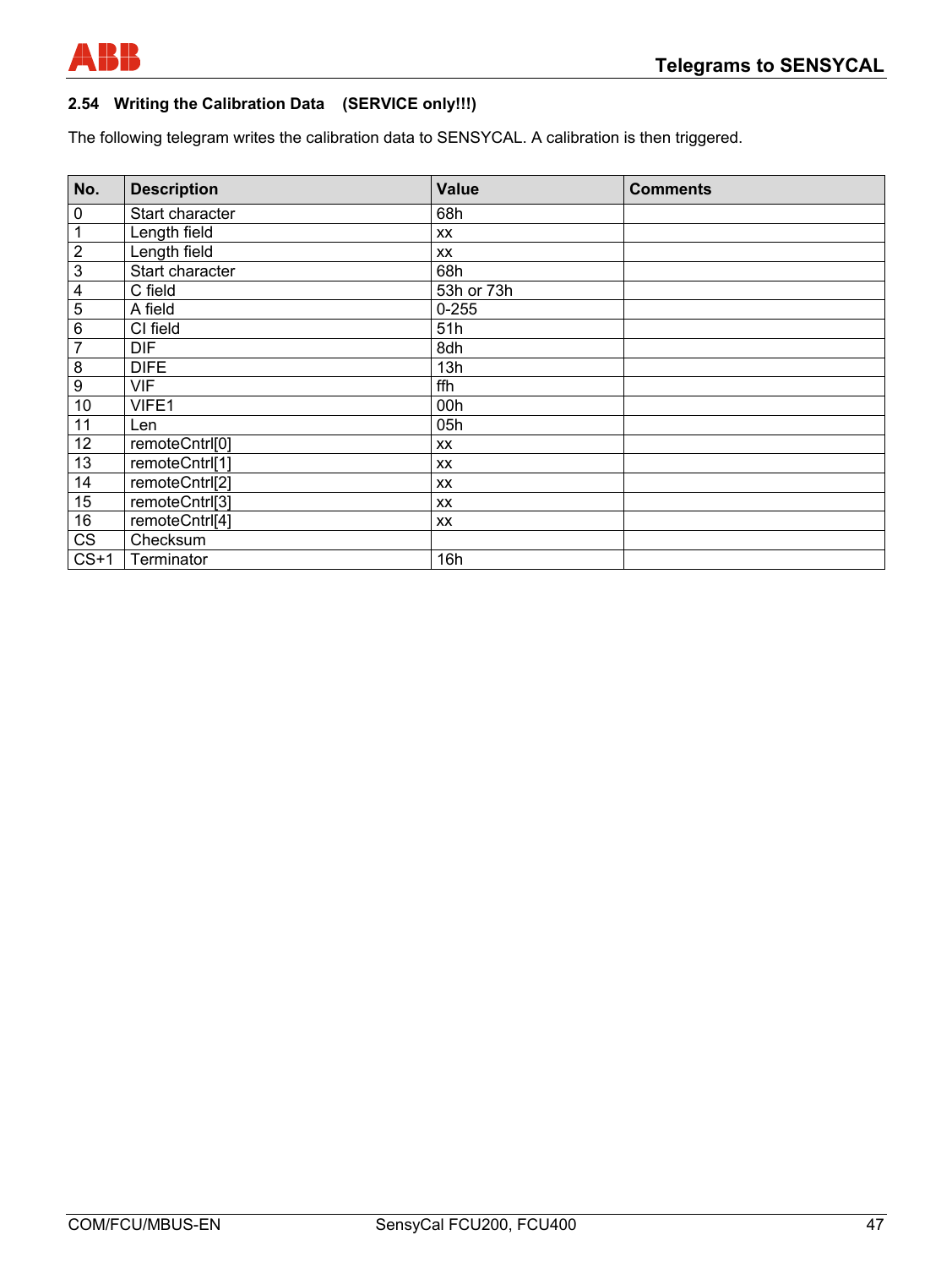## 2.54 Writing the Calibration Data (SERVICE only!!!)

The following telegram writes the calibration data to SENSYCAL. A calibration is then triggered.

| No. | Description | Value | Comments |
|---|---|---|---|
| 0 | Start character | 68h | |
| 1 | Length field | xx | |
| 2 | Length field | xx | |
| 3 | Start character | 68h | |
| 4 | C field | 53h or 73h | |
| 5 | A field | 0-255 | |
| 6 | CI field | 51h | |
| 7 | DIF | 8dh | |
| 8 | DIFE | 13h | |
| 9 | VIF | ffh | |
| 10 | VIFE1 | 00h | |
| 11 | Len | 05h | |
| 12 | remoteCntrl[0] | xx | |
| 13 | remoteCntrl[1] | xx | |
| 14 | remoteCntrl[2] | xx | |
| 15 | remoteCntrl[3] | xx | |
| 16 | remoteCntrl[4] | xx | |
| CS | Checksum | | |
| CS+1 | Terminator | 16h | |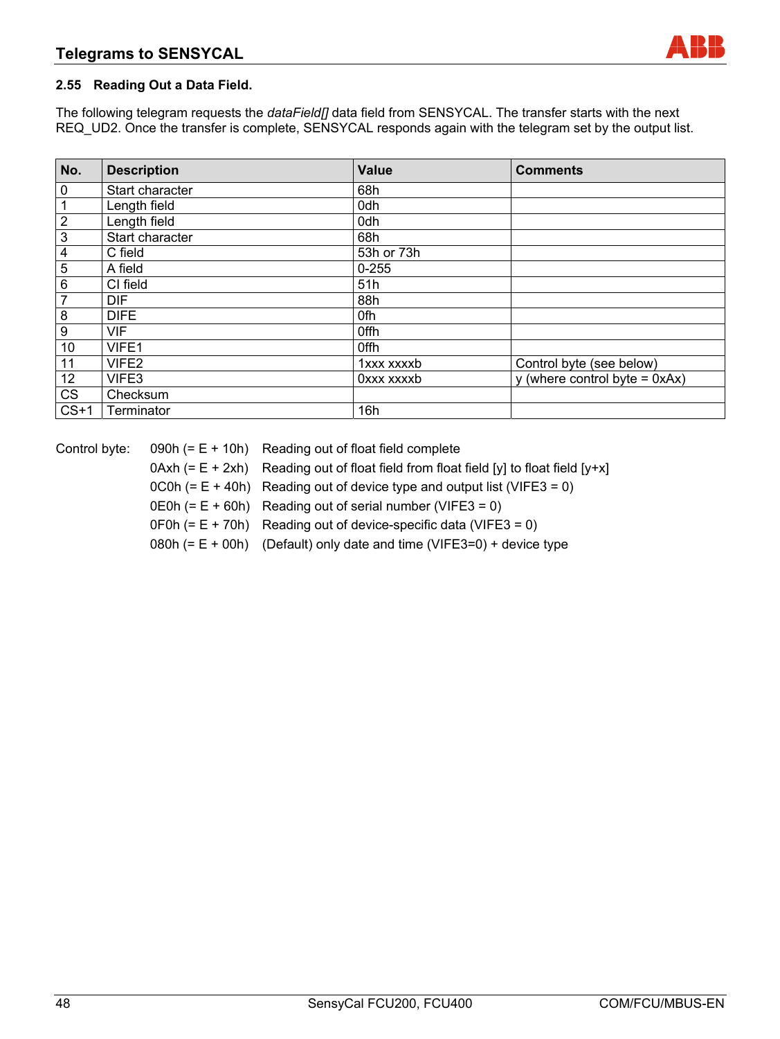## 2.55 Reading Out a Data Field.

The following telegram requests the *dataField[]* data field from SENSYCAL. The transfer starts with the next REQ_UD2. Once the transfer is complete, SENSYCAL responds again with the telegram set by the output list.

| No. | Description | Value | Comments |
|---|---|---|---|
| 0 | Start character | 68h | |
| 1 | Length field | 0dh | |
| 2 | Length field | 0dh | |
| 3 | Start character | 68h | |
| 4 | C field | 53h or 73h | |
| 5 | A field | 0-255 | |
| 6 | CI field | 51h | |
| 7 | DIF | 88h | |
| 8 | DIFE | 0fh | |
| 9 | VIF | 0ffh | |
| 10 | VIFE1 | 0ffh | |
| 11 | VIFE2 | 1xxx xxxxb | Control byte (see below) |
| 12 | VIFE3 | 0xxx xxxxb | y (where control byte = 0xAx) |
| CS | Checksum | | |
| CS+1 | Terminator | 16h | |

Control byte:

| | | |
|---|---|---|
| 090h (= E + 10h) | Reading out of float field complete |
| 0Axh (= E + 2xh) | Reading out of float field from float field [y] to float field [y+x] |
| 0C0h (= E + 40h) | Reading out of device type and output list (VIFE3 = 0) |
| 0E0h (= E + 60h) | Reading out of serial number (VIFE3 = 0) |
| 0F0h (= E + 70h) | Reading out of device-specific data (VIFE3 = 0) |
| 080h (= E + 00h) | (Default) only date and time (VIFE3=0) + device type |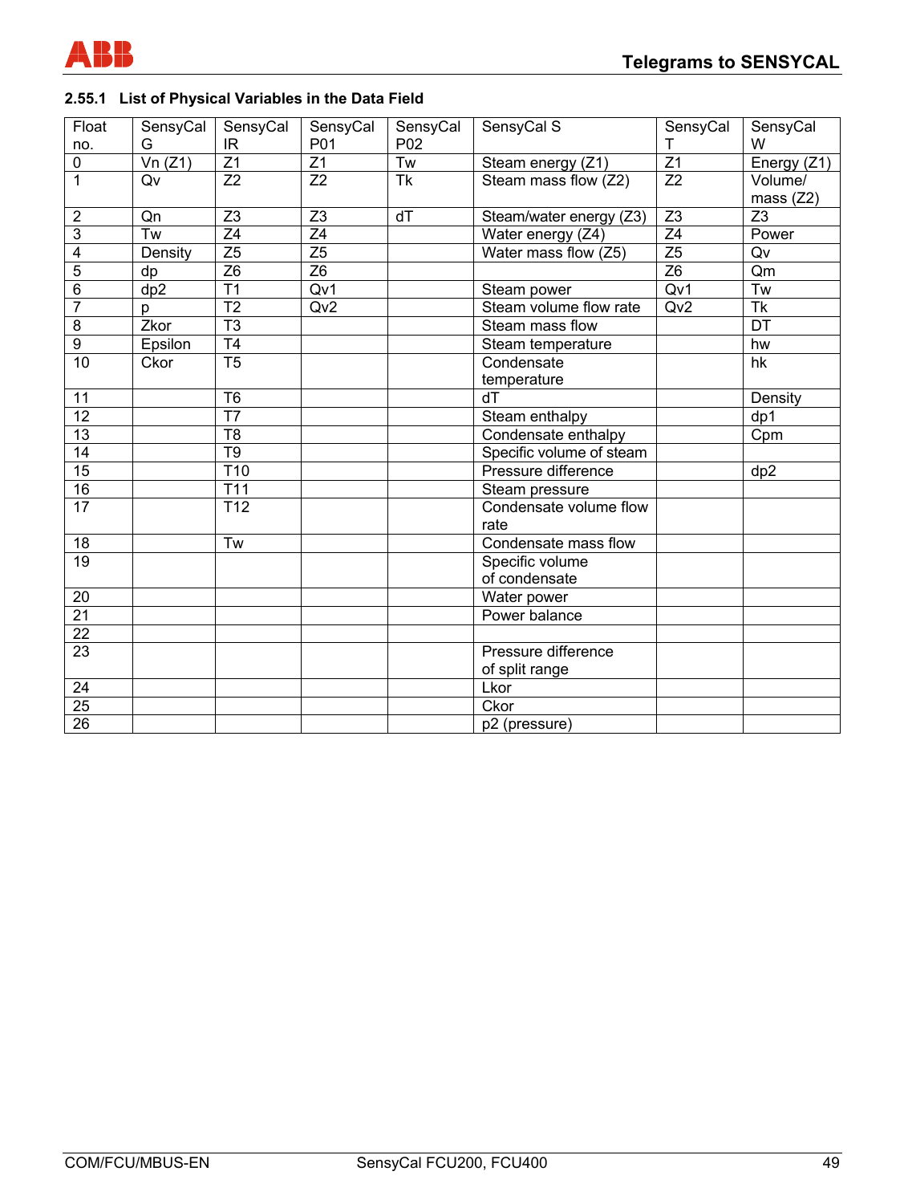## 2.55.1 List of Physical Variables in the Data Field

| Float no. | SensyCal G | SensyCal IR | SensyCal P01 | SensyCal P02 | SensyCal S | SensyCal T | SensyCal W |
|---|---|---|---|---|---|---|---|
| 0 | Vn (Z1) | Z1 | Z1 | Tw | Steam energy (Z1) | Z1 | Energy (Z1) |
| 1 | Qv | Z2 | Z2 | Tk | Steam mass flow (Z2) | Z2 | Volume/ mass (Z2) |
| 2 | Qn | Z3 | Z3 | dT | Steam/water energy (Z3) | Z3 | Z3 |
| 3 | Tw | Z4 | Z4 | | Water energy (Z4) | Z4 | Power |
| 4 | Density | Z5 | Z5 | | Water mass flow (Z5) | Z5 | Qv |
| 5 | dp | Z6 | Z6 | | | Z6 | Qm |
| 6 | dp2 | T1 | Qv1 | | Steam power | Qv1 | Tw |
| 7 | p | T2 | Qv2 | | Steam volume flow rate | Qv2 | Tk |
| 8 | Zkor | T3 | | | Steam mass flow | | DT |
| 9 | Epsilon | T4 | | | Steam temperature | | hw |
| 10 | Ckor | T5 | | | Condensate temperature | | hk |
| 11 | | T6 | | | dT | | Density |
| 12 | | T7 | | | Steam enthalpy | | dp1 |
| 13 | | T8 | | | Condensate enthalpy | | Cpm |
| 14 | | T9 | | | Specific volume of steam | | |
| 15 | | T10 | | | Pressure difference | | dp2 |
| 16 | | T11 | | | Steam pressure | | |
| 17 | | T12 | | | Condensate volume flow rate | | |
| 18 | | Tw | | | Condensate mass flow | | |
| 19 | | | | | Specific volume of condensate | | |
| 20 | | | | | Water power | | |
| 21 | | | | | Power balance | | |
| 22 | | | | | | | |
| 23 | | | | | Pressure difference of split range | | |
| 24 | | | | | Lkor | | |
| 25 | | | | | Ckor | | |
| 26 | | | | | p2 (pressure) | | |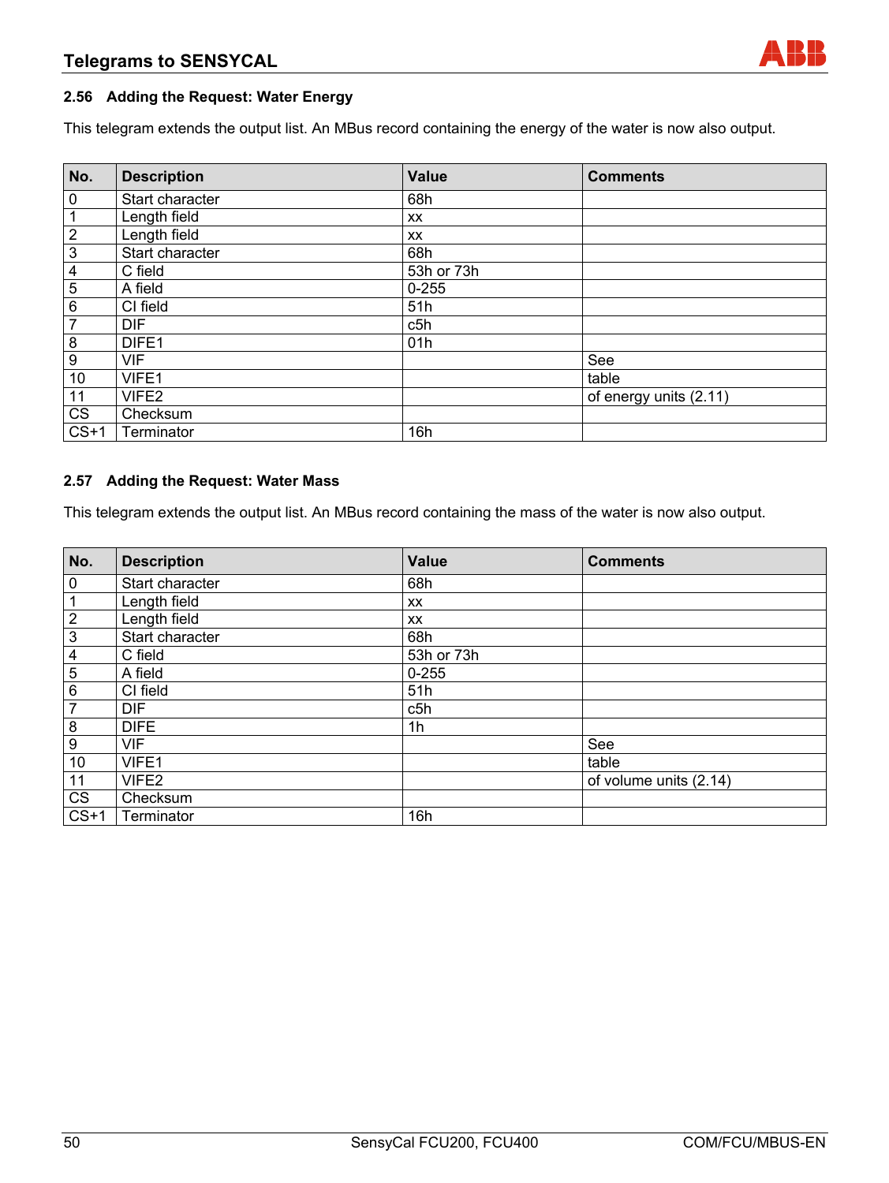## 2.56 Adding the Request: Water Energy

This telegram extends the output list. An MBus record containing the energy of the water is now also output.

| No. | Description | Value | Comments |
|---|---|---|---|
| 0 | Start character | 68h | |
| 1 | Length field | xx | |
| 2 | Length field | xx | |
| 3 | Start character | 68h | |
| 4 | C field | 53h or 73h | |
| 5 | A field | 0-255 | |
| 6 | CI field | 51h | |
| 7 | DIF | c5h | |
| 8 | DIFE1 | 01h | |
| 9 | VIF | | See |
| 10 | VIFE1 | | table |
| 11 | VIFE2 | | of energy units (2.11) |
| CS | Checksum | | |
| CS+1 | Terminator | 16h | |

## 2.57 Adding the Request: Water Mass

This telegram extends the output list. An MBus record containing the mass of the water is now also output.

| No. | Description | Value | Comments |
|---|---|---|---|
| 0 | Start character | 68h | |
| 1 | Length field | xx | |
| 2 | Length field | xx | |
| 3 | Start character | 68h | |
| 4 | C field | 53h or 73h | |
| 5 | A field | 0-255 | |
| 6 | CI field | 51h | |
| 7 | DIF | c5h | |
| 8 | DIFE | 1h | |
| 9 | VIF | | See |
| 10 | VIFE1 | | table |
| 11 | VIFE2 | | of volume units (2.14) |
| CS | Checksum | | |
| CS+1 | Terminator | 16h | |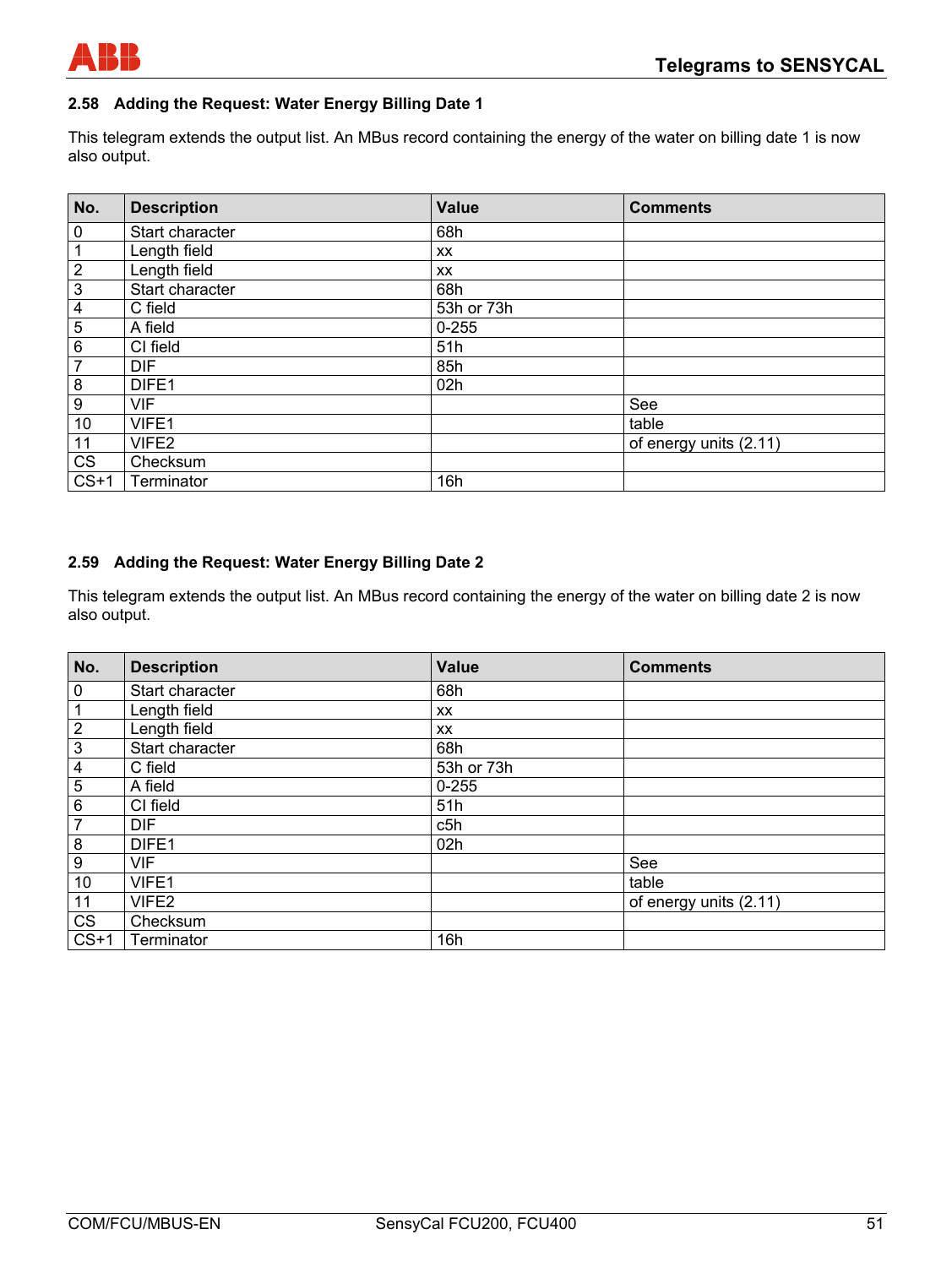### 2.58 Adding the Request: Water Energy Billing Date 1

This telegram extends the output list. An MBus record containing the energy of the water on billing date 1 is now also output.

| No. | Description | Value | Comments |
|---|---|---|---|
| 0 | Start character | 68h | |
| 1 | Length field | xx | |
| 2 | Length field | xx | |
| 3 | Start character | 68h | |
| 4 | C field | 53h or 73h | |
| 5 | A field | 0-255 | |
| 6 | CI field | 51h | |
| 7 | DIF | 85h | |
| 8 | DIFE1 | 02h | |
| 9 | VIF | | See |
| 10 | VIFE1 | | table |
| 11 | VIFE2 | | of energy units (2.11) |
| CS | Checksum | | |
| CS+1 | Terminator | 16h | |

### 2.59 Adding the Request: Water Energy Billing Date 2

This telegram extends the output list. An MBus record containing the energy of the water on billing date 2 is now also output.

| No. | Description | Value | Comments |
|---|---|---|---|
| 0 | Start character | 68h | |
| 1 | Length field | xx | |
| 2 | Length field | xx | |
| 3 | Start character | 68h | |
| 4 | C field | 53h or 73h | |
| 5 | A field | 0-255 | |
| 6 | CI field | 51h | |
| 7 | DIF | c5h | |
| 8 | DIFE1 | 02h | |
| 9 | VIF | | See |
| 10 | VIFE1 | | table |
| 11 | VIFE2 | | of energy units (2.11) |
| CS | Checksum | | |
| CS+1 | Terminator | 16h | |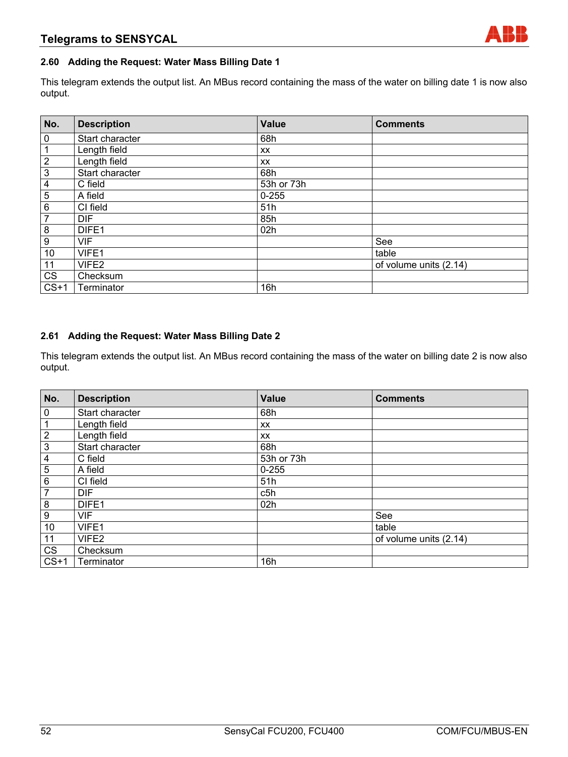## 2.60 Adding the Request: Water Mass Billing Date 1

This telegram extends the output list. An MBus record containing the mass of the water on billing date 1 is now also output.

| No. | Description | Value | Comments |
|---|---|---|---|
| 0 | Start character | 68h | |
| 1 | Length field | xx | |
| 2 | Length field | xx | |
| 3 | Start character | 68h | |
| 4 | C field | 53h or 73h | |
| 5 | A field | 0-255 | |
| 6 | CI field | 51h | |
| 7 | DIF | 85h | |
| 8 | DIFE1 | 02h | |
| 9 | VIF | | See |
| 10 | VIFE1 | | table |
| 11 | VIFE2 | | of volume units (2.14) |
| CS | Checksum | | |
| CS+1 | Terminator | 16h | |

## 2.61 Adding the Request: Water Mass Billing Date 2

This telegram extends the output list. An MBus record containing the mass of the water on billing date 2 is now also output.

| No. | Description | Value | Comments |
|---|---|---|---|
| 0 | Start character | 68h | |
| 1 | Length field | xx | |
| 2 | Length field | xx | |
| 3 | Start character | 68h | |
| 4 | C field | 53h or 73h | |
| 5 | A field | 0-255 | |
| 6 | CI field | 51h | |
| 7 | DIF | c5h | |
| 8 | DIFE1 | 02h | |
| 9 | VIF | | See |
| 10 | VIFE1 | | table |
| 11 | VIFE2 | | of volume units (2.14) |
| CS | Checksum | | |
| CS+1 | Terminator | 16h | |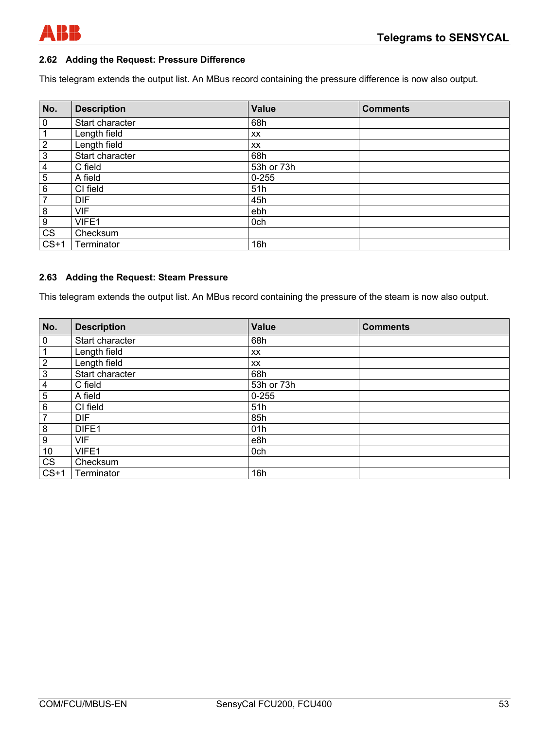## 2.62 Adding the Request: Pressure Difference

This telegram extends the output list. An MBus record containing the pressure difference is now also output.

| No. | Description | Value | Comments |
|---|---|---|---|
| 0 | Start character | 68h | |
| 1 | Length field | xx | |
| 2 | Length field | xx | |
| 3 | Start character | 68h | |
| 4 | C field | 53h or 73h | |
| 5 | A field | 0-255 | |
| 6 | CI field | 51h | |
| 7 | DIF | 45h | |
| 8 | VIF | ebh | |
| 9 | VIFE1 | 0ch | |
| CS | Checksum | | |
| CS+1 | Terminator | 16h | |

## 2.63 Adding the Request: Steam Pressure

This telegram extends the output list. An MBus record containing the pressure of the steam is now also output.

| No. | Description | Value | Comments |
|---|---|---|---|
| 0 | Start character | 68h | |
| 1 | Length field | xx | |
| 2 | Length field | xx | |
| 3 | Start character | 68h | |
| 4 | C field | 53h or 73h | |
| 5 | A field | 0-255 | |
| 6 | CI field | 51h | |
| 7 | DIF | 85h | |
| 8 | DIFE1 | 01h | |
| 9 | VIF | e8h | |
| 10 | VIFE1 | 0ch | |
| CS | Checksum | | |
| CS+1 | Terminator | 16h | |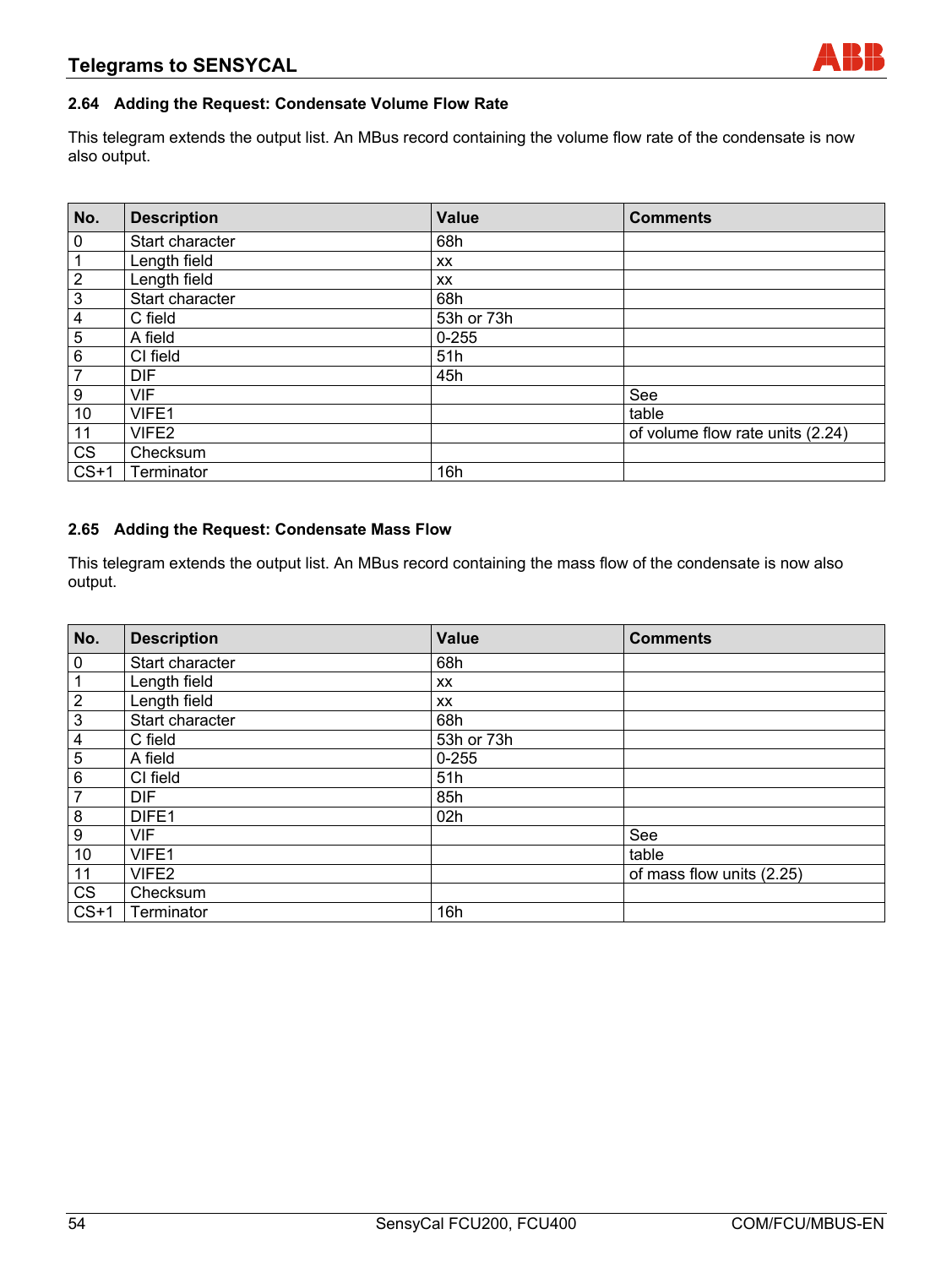## 2.64 Adding the Request: Condensate Volume Flow Rate

This telegram extends the output list. An MBus record containing the volume flow rate of the condensate is now also output.

| No. | Description | Value | Comments |
|---|---|---|---|
| 0 | Start character | 68h | |
| 1 | Length field | xx | |
| 2 | Length field | xx | |
| 3 | Start character | 68h | |
| 4 | C field | 53h or 73h | |
| 5 | A field | 0-255 | |
| 6 | CI field | 51h | |
| 7 | DIF | 45h | |
| 9 | VIF | | See |
| 10 | VIFE1 | | table |
| 11 | VIFE2 | | of volume flow rate units (2.24) |
| CS | Checksum | | |
| CS+1 | Terminator | 16h | |

## 2.65 Adding the Request: Condensate Mass Flow

This telegram extends the output list. An MBus record containing the mass flow of the condensate is now also output.

| No. | Description | Value | Comments |
|---|---|---|---|
| 0 | Start character | 68h | |
| 1 | Length field | xx | |
| 2 | Length field | xx | |
| 3 | Start character | 68h | |
| 4 | C field | 53h or 73h | |
| 5 | A field | 0-255 | |
| 6 | CI field | 51h | |
| 7 | DIF | 85h | |
| 8 | DIFE1 | 02h | |
| 9 | VIF | | See |
| 10 | VIFE1 | | table |
| 11 | VIFE2 | | of mass flow units (2.25) |
| CS | Checksum | | |
| CS+1 | Terminator | 16h | |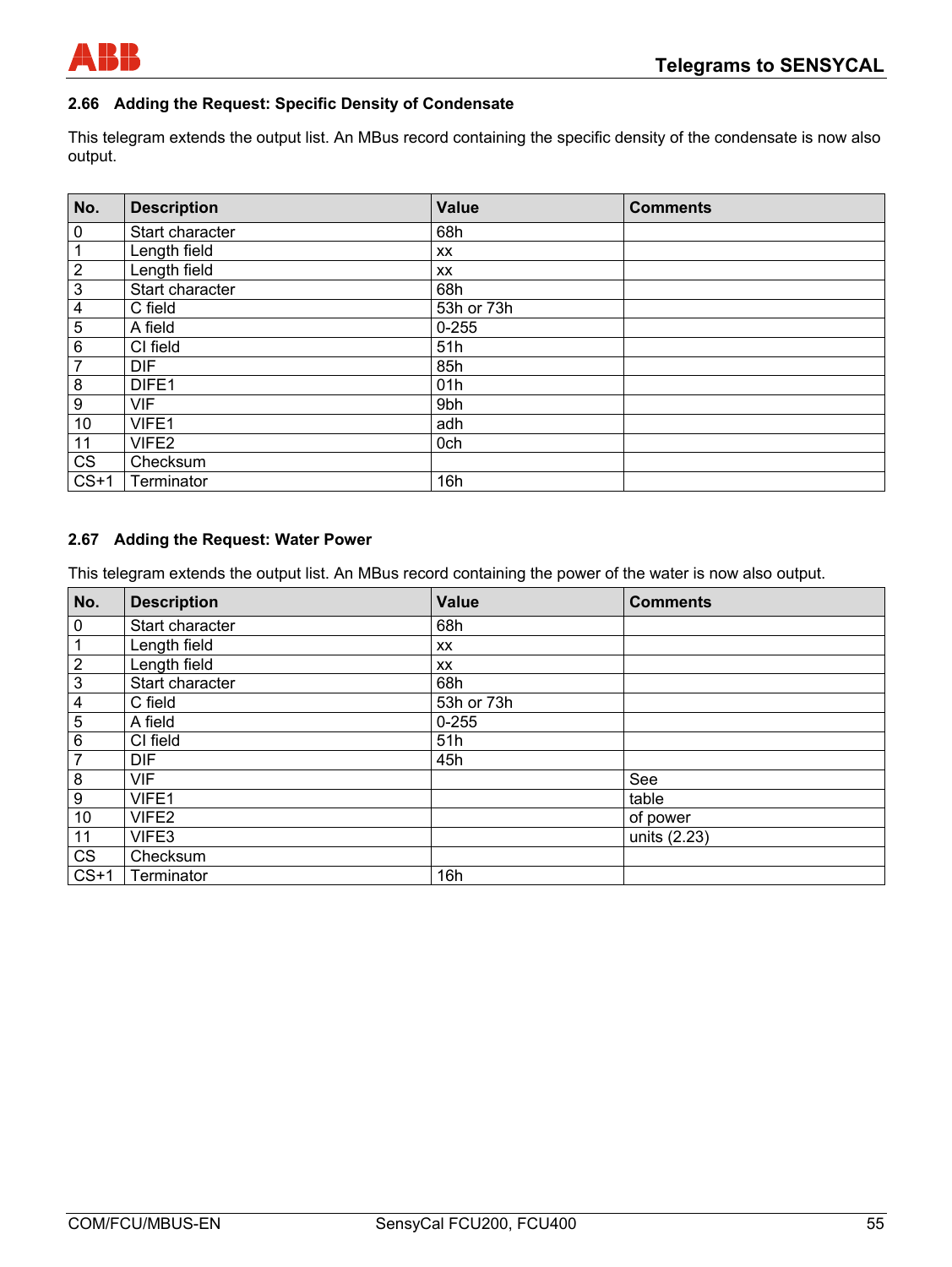## 2.66 Adding the Request: Specific Density of Condensate

This telegram extends the output list. An MBus record containing the specific density of the condensate is now also output.

| No. | Description | Value | Comments |
|---|---|---|---|
| 0 | Start character | 68h | |
| 1 | Length field | xx | |
| 2 | Length field | xx | |
| 3 | Start character | 68h | |
| 4 | C field | 53h or 73h | |
| 5 | A field | 0-255 | |
| 6 | CI field | 51h | |
| 7 | DIF | 85h | |
| 8 | DIFE1 | 01h | |
| 9 | VIF | 9bh | |
| 10 | VIFE1 | adh | |
| 11 | VIFE2 | 0ch | |
| CS | Checksum | | |
| CS+1 | Terminator | 16h | |

## 2.67 Adding the Request: Water Power

This telegram extends the output list. An MBus record containing the power of the water is now also output.

| No. | Description | Value | Comments |
|---|---|---|---|
| 0 | Start character | 68h | |
| 1 | Length field | xx | |
| 2 | Length field | xx | |
| 3 | Start character | 68h | |
| 4 | C field | 53h or 73h | |
| 5 | A field | 0-255 | |
| 6 | CI field | 51h | |
| 7 | DIF | 45h | |
| 8 | VIF | | See |
| 9 | VIFE1 | | table |
| 10 | VIFE2 | | of power |
| 11 | VIFE3 | | units (2.23) |
| CS | Checksum | | |
| CS+1 | Terminator | 16h | |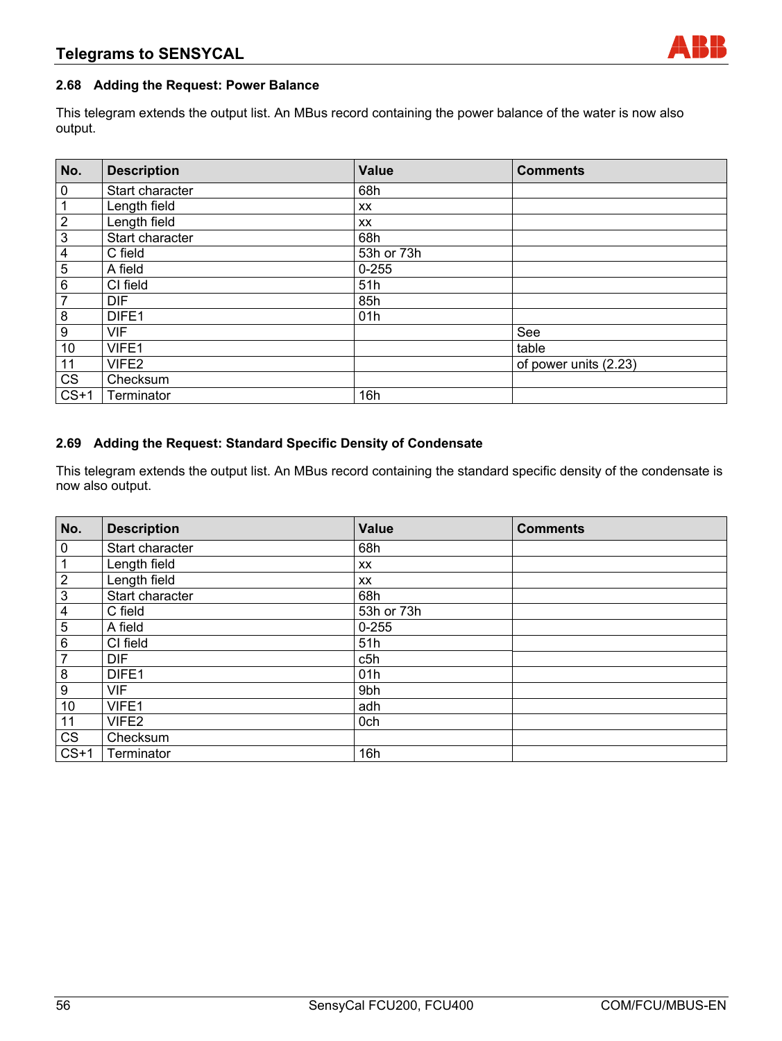## 2.68 Adding the Request: Power Balance

This telegram extends the output list. An MBus record containing the power balance of the water is now also output.

| No. | Description | Value | Comments |
|---|---|---|---|
| 0 | Start character | 68h | |
| 1 | Length field | xx | |
| 2 | Length field | xx | |
| 3 | Start character | 68h | |
| 4 | C field | 53h or 73h | |
| 5 | A field | 0-255 | |
| 6 | CI field | 51h | |
| 7 | DIF | 85h | |
| 8 | DIFE1 | 01h | |
| 9 | VIF | | See |
| 10 | VIFE1 | | table |
| 11 | VIFE2 | | of power units (2.23) |
| CS | Checksum | | |
| CS+1 | Terminator | 16h | |

## 2.69 Adding the Request: Standard Specific Density of Condensate

This telegram extends the output list. An MBus record containing the standard specific density of the condensate is now also output.

| No. | Description | Value | Comments |
|---|---|---|---|
| 0 | Start character | 68h | |
| 1 | Length field | xx | |
| 2 | Length field | xx | |
| 3 | Start character | 68h | |
| 4 | C field | 53h or 73h | |
| 5 | A field | 0-255 | |
| 6 | CI field | 51h | |
| 7 | DIF | c5h | |
| 8 | DIFE1 | 01h | |
| 9 | VIF | 9bh | |
| 10 | VIFE1 | adh | |
| 11 | VIFE2 | 0ch | |
| CS | Checksum | | |
| CS+1 | Terminator | 16h | |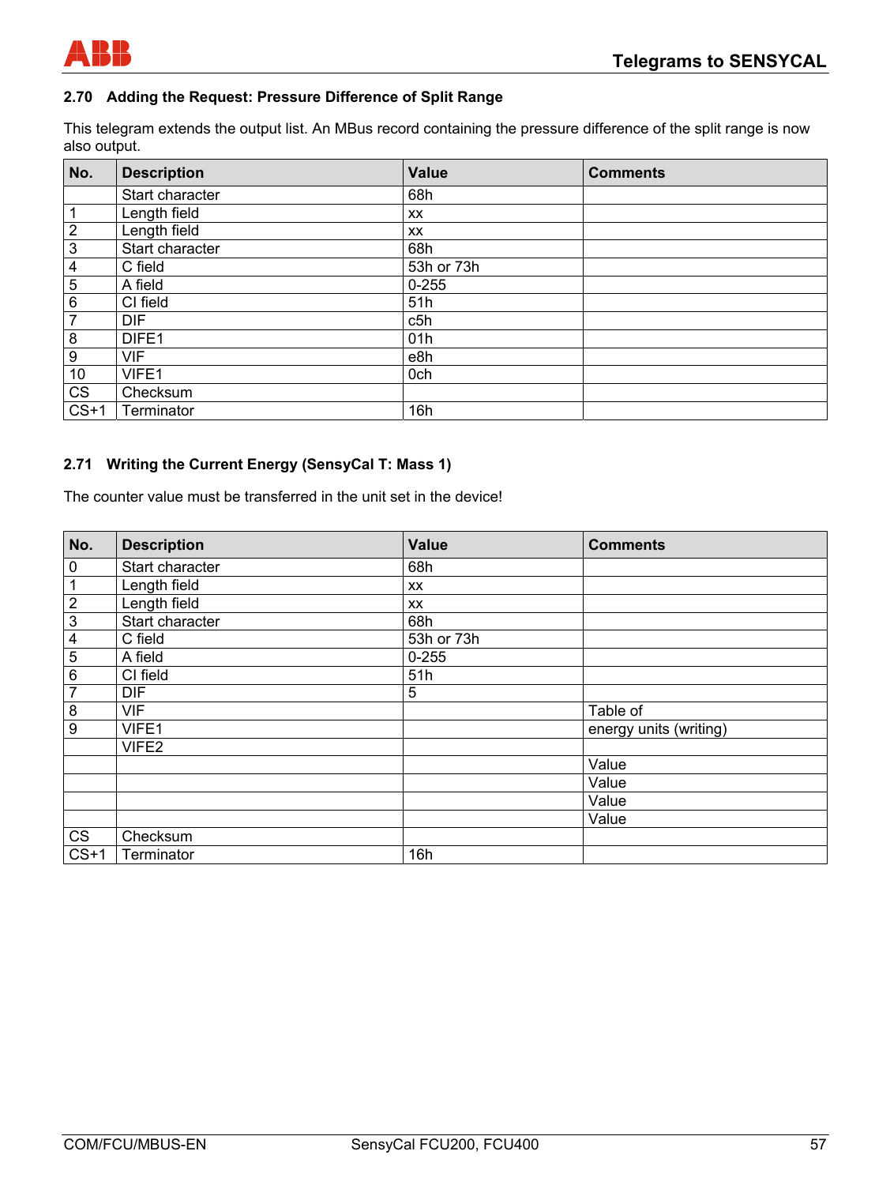## 2.70 Adding the Request: Pressure Difference of Split Range

This telegram extends the output list. An MBus record containing the pressure difference of the split range is now also output.

| No. | Description | Value | Comments |
|---|---|---|---|
| | Start character | 68h | |
| 1 | Length field | xx | |
| 2 | Length field | xx | |
| 3 | Start character | 68h | |
| 4 | C field | 53h or 73h | |
| 5 | A field | 0-255 | |
| 6 | CI field | 51h | |
| 7 | DIF | c5h | |
| 8 | DIFE1 | 01h | |
| 9 | VIF | e8h | |
| 10 | VIFE1 | 0ch | |
| CS | Checksum | | |
| CS+1 | Terminator | 16h | |

## 2.71 Writing the Current Energy (SensyCal T: Mass 1)

The counter value must be transferred in the unit set in the device!

| No. | Description | Value | Comments |
|---|---|---|---|
| 0 | Start character | 68h | |
| 1 | Length field | xx | |
| 2 | Length field | xx | |
| 3 | Start character | 68h | |
| 4 | C field | 53h or 73h | |
| 5 | A field | 0-255 | |
| 6 | CI field | 51h | |
| 7 | DIF | 5 | |
| 8 | VIF | | Table of |
| 9 | VIFE1 | | energy units (writing) |
| | VIFE2 | | |
| | | | Value |
| | | | Value |
| | | | Value |
| | | | Value |
| CS | Checksum | | |
| CS+1 | Terminator | 16h | |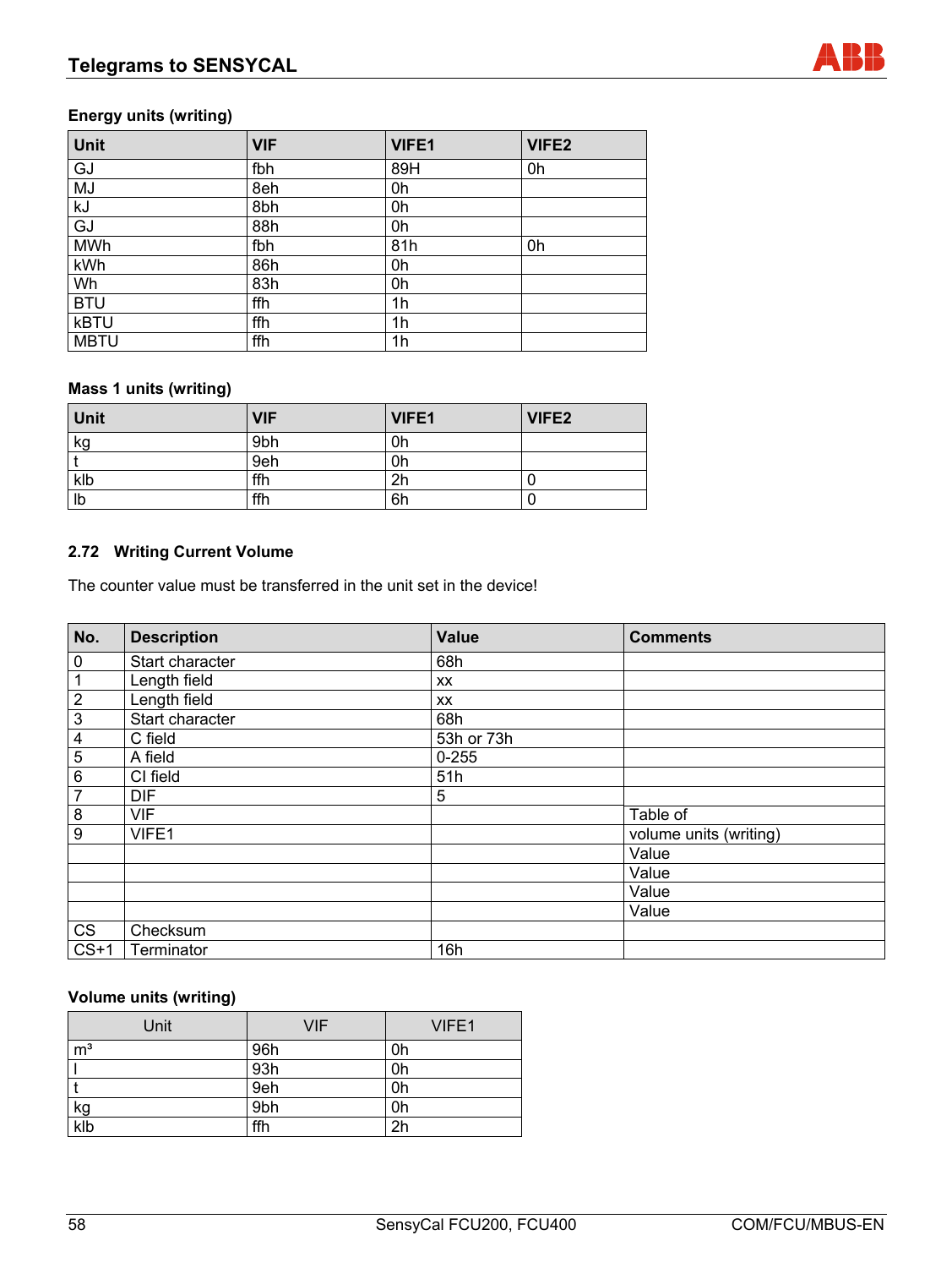**Energy units (writing)**

| Unit | VIF | VIFE1 | VIFE2 |
|---|---|---|---|
| GJ | fbh | 89H | 0h |
| MJ | 8eh | 0h | |
| kJ | 8bh | 0h | |
| GJ | 88h | 0h | |
| MWh | fbh | 81h | 0h |
| kWh | 86h | 0h | |
| Wh | 83h | 0h | |
| BTU | ffh | 1h | |
| kBTU | ffh | 1h | |
| MBTU | ffh | 1h | |

**Mass 1 units (writing)**

| Unit | VIF | VIFE1 | VIFE2 |
|---|---|---|---|
| kg | 9bh | 0h | |
| t | 9eh | 0h | |
| klb | ffh | 2h | 0 |
| lb | ffh | 6h | 0 |

### 2.72 Writing Current Volume

The counter value must be transferred in the unit set in the device!

| No. | Description | Value | Comments |
|---|---|---|---|
| 0 | Start character | 68h | |
| 1 | Length field | xx | |
| 2 | Length field | xx | |
| 3 | Start character | 68h | |
| 4 | C field | 53h or 73h | |
| 5 | A field | 0-255 | |
| 6 | CI field | 51h | |
| 7 | DIF | 5 | |
| 8 | VIF | | Table of |
| 9 | VIFE1 | | volume units (writing) |
| | | | Value |
| | | | Value |
| | | | Value |
| | | | Value |
| CS | Checksum | | |
| CS+1 | Terminator | 16h | |

**Volume units (writing)**

| Unit | VIF | VIFE1 |
|---|---|---|
| m³ | 96h | 0h |
| l | 93h | 0h |
| t | 9eh | 0h |
| kg | 9bh | 0h |
| klb | ffh | 2h |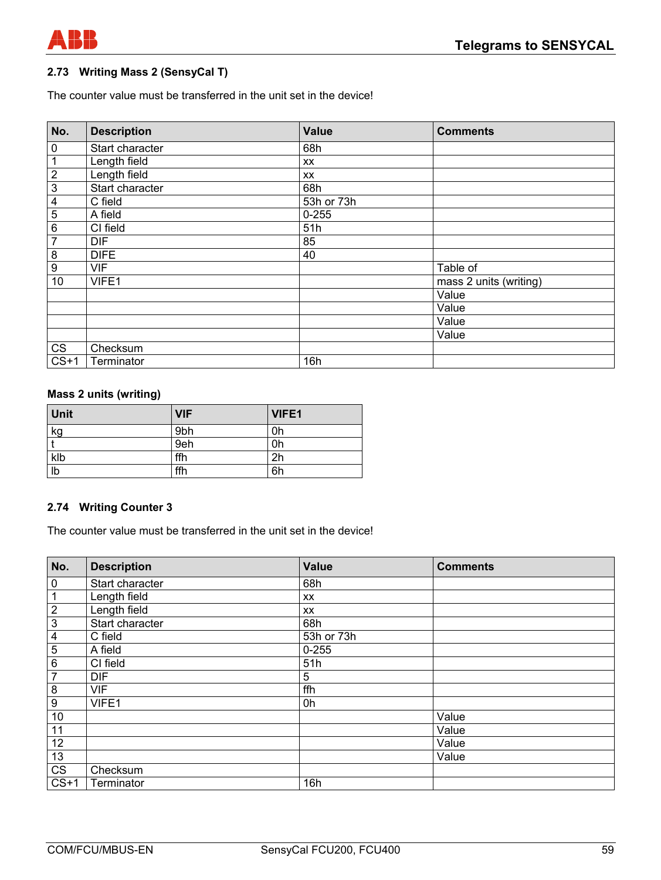## 2.73 Writing Mass 2 (SensyCal T)

The counter value must be transferred in the unit set in the device!

| No. | Description | Value | Comments |
|---|---|---|---|
| 0 | Start character | 68h | |
| 1 | Length field | xx | |
| 2 | Length field | xx | |
| 3 | Start character | 68h | |
| 4 | C field | 53h or 73h | |
| 5 | A field | 0-255 | |
| 6 | CI field | 51h | |
| 7 | DIF | 85 | |
| 8 | DIFE | 40 | |
| 9 | VIF | | Table of |
| 10 | VIFE1 | | mass 2 units (writing) |
| | | | Value |
| | | | Value |
| | | | Value |
| | | | Value |
| CS | Checksum | | |
| CS+1 | Terminator | 16h | |

**Mass 2 units (writing)**

| Unit | VIF | VIFE1 |
|---|---|---|
| kg | 9bh | 0h |
| t | 9eh | 0h |
| klb | ffh | 2h |
| lb | ffh | 6h |

## 2.74 Writing Counter 3

The counter value must be transferred in the unit set in the device!

| No. | Description | Value | Comments |
|---|---|---|---|
| 0 | Start character | 68h | |
| 1 | Length field | xx | |
| 2 | Length field | xx | |
| 3 | Start character | 68h | |
| 4 | C field | 53h or 73h | |
| 5 | A field | 0-255 | |
| 6 | CI field | 51h | |
| 7 | DIF | 5 | |
| 8 | VIF | ffh | |
| 9 | VIFE1 | 0h | |
| 10 | | | Value |
| 11 | | | Value |
| 12 | | | Value |
| 13 | | | Value |
| CS | Checksum | | |
| CS+1 | Terminator | 16h | |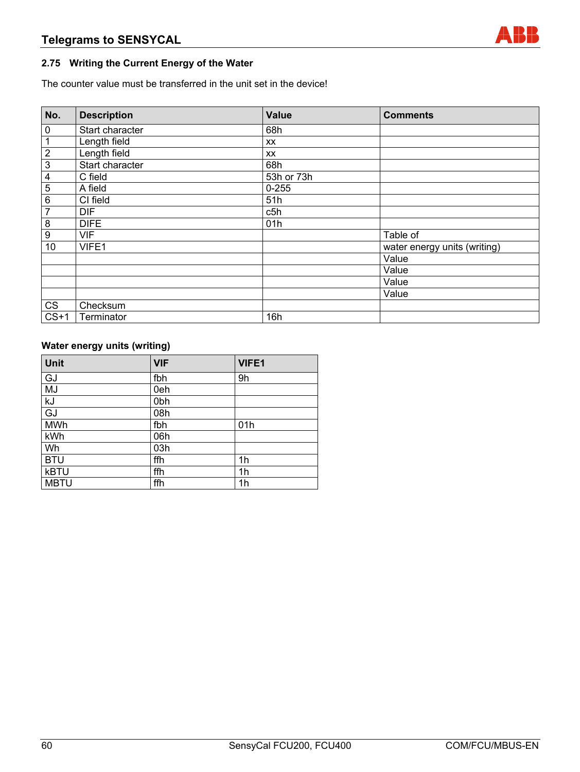## 2.75 Writing the Current Energy of the Water

The counter value must be transferred in the unit set in the device!

| No. | Description | Value | Comments |
|---|---|---|---|
| 0 | Start character | 68h | |
| 1 | Length field | xx | |
| 2 | Length field | xx | |
| 3 | Start character | 68h | |
| 4 | C field | 53h or 73h | |
| 5 | A field | 0-255 | |
| 6 | CI field | 51h | |
| 7 | DIF | c5h | |
| 8 | DIFE | 01h | |
| 9 | VIF | | Table of |
| 10 | VIFE1 | | water energy units (writing) |
| | | | Value |
| | | | Value |
| | | | Value |
| | | | Value |
| CS | Checksum | | |
| CS+1 | Terminator | 16h | |

### Water energy units (writing)

| Unit | VIF | VIFE1 |
|---|---|---|
| GJ | fbh | 9h |
| MJ | 0eh | |
| kJ | 0bh | |
| GJ | 08h | |
| MWh | fbh | 01h |
| kWh | 06h | |
| Wh | 03h | |
| BTU | ffh | 1h |
| kBTU | ffh | 1h |
| MBTU | ffh | 1h |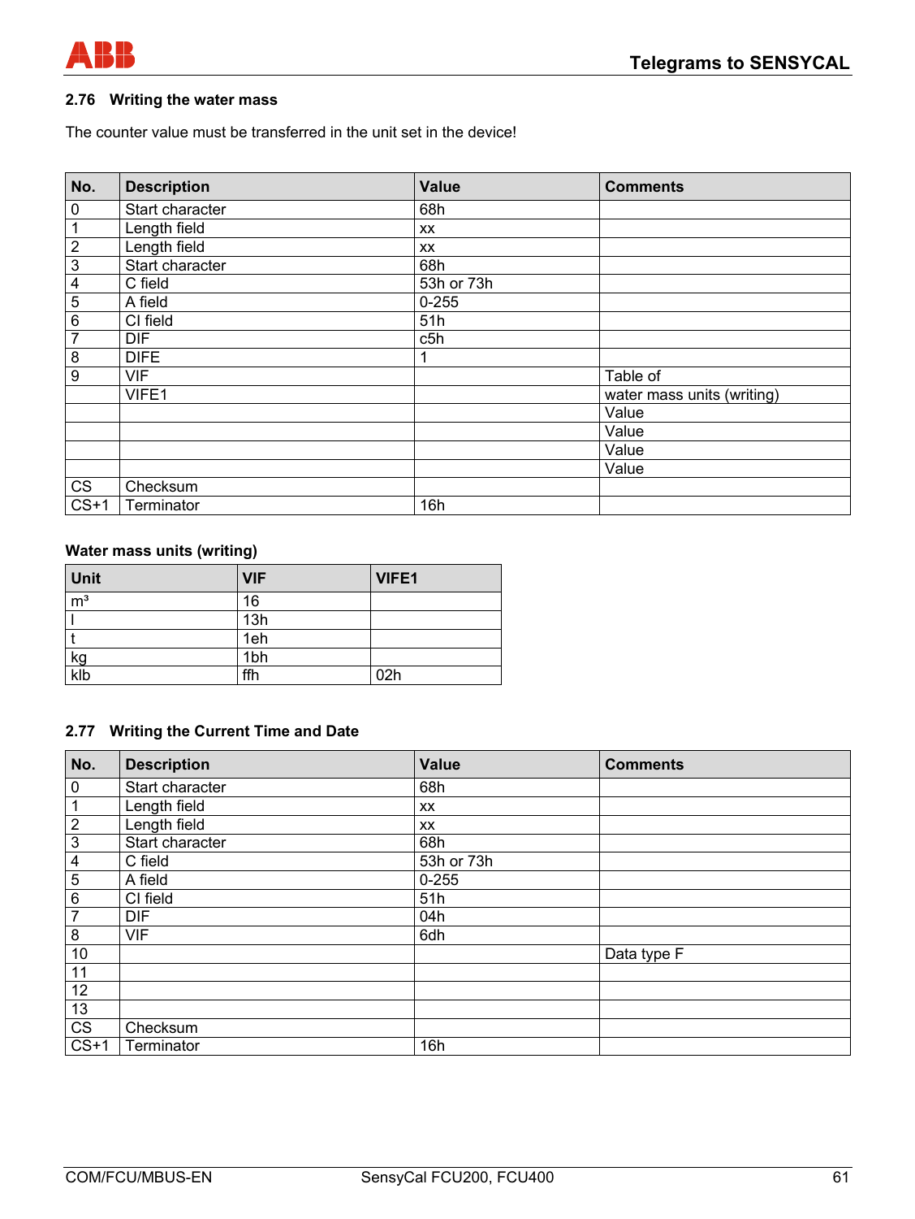## 2.76 Writing the water mass

The counter value must be transferred in the unit set in the device!

| No. | Description | Value | Comments |
|---|---|---|---|
| 0 | Start character | 68h | |
| 1 | Length field | xx | |
| 2 | Length field | xx | |
| 3 | Start character | 68h | |
| 4 | C field | 53h or 73h | |
| 5 | A field | 0-255 | |
| 6 | CI field | 51h | |
| 7 | DIF | c5h | |
| 8 | DIFE | 1 | |
| 9 | VIF | | Table of |
| | VIFE1 | | water mass units (writing) |
| | | | Value |
| | | | Value |
| | | | Value |
| | | | Value |
| CS | Checksum | | |
| CS+1 | Terminator | 16h | |

### Water mass units (writing)

| Unit | VIF | VIFE1 |
|---|---|---|
| m³ | 16 | |
| l | 13h | |
| t | 1eh | |
| kg | 1bh | |
| klb | ffh | 02h |

## 2.77 Writing the Current Time and Date

| No. | Description | Value | Comments |
|---|---|---|---|
| 0 | Start character | 68h | |
| 1 | Length field | xx | |
| 2 | Length field | xx | |
| 3 | Start character | 68h | |
| 4 | C field | 53h or 73h | |
| 5 | A field | 0-255 | |
| 6 | CI field | 51h | |
| 7 | DIF | 04h | |
| 8 | VIF | 6dh | |
| 10 | | | Data type F |
| 11 | | | |
| 12 | | | |
| 13 | | | |
| CS | Checksum | | |
| CS+1 | Terminator | 16h | |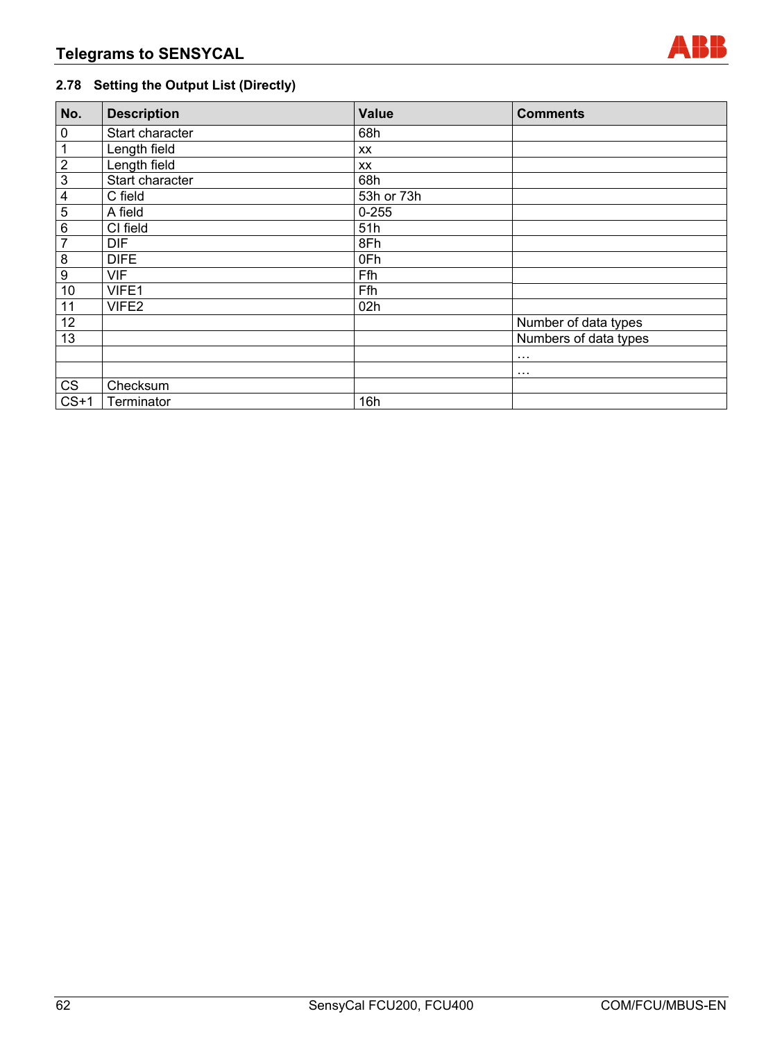## 2.78 Setting the Output List (Directly)

| No. | Description | Value | Comments |
|---|---|---|---|
| 0 | Start character | 68h | |
| 1 | Length field | xx | |
| 2 | Length field | xx | |
| 3 | Start character | 68h | |
| 4 | C field | 53h or 73h | |
| 5 | A field | 0-255 | |
| 6 | CI field | 51h | |
| 7 | DIF | 8Fh | |
| 8 | DIFE | 0Fh | |
| 9 | VIF | Ffh | |
| 10 | VIFE1 | Ffh | |
| 11 | VIFE2 | 02h | |
| 12 | | | Number of data types |
| 13 | | | Numbers of data types |
| | | | … |
| | | | … |
| CS | Checksum | | |
| CS+1 | Terminator | 16h | |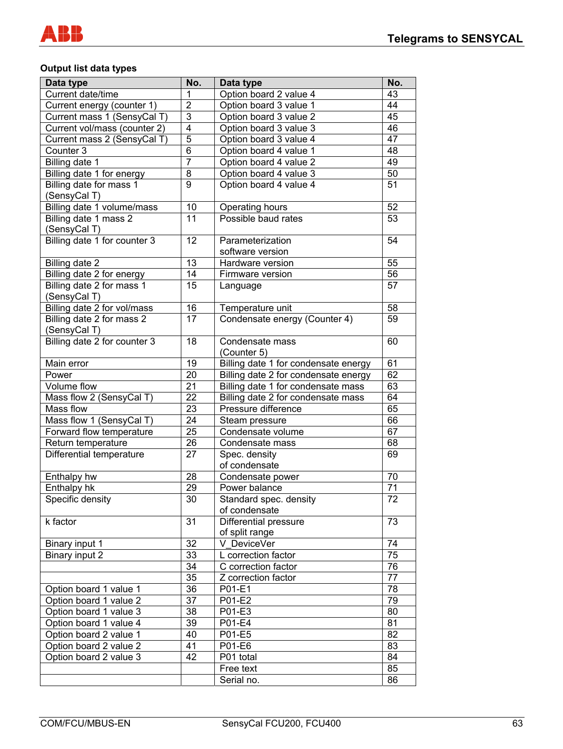### Output list data types

| Data type | No. | Data type | No. |
|---|---|---|---|
| Current date/time | 1 | Option board 2 value 4 | 43 |
| Current energy (counter 1) | 2 | Option board 3 value 1 | 44 |
| Current mass 1 (SensyCal T) | 3 | Option board 3 value 2 | 45 |
| Current vol/mass (counter 2) | 4 | Option board 3 value 3 | 46 |
| Current mass 2 (SensyCal T) | 5 | Option board 3 value 4 | 47 |
| Counter 3 | 6 | Option board 4 value 1 | 48 |
| Billing date 1 | 7 | Option board 4 value 2 | 49 |
| Billing date 1 for energy | 8 | Option board 4 value 3 | 50 |
| Billing date for mass 1 (SensyCal T) | 9 | Option board 4 value 4 | 51 |
| Billing date 1 volume/mass | 10 | Operating hours | 52 |
| Billing date 1 mass 2 (SensyCal T) | 11 | Possible baud rates | 53 |
| Billing date 1 for counter 3 | 12 | Parameterization software version | 54 |
| Billing date 2 | 13 | Hardware version | 55 |
| Billing date 2 for energy | 14 | Firmware version | 56 |
| Billing date 2 for mass 1 (SensyCal T) | 15 | Language | 57 |
| Billing date 2 for vol/mass | 16 | Temperature unit | 58 |
| Billing date 2 for mass 2 (SensyCal T) | 17 | Condensate energy (Counter 4) | 59 |
| Billing date 2 for counter 3 | 18 | Condensate mass (Counter 5) | 60 |
| Main error | 19 | Billing date 1 for condensate energy | 61 |
| Power | 20 | Billing date 2 for condensate energy | 62 |
| Volume flow | 21 | Billing date 1 for condensate mass | 63 |
| Mass flow 2 (SensyCal T) | 22 | Billing date 2 for condensate mass | 64 |
| Mass flow | 23 | Pressure difference | 65 |
| Mass flow 1 (SensyCal T) | 24 | Steam pressure | 66 |
| Forward flow temperature | 25 | Condensate volume | 67 |
| Return temperature | 26 | Condensate mass | 68 |
| Differential temperature | 27 | Spec. density of condensate | 69 |
| Enthalpy hw | 28 | Condensate power | 70 |
| Enthalpy hk | 29 | Power balance | 71 |
| Specific density | 30 | Standard spec. density of condensate | 72 |
| k factor | 31 | Differential pressure of split range | 73 |
| Binary input 1 | 32 | V_DeviceVer | 74 |
| Binary input 2 | 33 | L correction factor | 75 |
| | 34 | C correction factor | 76 |
| | 35 | Z correction factor | 77 |
| Option board 1 value 1 | 36 | P01-E1 | 78 |
| Option board 1 value 2 | 37 | P01-E2 | 79 |
| Option board 1 value 3 | 38 | P01-E3 | 80 |
| Option board 1 value 4 | 39 | P01-E4 | 81 |
| Option board 2 value 1 | 40 | P01-E5 | 82 |
| Option board 2 value 2 | 41 | P01-E6 | 83 |
| Option board 2 value 3 | 42 | P01 total | 84 |
| | | Free text | 85 |
| | | Serial no. | 86 |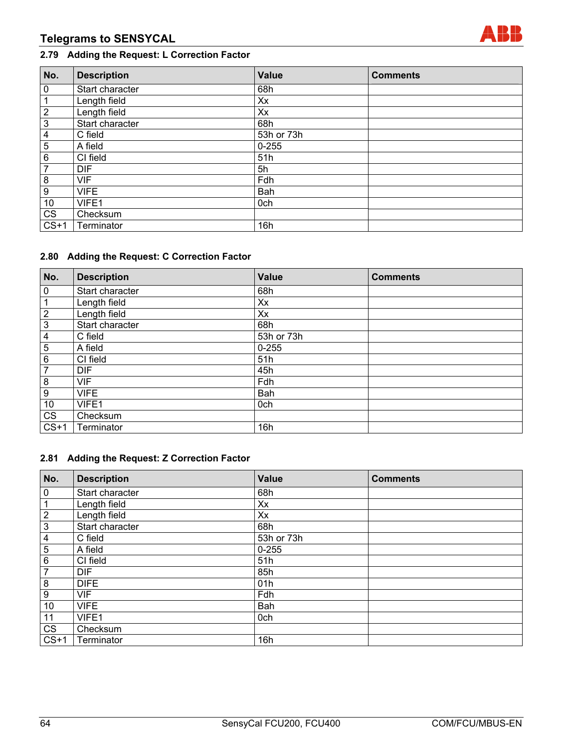## 2.79 Adding the Request: L Correction Factor

| No. | Description | Value | Comments |
|---|---|---|---|
| 0 | Start character | 68h | |
| 1 | Length field | Xx | |
| 2 | Length field | Xx | |
| 3 | Start character | 68h | |
| 4 | C field | 53h or 73h | |
| 5 | A field | 0-255 | |
| 6 | CI field | 51h | |
| 7 | DIF | 5h | |
| 8 | VIF | Fdh | |
| 9 | VIFE | Bah | |
| 10 | VIFE1 | 0ch | |
| CS | Checksum | | |
| CS+1 | Terminator | 16h | |

## 2.80 Adding the Request: C Correction Factor

| No. | Description | Value | Comments |
|---|---|---|---|
| 0 | Start character | 68h | |
| 1 | Length field | Xx | |
| 2 | Length field | Xx | |
| 3 | Start character | 68h | |
| 4 | C field | 53h or 73h | |
| 5 | A field | 0-255 | |
| 6 | CI field | 51h | |
| 7 | DIF | 45h | |
| 8 | VIF | Fdh | |
| 9 | VIFE | Bah | |
| 10 | VIFE1 | 0ch | |
| CS | Checksum | | |
| CS+1 | Terminator | 16h | |

## 2.81 Adding the Request: Z Correction Factor

| No. | Description | Value | Comments |
|---|---|---|---|
| 0 | Start character | 68h | |
| 1 | Length field | Xx | |
| 2 | Length field | Xx | |
| 3 | Start character | 68h | |
| 4 | C field | 53h or 73h | |
| 5 | A field | 0-255 | |
| 6 | CI field | 51h | |
| 7 | DIF | 85h | |
| 8 | DIFE | 01h | |
| 9 | VIF | Fdh | |
| 10 | VIFE | Bah | |
| 11 | VIFE1 | 0ch | |
| CS | Checksum | | |
| CS+1 | Terminator | 16h | |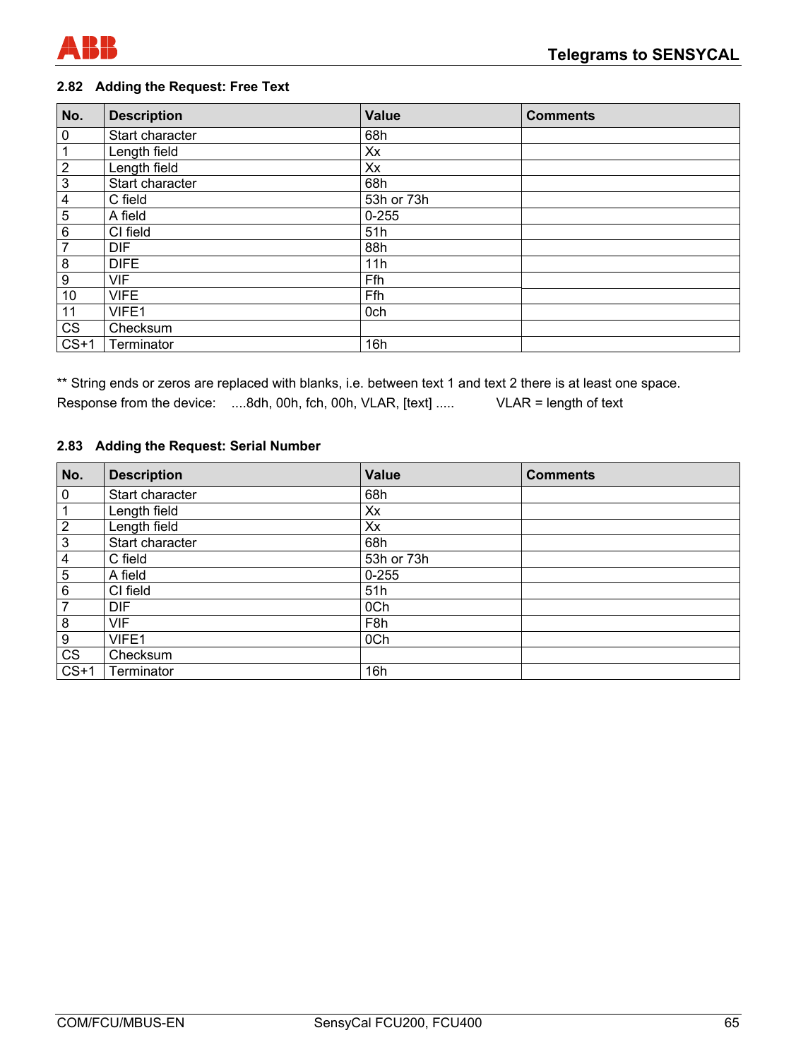## 2.82 Adding the Request: Free Text

| No. | Description | Value | Comments |
|---|---|---|---|
| 0 | Start character | 68h | |
| 1 | Length field | Xx | |
| 2 | Length field | Xx | |
| 3 | Start character | 68h | |
| 4 | C field | 53h or 73h | |
| 5 | A field | 0-255 | |
| 6 | CI field | 51h | |
| 7 | DIF | 88h | |
| 8 | DIFE | 11h | |
| 9 | VIF | Ffh | |
| 10 | VIFE | Ffh | |
| 11 | VIFE1 | 0ch | |
| CS | Checksum | | |
| CS+1 | Terminator | 16h | |

** String ends or zeros are replaced with blanks, i.e. between text 1 and text 2 there is at least one space.

Response from the device: ....8dh, 00h, fch, 00h, VLAR, [text] ..... VLAR = length of text

## 2.83 Adding the Request: Serial Number

| No. | Description | Value | Comments |
|---|---|---|---|
| 0 | Start character | 68h | |
| 1 | Length field | Xx | |
| 2 | Length field | Xx | |
| 3 | Start character | 68h | |
| 4 | C field | 53h or 73h | |
| 5 | A field | 0-255 | |
| 6 | CI field | 51h | |
| 7 | DIF | 0Ch | |
| 8 | VIF | F8h | |
| 9 | VIFE1 | 0Ch | |
| CS | Checksum | | |
| CS+1 | Terminator | 16h | |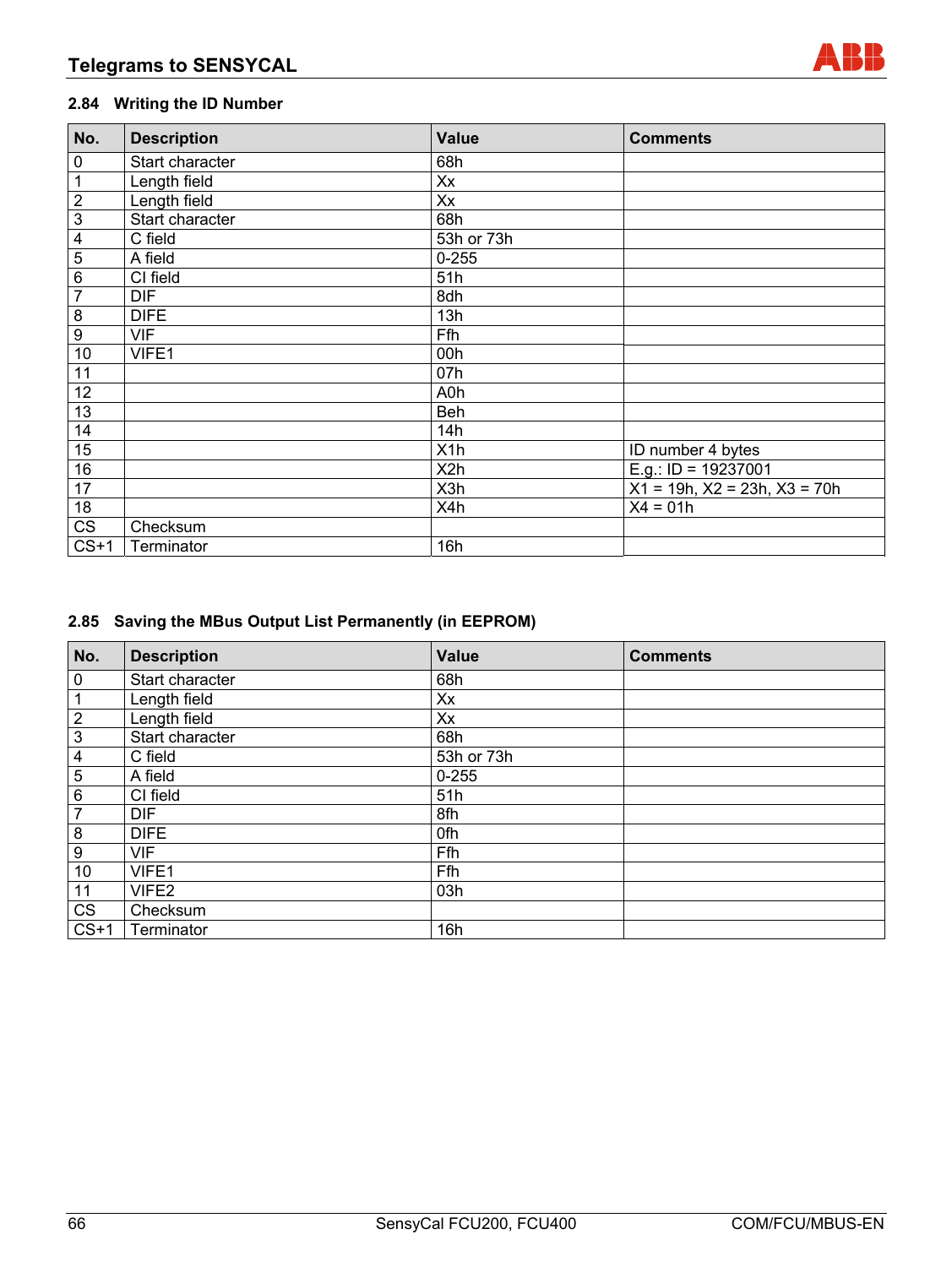### 2.84 Writing the ID Number

| No. | Description | Value | Comments |
|---|---|---|---|
| 0 | Start character | 68h | |
| 1 | Length field | Xx | |
| 2 | Length field | Xx | |
| 3 | Start character | 68h | |
| 4 | C field | 53h or 73h | |
| 5 | A field | 0-255 | |
| 6 | CI field | 51h | |
| 7 | DIF | 8dh | |
| 8 | DIFE | 13h | |
| 9 | VIF | Ffh | |
| 10 | VIFE1 | 00h | |
| 11 | | 07h | |
| 12 | | A0h | |
| 13 | | Beh | |
| 14 | | 14h | |
| 15 | | X1h | ID number 4 bytes |
| 16 | | X2h | E.g.: ID = 19237001 |
| 17 | | X3h | X1 = 19h, X2 = 23h, X3 = 70h |
| 18 | | X4h | X4 = 01h |
| CS | Checksum | | |
| CS+1 | Terminator | 16h | |

### 2.85 Saving the MBus Output List Permanently (in EEPROM)

| No. | Description | Value | Comments |
|---|---|---|---|
| 0 | Start character | 68h | |
| 1 | Length field | Xx | |
| 2 | Length field | Xx | |
| 3 | Start character | 68h | |
| 4 | C field | 53h or 73h | |
| 5 | A field | 0-255 | |
| 6 | CI field | 51h | |
| 7 | DIF | 8fh | |
| 8 | DIFE | 0fh | |
| 9 | VIF | Ffh | |
| 10 | VIFE1 | Ffh | |
| 11 | VIFE2 | 03h | |
| CS | Checksum | | |
| CS+1 | Terminator | 16h | |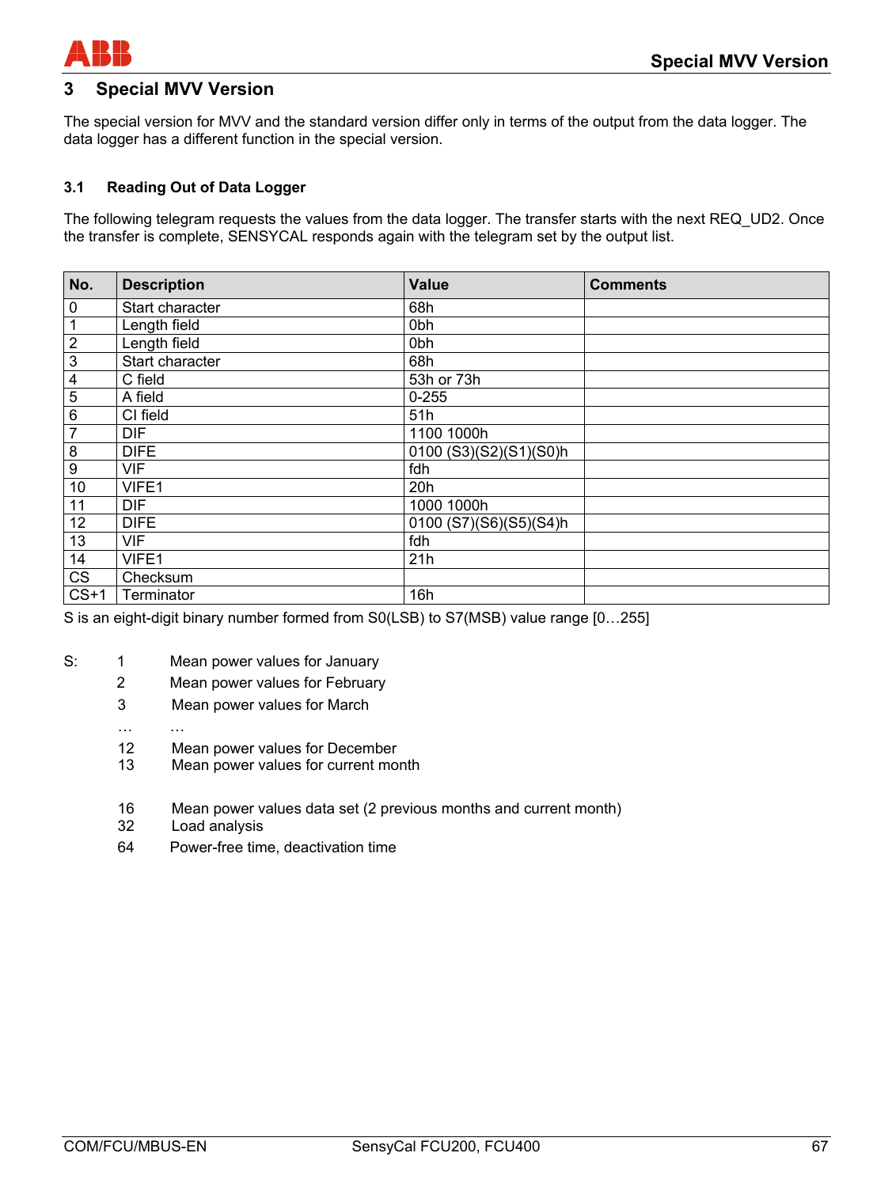# 3 Special MVV Version

The special version for MVV and the standard version differ only in terms of the output from the data logger. The data logger has a different function in the special version.

## 3.1 Reading Out of Data Logger

The following telegram requests the values from the data logger. The transfer starts with the next REQ_UD2. Once the transfer is complete, SENSYCAL responds again with the telegram set by the output list.

| No. | Description | Value | Comments |
|---|---|---|---|
| 0 | Start character | 68h | |
| 1 | Length field | 0bh | |
| 2 | Length field | 0bh | |
| 3 | Start character | 68h | |
| 4 | C field | 53h or 73h | |
| 5 | A field | 0-255 | |
| 6 | CI field | 51h | |
| 7 | DIF | 1100 1000h | |
| 8 | DIFE | 0100 (S3)(S2)(S1)(S0)h | |
| 9 | VIF | fdh | |
| 10 | VIFE1 | 20h | |
| 11 | DIF | 1000 1000h | |
| 12 | DIFE | 0100 (S7)(S6)(S5)(S4)h | |
| 13 | VIF | fdh | |
| 14 | VIFE1 | 21h | |
| CS | Checksum | | |
| CS+1 | Terminator | 16h | |

S is an eight-digit binary number formed from S0(LSB) to S7(MSB) value range [0…255]

S:

- 1 Mean power values for January
- 2 Mean power values for February
- 3 Mean power values for March
- … …
- 12 Mean power values for December
- 13 Mean power values for current month

- 16 Mean power values data set (2 previous months and current month)
- 32 Load analysis
- 64 Power-free time, deactivation time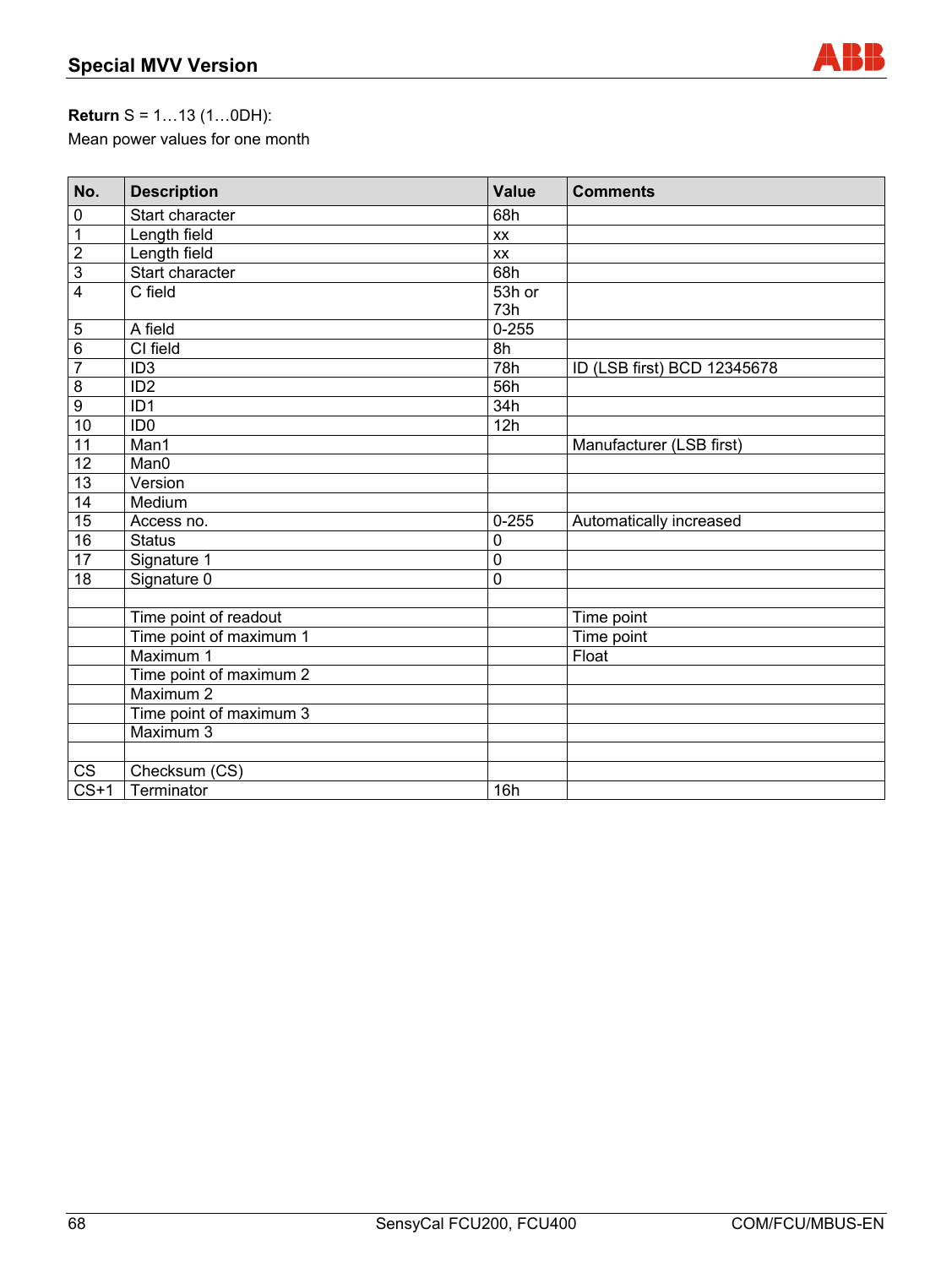**Return** S = 1…13 (1…0DH):
Mean power values for one month

| No. | Description | Value | Comments |
|---|---|---|---|
| 0 | Start character | 68h | |
| 1 | Length field | xx | |
| 2 | Length field | xx | |
| 3 | Start character | 68h | |
| 4 | C field | 53h or 73h | |
| 5 | A field | 0-255 | |
| 6 | CI field | 8h | |
| 7 | ID3 | 78h | ID (LSB first) BCD 12345678 |
| 8 | ID2 | 56h | |
| 9 | ID1 | 34h | |
| 10 | ID0 | 12h | |
| 11 | Man1 | | Manufacturer (LSB first) |
| 12 | Man0 | | |
| 13 | Version | | |
| 14 | Medium | | |
| 15 | Access no. | 0-255 | Automatically increased |
| 16 | Status | 0 | |
| 17 | Signature 1 | 0 | |
| 18 | Signature 0 | 0 | |
| | | | |
| | Time point of readout | | Time point |
| | Time point of maximum 1 | | Time point |
| | Maximum 1 | | Float |
| | Time point of maximum 2 | | |
| | Maximum 2 | | |
| | Time point of maximum 3 | | |
| | Maximum 3 | | |
| | | | |
| CS | Checksum (CS) | | |
| CS+1 | Terminator | 16h | |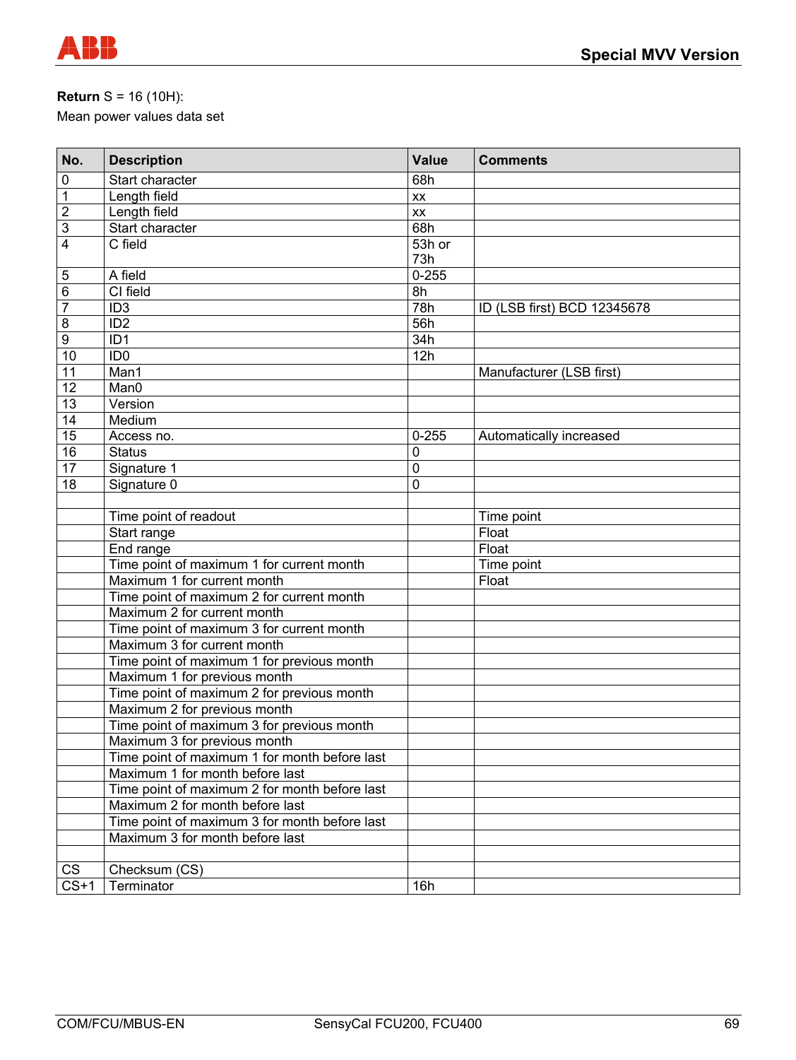**Return** S = 16 (10H):

Mean power values data set

| No. | Description | Value | Comments |
|---|---|---|---|
| 0 | Start character | 68h | |
| 1 | Length field | xx | |
| 2 | Length field | xx | |
| 3 | Start character | 68h | |
| 4 | C field | 53h or 73h | |
| 5 | A field | 0-255 | |
| 6 | CI field | 8h | |
| 7 | ID3 | 78h | ID (LSB first) BCD 12345678 |
| 8 | ID2 | 56h | |
| 9 | ID1 | 34h | |
| 10 | ID0 | 12h | |
| 11 | Man1 | | Manufacturer (LSB first) |
| 12 | Man0 | | |
| 13 | Version | | |
| 14 | Medium | | |
| 15 | Access no. | 0-255 | Automatically increased |
| 16 | Status | 0 | |
| 17 | Signature 1 | 0 | |
| 18 | Signature 0 | 0 | |
| | | | |
| | Time point of readout | | Time point |
| | Start range | | Float |
| | End range | | Float |
| | Time point of maximum 1 for current month | | Time point |
| | Maximum 1 for current month | | Float |
| | Time point of maximum 2 for current month | | |
| | Maximum 2 for current month | | |
| | Time point of maximum 3 for current month | | |
| | Maximum 3 for current month | | |
| | Time point of maximum 1 for previous month | | |
| | Maximum 1 for previous month | | |
| | Time point of maximum 2 for previous month | | |
| | Maximum 2 for previous month | | |
| | Time point of maximum 3 for previous month | | |
| | Maximum 3 for previous month | | |
| | Time point of maximum 1 for month before last | | |
| | Maximum 1 for month before last | | |
| | Time point of maximum 2 for month before last | | |
| | Maximum 2 for month before last | | |
| | Time point of maximum 3 for month before last | | |
| | Maximum 3 for month before last | | |
| | | | |
| CS | Checksum (CS) | | |
| CS+1 | Terminator | 16h | |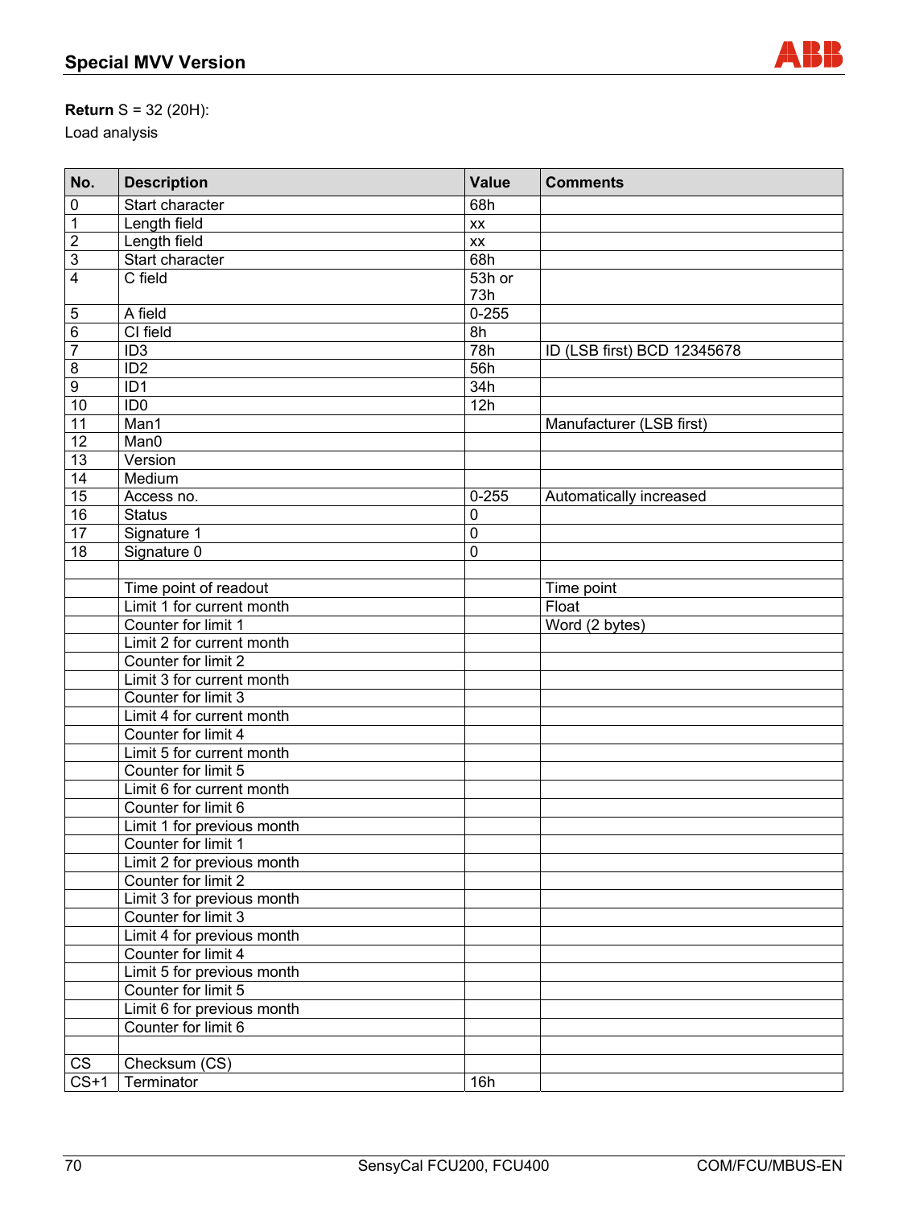**Return** S = 32 (20H):

Load analysis

| No. | Description | Value | Comments |
|---|---|---|---|
| 0 | Start character | 68h | |
| 1 | Length field | xx | |
| 2 | Length field | xx | |
| 3 | Start character | 68h | |
| 4 | C field | 53h or 73h | |
| 5 | A field | 0-255 | |
| 6 | CI field | 8h | |
| 7 | ID3 | 78h | ID (LSB first) BCD 12345678 |
| 8 | ID2 | 56h | |
| 9 | ID1 | 34h | |
| 10 | ID0 | 12h | |
| 11 | Man1 | | Manufacturer (LSB first) |
| 12 | Man0 | | |
| 13 | Version | | |
| 14 | Medium | | |
| 15 | Access no. | 0-255 | Automatically increased |
| 16 | Status | 0 | |
| 17 | Signature 1 | 0 | |
| 18 | Signature 0 | 0 | |
| | | | |
| | Time point of readout | | Time point |
| | Limit 1 for current month | | Float |
| | Counter for limit 1 | | Word (2 bytes) |
| | Limit 2 for current month | | |
| | Counter for limit 2 | | |
| | Limit 3 for current month | | |
| | Counter for limit 3 | | |
| | Limit 4 for current month | | |
| | Counter for limit 4 | | |
| | Limit 5 for current month | | |
| | Counter for limit 5 | | |
| | Limit 6 for current month | | |
| | Counter for limit 6 | | |
| | Limit 1 for previous month | | |
| | Counter for limit 1 | | |
| | Limit 2 for previous month | | |
| | Counter for limit 2 | | |
| | Limit 3 for previous month | | |
| | Counter for limit 3 | | |
| | Limit 4 for previous month | | |
| | Counter for limit 4 | | |
| | Limit 5 for previous month | | |
| | Counter for limit 5 | | |
| | Limit 6 for previous month | | |
| | Counter for limit 6 | | |
| | | | |
| CS | Checksum (CS) | | |
| CS+1 | Terminator | 16h | |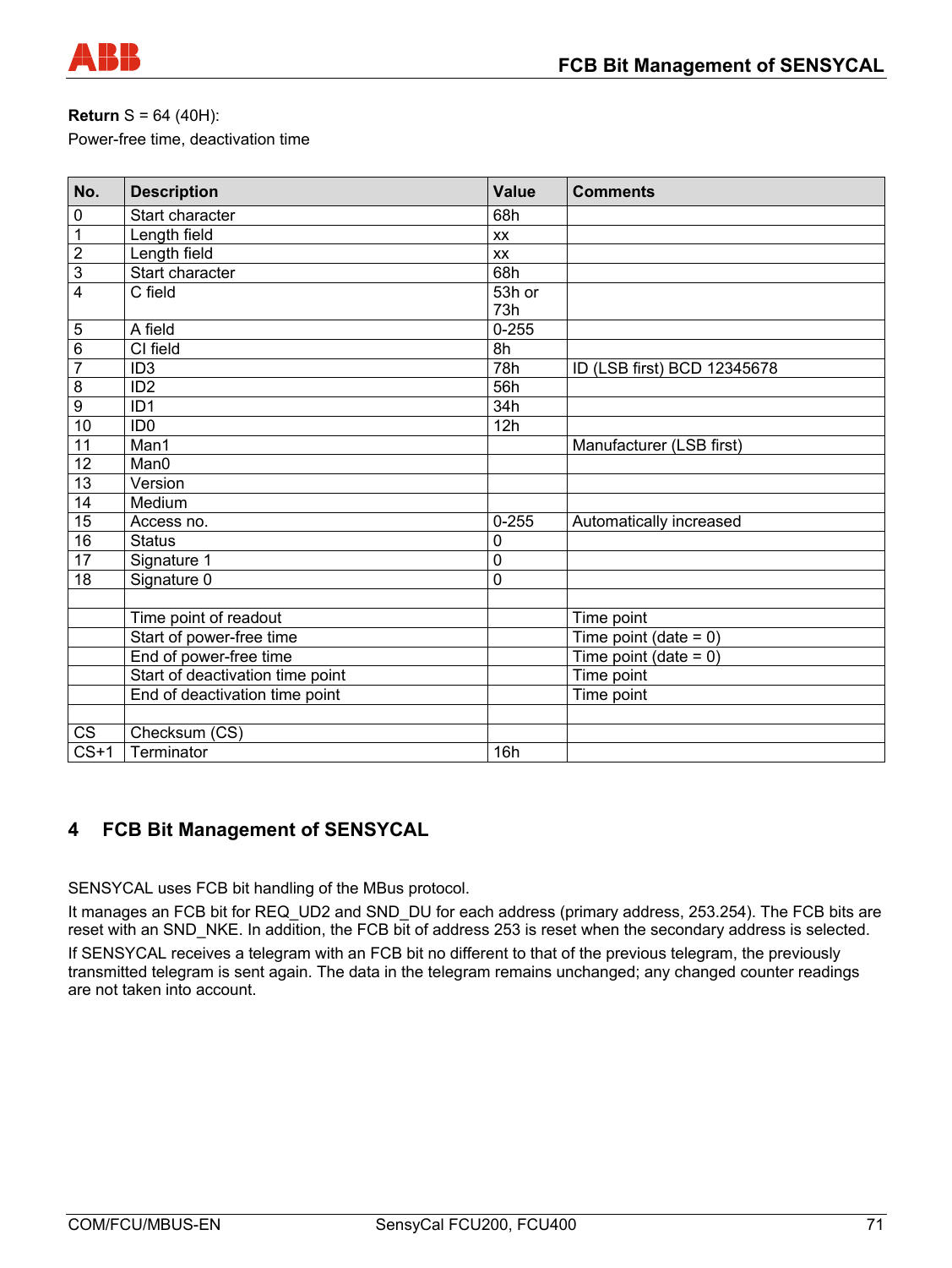**Return** S = 64 (40H):

Power-free time, deactivation time

| No. | Description | Value | Comments |
|---|---|---|---|
| 0 | Start character | 68h | |
| 1 | Length field | xx | |
| 2 | Length field | xx | |
| 3 | Start character | 68h | |
| 4 | C field | 53h or 73h | |
| 5 | A field | 0-255 | |
| 6 | CI field | 8h | |
| 7 | ID3 | 78h | ID (LSB first) BCD 12345678 |
| 8 | ID2 | 56h | |
| 9 | ID1 | 34h | |
| 10 | ID0 | 12h | |
| 11 | Man1 | | Manufacturer (LSB first) |
| 12 | Man0 | | |
| 13 | Version | | |
| 14 | Medium | | |
| 15 | Access no. | 0-255 | Automatically increased |
| 16 | Status | 0 | |
| 17 | Signature 1 | 0 | |
| 18 | Signature 0 | 0 | |
| | | | |
| | Time point of readout | | Time point |
| | Start of power-free time | | Time point (date = 0) |
| | End of power-free time | | Time point (date = 0) |
| | Start of deactivation time point | | Time point |
| | End of deactivation time point | | Time point |
| | | | |
| CS | Checksum (CS) | | |
| CS+1 | Terminator | 16h | |

# 4 FCB Bit Management of SENSYCAL

SENSYCAL uses FCB bit handling of the MBus protocol.

It manages an FCB bit for REQ_UD2 and SND_DU for each address (primary address, 253.254). The FCB bits are reset with an SND_NKE. In addition, the FCB bit of address 253 is reset when the secondary address is selected.

If SENSYCAL receives a telegram with an FCB bit no different to that of the previous telegram, the previously transmitted telegram is sent again. The data in the telegram remains unchanged; any changed counter readings are not taken into account.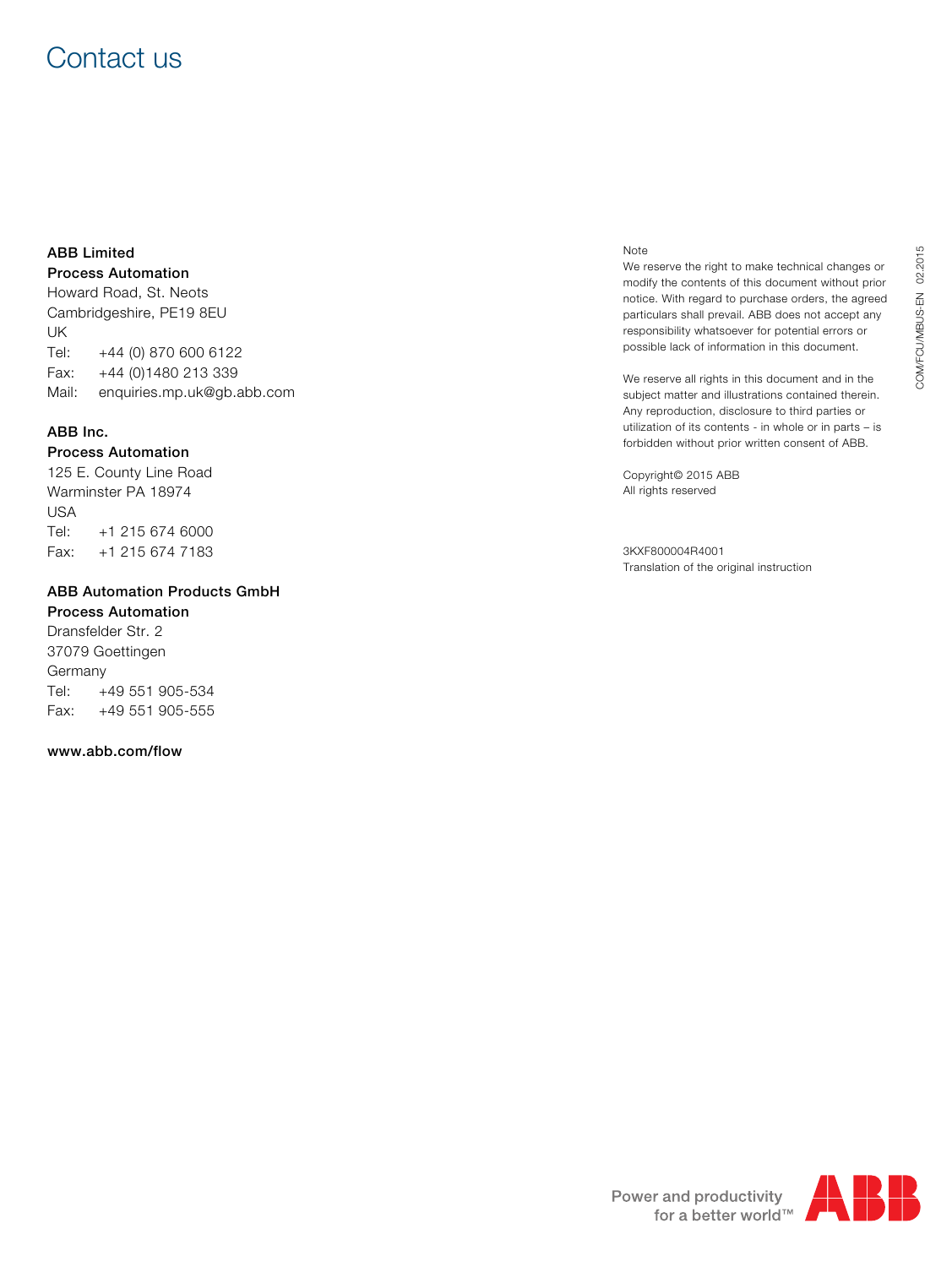# Contact us

**ABB Limited**
**Process Automation**
Howard Road, St. Neots
Cambridgeshire, PE19 8EU
UK
Tel: +44 (0) 870 600 6122
Fax: +44 (0)1480 213 339
Mail: enquiries.mp.uk@gb.abb.com

**ABB Inc.**
**Process Automation**
125 E. County Line Road
Warminster PA 18974
USA
Tel: +1 215 674 6000
Fax: +1 215 674 7183

**ABB Automation Products GmbH**
**Process Automation**
Dransfelder Str. 2
37079 Goettingen
Germany
Tel: +49 551 905-534
Fax: +49 551 905-555

**www.abb.com/flow**

Note
We reserve the right to make technical changes or modify the contents of this document without prior notice. With regard to purchase orders, the agreed particulars shall prevail. ABB does not accept any responsibility whatsoever for potential errors or possible lack of information in this document.

We reserve all rights in this document and in the subject matter and illustrations contained therein. Any reproduction, disclosure to third parties or utilization of its contents - in whole or in parts – is forbidden without prior written consent of ABB.

Copyright© 2015 ABB
All rights reserved

3KXF800004R4001
Translation of the original instruction

COM/FCU/MBUS-EN 02.2015

Power and productivity
for a better world™